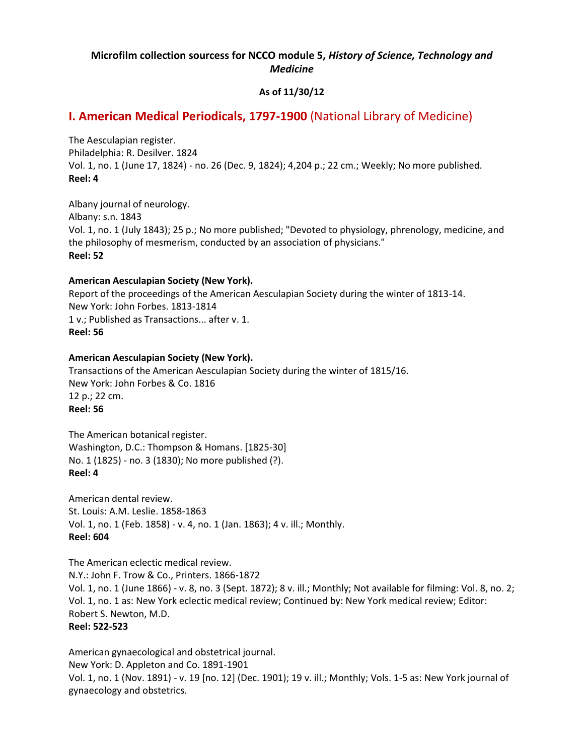**Microfilm collection sourcess for NCCO module 5, *History of Science, Technology and Medicine***

**As of 11/30/12**

## I. American Medical Periodicals, 1797-1900 (National Library of Medicine)

The Aesculapian register.
Philadelphia: R. Desilver. 1824
Vol. 1, no. 1 (June 17, 1824) - no. 26 (Dec. 9, 1824); 4,204 p.; 22 cm.; Weekly; No more published.
**Reel: 4**

Albany journal of neurology.
Albany: s.n. 1843
Vol. 1, no. 1 (July 1843); 25 p.; No more published; "Devoted to physiology, phrenology, medicine, and the philosophy of mesmerism, conducted by an association of physicians."
**Reel: 52**

**American Aesculapian Society (New York).**
Report of the proceedings of the American Aesculapian Society during the winter of 1813-14.
New York: John Forbes. 1813-1814
1 v.; Published as Transactions... after v. 1.
**Reel: 56**

**American Aesculapian Society (New York).**
Transactions of the American Aesculapian Society during the winter of 1815/16.
New York: John Forbes & Co. 1816
12 p.; 22 cm.
**Reel: 56**

The American botanical register.
Washington, D.C.: Thompson & Homans. [1825-30]
No. 1 (1825) - no. 3 (1830); No more published (?).
**Reel: 4**

American dental review.
St. Louis: A.M. Leslie. 1858-1863
Vol. 1, no. 1 (Feb. 1858) - v. 4, no. 1 (Jan. 1863); 4 v. ill.; Monthly.
**Reel: 604**

The American eclectic medical review.
N.Y.: John F. Trow & Co., Printers. 1866-1872
Vol. 1, no. 1 (June 1866) - v. 8, no. 3 (Sept. 1872); 8 v. ill.; Monthly; Not available for filming: Vol. 8, no. 2; Vol. 1, no. 1 as: New York eclectic medical review; Continued by: New York medical review; Editor: Robert S. Newton, M.D.
**Reel: 522-523**

American gynaecological and obstetrical journal.
New York: D. Appleton and Co. 1891-1901
Vol. 1, no. 1 (Nov. 1891) - v. 19 [no. 12] (Dec. 1901); 19 v. ill.; Monthly; Vols. 1-5 as: New York journal of gynaecology and obstetrics.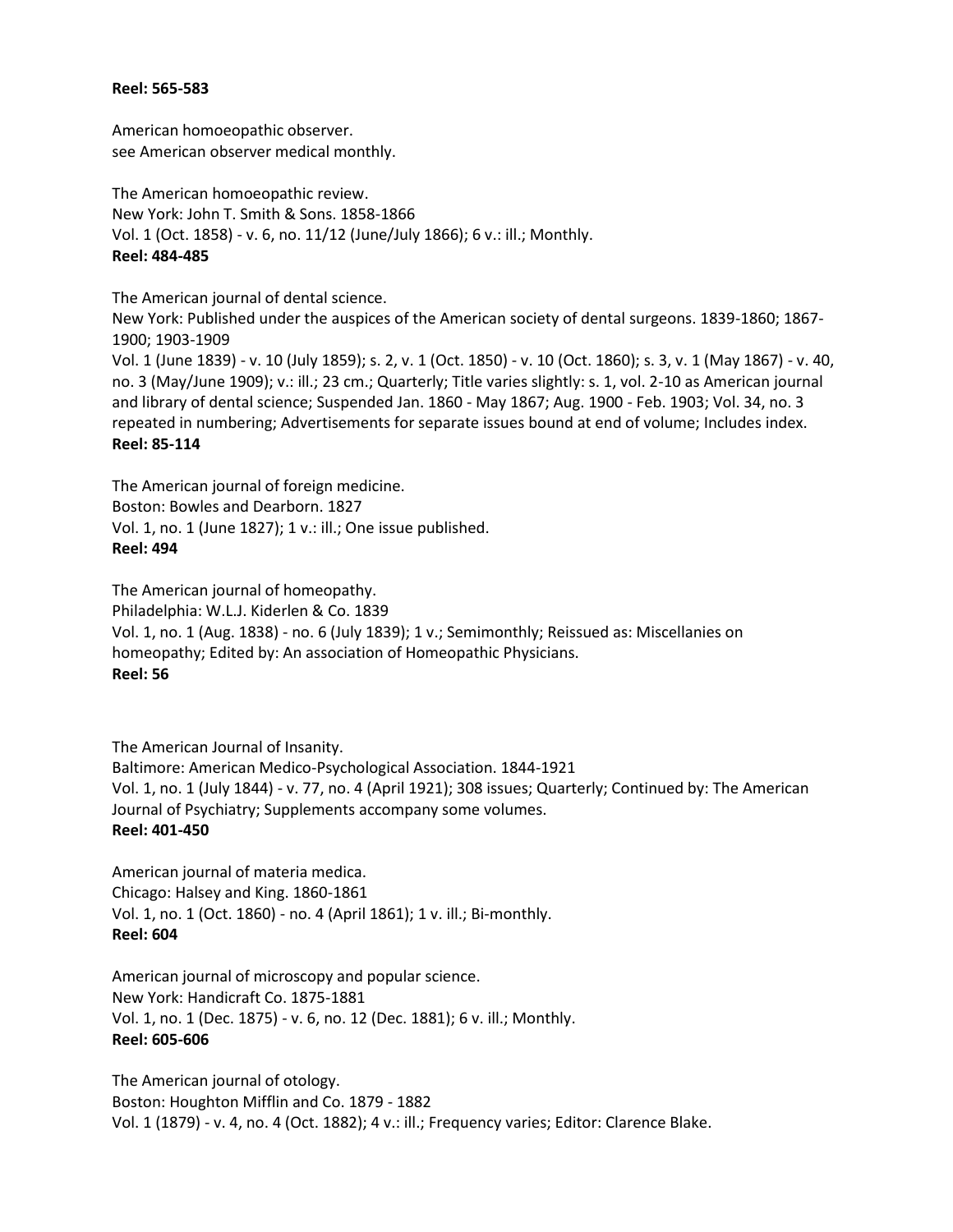**Reel: 565-583**

American homoeopathic observer.
see American observer medical monthly.

The American homoeopathic review.
New York: John T. Smith & Sons. 1858-1866
Vol. 1 (Oct. 1858) - v. 6, no. 11/12 (June/July 1866); 6 v.: ill.; Monthly.
**Reel: 484-485**

The American journal of dental science.
New York: Published under the auspices of the American society of dental surgeons. 1839-1860; 1867-1900; 1903-1909
Vol. 1 (June 1839) - v. 10 (July 1859); s. 2, v. 1 (Oct. 1850) - v. 10 (Oct. 1860); s. 3, v. 1 (May 1867) - v. 40, no. 3 (May/June 1909); v.: ill.; 23 cm.; Quarterly; Title varies slightly: s. 1, vol. 2-10 as American journal and library of dental science; Suspended Jan. 1860 - May 1867; Aug. 1900 - Feb. 1903; Vol. 34, no. 3 repeated in numbering; Advertisements for separate issues bound at end of volume; Includes index.
**Reel: 85-114**

The American journal of foreign medicine.
Boston: Bowles and Dearborn. 1827
Vol. 1, no. 1 (June 1827); 1 v.: ill.; One issue published.
**Reel: 494**

The American journal of homeopathy.
Philadelphia: W.L.J. Kiderlen & Co. 1839
Vol. 1, no. 1 (Aug. 1838) - no. 6 (July 1839); 1 v.; Semimonthly; Reissued as: Miscellanies on homeopathy; Edited by: An association of Homeopathic Physicians.
**Reel: 56**

The American Journal of Insanity.
Baltimore: American Medico-Psychological Association. 1844-1921
Vol. 1, no. 1 (July 1844) - v. 77, no. 4 (April 1921); 308 issues; Quarterly; Continued by: The American Journal of Psychiatry; Supplements accompany some volumes.
**Reel: 401-450**

American journal of materia medica.
Chicago: Halsey and King. 1860-1861
Vol. 1, no. 1 (Oct. 1860) - no. 4 (April 1861); 1 v. ill.; Bi-monthly.
**Reel: 604**

American journal of microscopy and popular science.
New York: Handicraft Co. 1875-1881
Vol. 1, no. 1 (Dec. 1875) - v. 6, no. 12 (Dec. 1881); 6 v. ill.; Monthly.
**Reel: 605-606**

The American journal of otology.
Boston: Houghton Mifflin and Co. 1879 - 1882
Vol. 1 (1879) - v. 4, no. 4 (Oct. 1882); 4 v.: ill.; Frequency varies; Editor: Clarence Blake.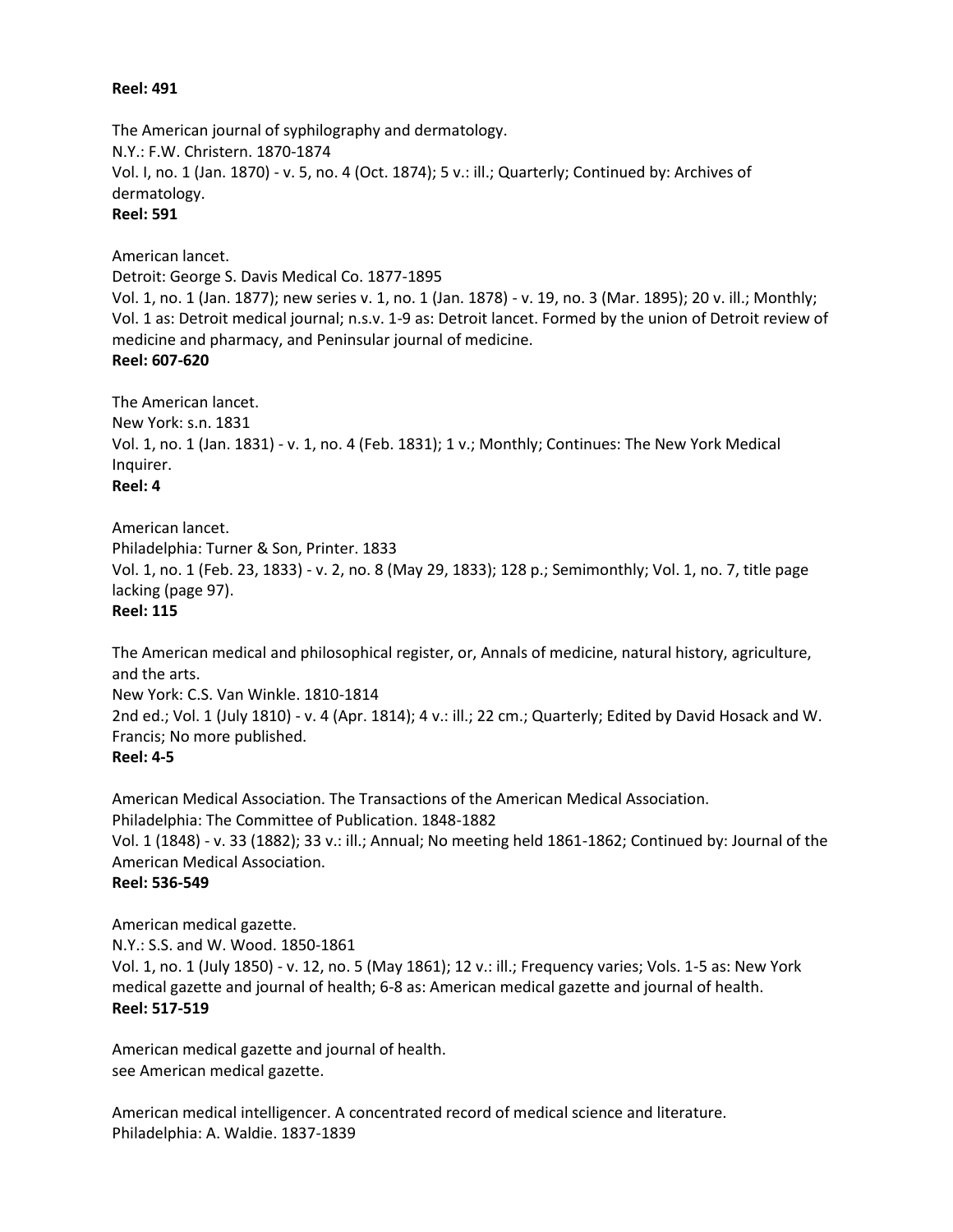**Reel: 491**

The American journal of syphilography and dermatology.
N.Y.: F.W. Christern. 1870-1874
Vol. I, no. 1 (Jan. 1870) - v. 5, no. 4 (Oct. 1874); 5 v.: ill.; Quarterly; Continued by: Archives of dermatology.
**Reel: 591**

American lancet.
Detroit: George S. Davis Medical Co. 1877-1895
Vol. 1, no. 1 (Jan. 1877); new series v. 1, no. 1 (Jan. 1878) - v. 19, no. 3 (Mar. 1895); 20 v. ill.; Monthly; Vol. 1 as: Detroit medical journal; n.s.v. 1-9 as: Detroit lancet. Formed by the union of Detroit review of medicine and pharmacy, and Peninsular journal of medicine.
**Reel: 607-620**

The American lancet.
New York: s.n. 1831
Vol. 1, no. 1 (Jan. 1831) - v. 1, no. 4 (Feb. 1831); 1 v.; Monthly; Continues: The New York Medical Inquirer.
**Reel: 4**

American lancet.
Philadelphia: Turner & Son, Printer. 1833
Vol. 1, no. 1 (Feb. 23, 1833) - v. 2, no. 8 (May 29, 1833); 128 p.; Semimonthly; Vol. 1, no. 7, title page lacking (page 97).
**Reel: 115**

The American medical and philosophical register, or, Annals of medicine, natural history, agriculture, and the arts.
New York: C.S. Van Winkle. 1810-1814
2nd ed.; Vol. 1 (July 1810) - v. 4 (Apr. 1814); 4 v.: ill.; 22 cm.; Quarterly; Edited by David Hosack and W. Francis; No more published.
**Reel: 4-5**

American Medical Association. The Transactions of the American Medical Association.
Philadelphia: The Committee of Publication. 1848-1882
Vol. 1 (1848) - v. 33 (1882); 33 v.: ill.; Annual; No meeting held 1861-1862; Continued by: Journal of the American Medical Association.
**Reel: 536-549**

American medical gazette.
N.Y.: S.S. and W. Wood. 1850-1861
Vol. 1, no. 1 (July 1850) - v. 12, no. 5 (May 1861); 12 v.: ill.; Frequency varies; Vols. 1-5 as: New York medical gazette and journal of health; 6-8 as: American medical gazette and journal of health.
**Reel: 517-519**

American medical gazette and journal of health.
see American medical gazette.

American medical intelligencer. A concentrated record of medical science and literature.
Philadelphia: A. Waldie. 1837-1839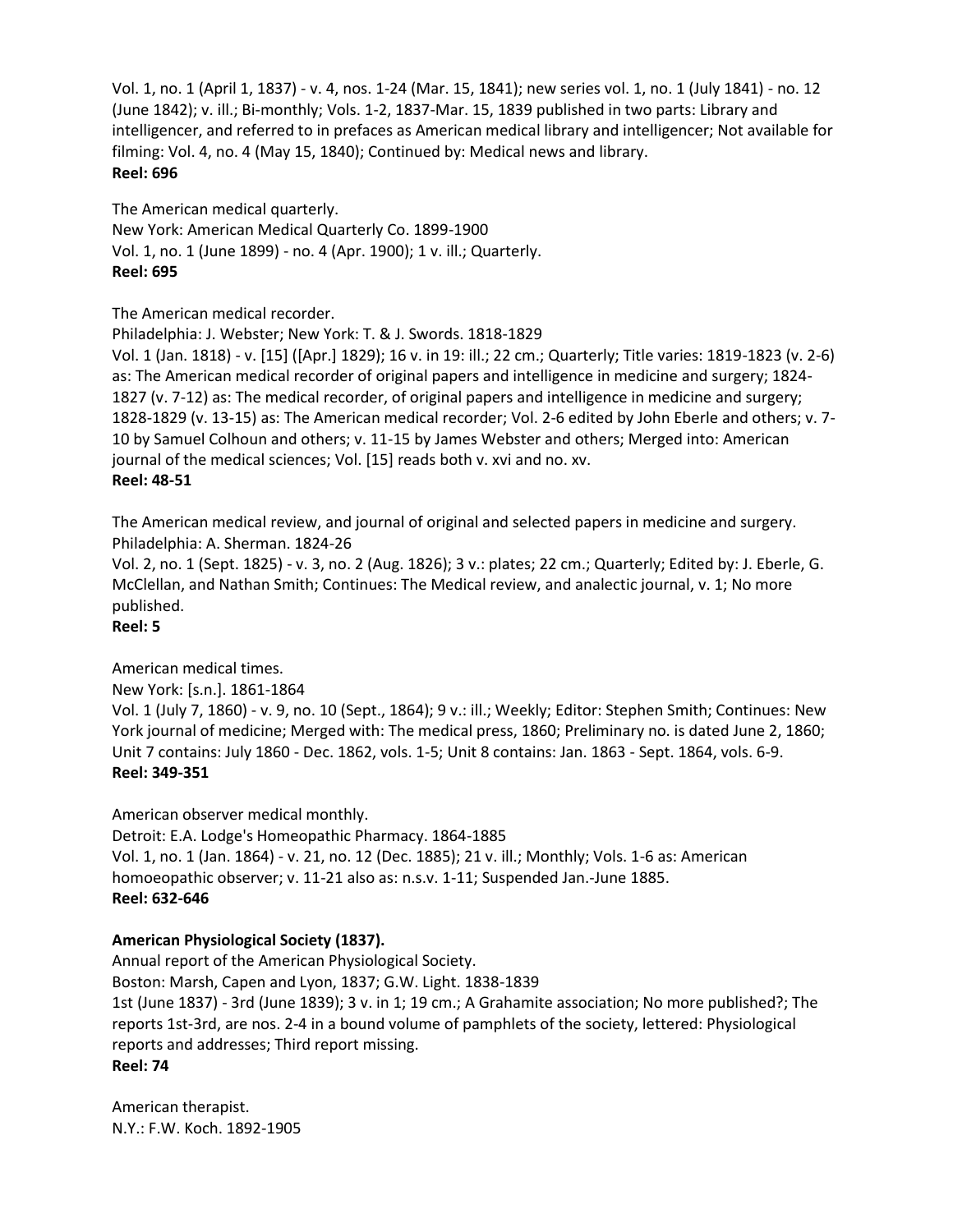Vol. 1, no. 1 (April 1, 1837) - v. 4, nos. 1-24 (Mar. 15, 1841); new series vol. 1, no. 1 (July 1841) - no. 12 (June 1842); v. ill.; Bi-monthly; Vols. 1-2, 1837-Mar. 15, 1839 published in two parts: Library and intelligencer, and referred to in prefaces as American medical library and intelligencer; Not available for filming: Vol. 4, no. 4 (May 15, 1840); Continued by: Medical news and library.
**Reel: 696**

The American medical quarterly.
New York: American Medical Quarterly Co. 1899-1900
Vol. 1, no. 1 (June 1899) - no. 4 (Apr. 1900); 1 v. ill.; Quarterly.
**Reel: 695**

The American medical recorder.
Philadelphia: J. Webster; New York: T. & J. Swords. 1818-1829
Vol. 1 (Jan. 1818) - v. [15] ([Apr.] 1829); 16 v. in 19: ill.; 22 cm.; Quarterly; Title varies: 1819-1823 (v. 2-6) as: The American medical recorder of original papers and intelligence in medicine and surgery; 1824-1827 (v. 7-12) as: The medical recorder, of original papers and intelligence in medicine and surgery; 1828-1829 (v. 13-15) as: The American medical recorder; Vol. 2-6 edited by John Eberle and others; v. 7-10 by Samuel Colhoun and others; v. 11-15 by James Webster and others; Merged into: American journal of the medical sciences; Vol. [15] reads both v. xvi and no. xv.
**Reel: 48-51**

The American medical review, and journal of original and selected papers in medicine and surgery.
Philadelphia: A. Sherman. 1824-26
Vol. 2, no. 1 (Sept. 1825) - v. 3, no. 2 (Aug. 1826); 3 v.: plates; 22 cm.; Quarterly; Edited by: J. Eberle, G. McClellan, and Nathan Smith; Continues: The Medical review, and analectic journal, v. 1; No more published.
**Reel: 5**

American medical times.
New York: [s.n.]. 1861-1864
Vol. 1 (July 7, 1860) - v. 9, no. 10 (Sept., 1864); 9 v.: ill.; Weekly; Editor: Stephen Smith; Continues: New York journal of medicine; Merged with: The medical press, 1860; Preliminary no. is dated June 2, 1860; Unit 7 contains: July 1860 - Dec. 1862, vols. 1-5; Unit 8 contains: Jan. 1863 - Sept. 1864, vols. 6-9.
**Reel: 349-351**

American observer medical monthly.
Detroit: E.A. Lodge's Homeopathic Pharmacy. 1864-1885
Vol. 1, no. 1 (Jan. 1864) - v. 21, no. 12 (Dec. 1885); 21 v. ill.; Monthly; Vols. 1-6 as: American homoeopathic observer; v. 11-21 also as: n.s.v. 1-11; Suspended Jan.-June 1885.
**Reel: 632-646**

**American Physiological Society (1837).**
Annual report of the American Physiological Society.
Boston: Marsh, Capen and Lyon, 1837; G.W. Light. 1838-1839
1st (June 1837) - 3rd (June 1839); 3 v. in 1; 19 cm.; A Grahamite association; No more published?; The reports 1st-3rd, are nos. 2-4 in a bound volume of pamphlets of the society, lettered: Physiological reports and addresses; Third report missing.
**Reel: 74**

American therapist.
N.Y.: F.W. Koch. 1892-1905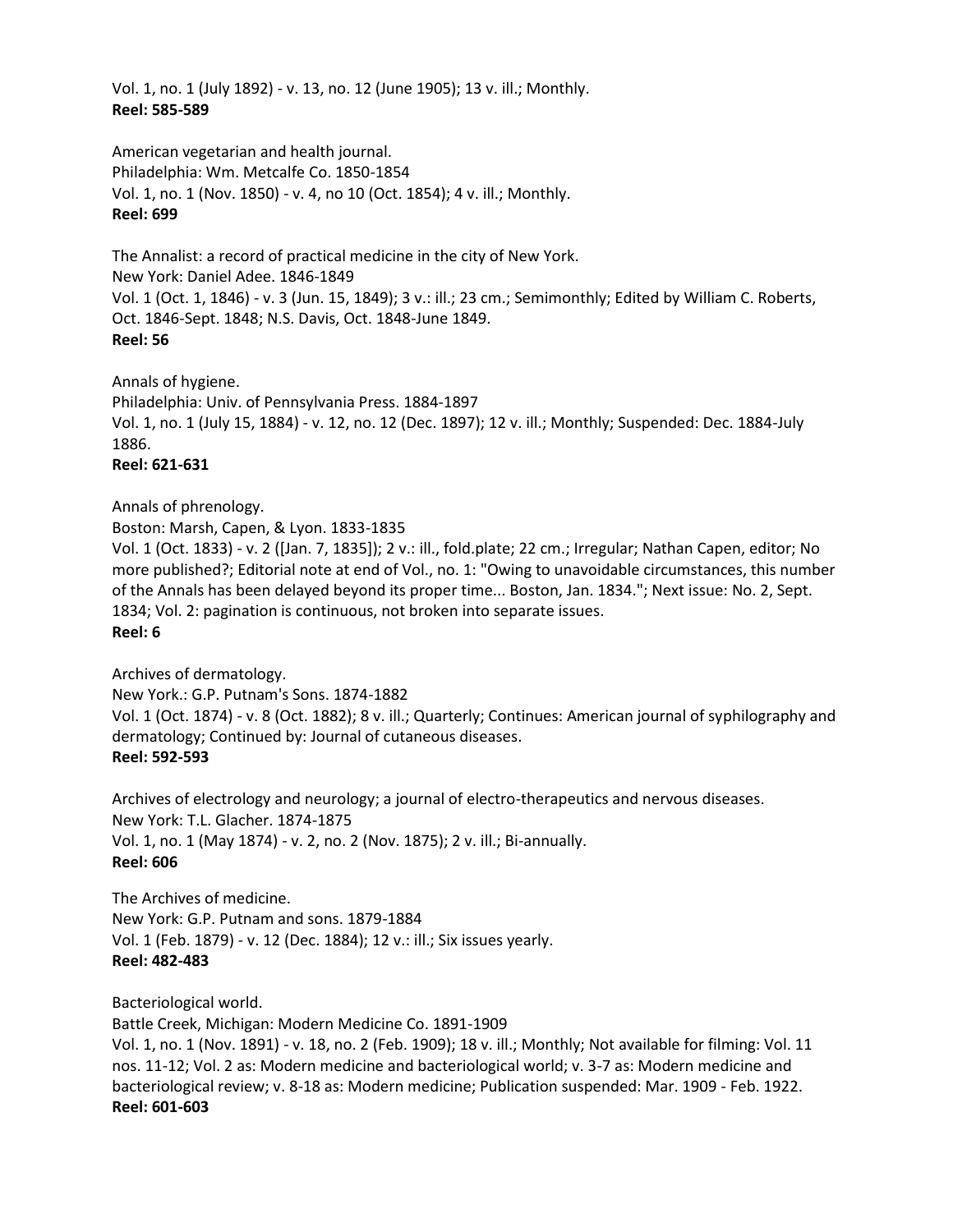Vol. 1, no. 1 (July 1892) - v. 13, no. 12 (June 1905); 13 v. ill.; Monthly.
**Reel: 585-589**

American vegetarian and health journal.
Philadelphia: Wm. Metcalfe Co. 1850-1854
Vol. 1, no. 1 (Nov. 1850) - v. 4, no 10 (Oct. 1854); 4 v. ill.; Monthly.
**Reel: 699**

The Annalist: a record of practical medicine in the city of New York.
New York: Daniel Adee. 1846-1849
Vol. 1 (Oct. 1, 1846) - v. 3 (Jun. 15, 1849); 3 v.: ill.; 23 cm.; Semimonthly; Edited by William C. Roberts, Oct. 1846-Sept. 1848; N.S. Davis, Oct. 1848-June 1849.
**Reel: 56**

Annals of hygiene.
Philadelphia: Univ. of Pennsylvania Press. 1884-1897
Vol. 1, no. 1 (July 15, 1884) - v. 12, no. 12 (Dec. 1897); 12 v. ill.; Monthly; Suspended: Dec. 1884-July 1886.
**Reel: 621-631**

Annals of phrenology.
Boston: Marsh, Capen, & Lyon. 1833-1835
Vol. 1 (Oct. 1833) - v. 2 ([Jan. 7, 1835]); 2 v.: ill., fold.plate; 22 cm.; Irregular; Nathan Capen, editor; No more published?; Editorial note at end of Vol., no. 1: "Owing to unavoidable circumstances, this number of the Annals has been delayed beyond its proper time... Boston, Jan. 1834."; Next issue: No. 2, Sept. 1834; Vol. 2: pagination is continuous, not broken into separate issues.
**Reel: 6**

Archives of dermatology.
New York.: G.P. Putnam's Sons. 1874-1882
Vol. 1 (Oct. 1874) - v. 8 (Oct. 1882); 8 v. ill.; Quarterly; Continues: American journal of syphilography and dermatology; Continued by: Journal of cutaneous diseases.
**Reel: 592-593**

Archives of electrology and neurology; a journal of electro-therapeutics and nervous diseases.
New York: T.L. Glacher. 1874-1875
Vol. 1, no. 1 (May 1874) - v. 2, no. 2 (Nov. 1875); 2 v. ill.; Bi-annually.
**Reel: 606**

The Archives of medicine.
New York: G.P. Putnam and sons. 1879-1884
Vol. 1 (Feb. 1879) - v. 12 (Dec. 1884); 12 v.: ill.; Six issues yearly.
**Reel: 482-483**

Bacteriological world.
Battle Creek, Michigan: Modern Medicine Co. 1891-1909
Vol. 1, no. 1 (Nov. 1891) - v. 18, no. 2 (Feb. 1909); 18 v. ill.; Monthly; Not available for filming: Vol. 11 nos. 11-12; Vol. 2 as: Modern medicine and bacteriological world; v. 3-7 as: Modern medicine and bacteriological review; v. 8-18 as: Modern medicine; Publication suspended: Mar. 1909 - Feb. 1922.
**Reel: 601-603**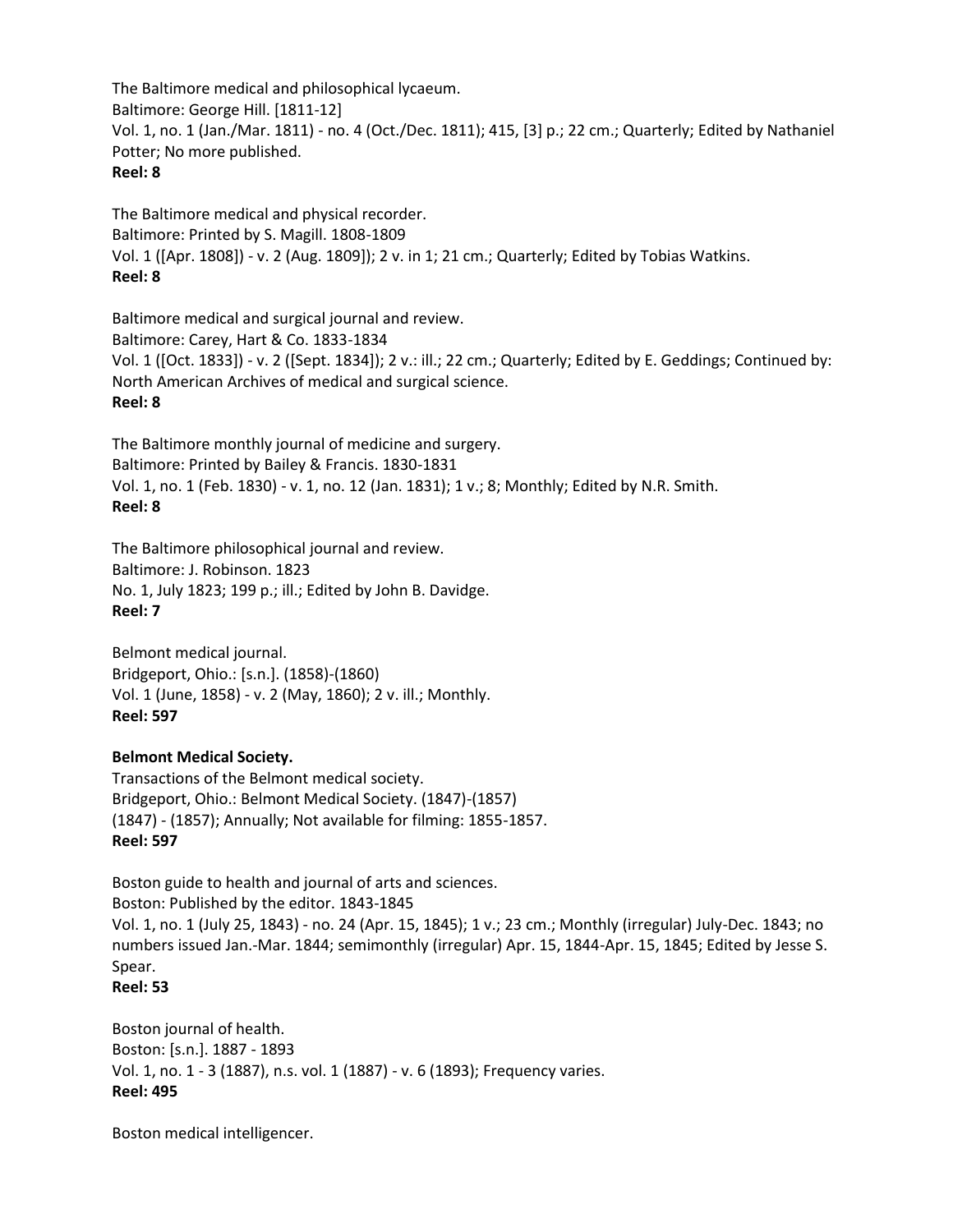The Baltimore medical and philosophical lycaeum.
Baltimore: George Hill. [1811-12]
Vol. 1, no. 1 (Jan./Mar. 1811) - no. 4 (Oct./Dec. 1811); 415, [3] p.; 22 cm.; Quarterly; Edited by Nathaniel Potter; No more published.
**Reel: 8**

The Baltimore medical and physical recorder.
Baltimore: Printed by S. Magill. 1808-1809
Vol. 1 ([Apr. 1808]) - v. 2 (Aug. 1809]); 2 v. in 1; 21 cm.; Quarterly; Edited by Tobias Watkins.
**Reel: 8**

Baltimore medical and surgical journal and review.
Baltimore: Carey, Hart & Co. 1833-1834
Vol. 1 ([Oct. 1833]) - v. 2 ([Sept. 1834]); 2 v.: ill.; 22 cm.; Quarterly; Edited by E. Geddings; Continued by: North American Archives of medical and surgical science.
**Reel: 8**

The Baltimore monthly journal of medicine and surgery.
Baltimore: Printed by Bailey & Francis. 1830-1831
Vol. 1, no. 1 (Feb. 1830) - v. 1, no. 12 (Jan. 1831); 1 v.; 8; Monthly; Edited by N.R. Smith.
**Reel: 8**

The Baltimore philosophical journal and review.
Baltimore: J. Robinson. 1823
No. 1, July 1823; 199 p.; ill.; Edited by John B. Davidge.
**Reel: 7**

Belmont medical journal.
Bridgeport, Ohio.: [s.n.]. (1858)-(1860)
Vol. 1 (June, 1858) - v. 2 (May, 1860); 2 v. ill.; Monthly.
**Reel: 597**

**Belmont Medical Society.**
Transactions of the Belmont medical society.
Bridgeport, Ohio.: Belmont Medical Society. (1847)-(1857)
(1847) - (1857); Annually; Not available for filming: 1855-1857.
**Reel: 597**

Boston guide to health and journal of arts and sciences.
Boston: Published by the editor. 1843-1845
Vol. 1, no. 1 (July 25, 1843) - no. 24 (Apr. 15, 1845); 1 v.; 23 cm.; Monthly (irregular) July-Dec. 1843; no numbers issued Jan.-Mar. 1844; semimonthly (irregular) Apr. 15, 1844-Apr. 15, 1845; Edited by Jesse S. Spear.
**Reel: 53**

Boston journal of health.
Boston: [s.n.]. 1887 - 1893
Vol. 1, no. 1 - 3 (1887), n.s. vol. 1 (1887) - v. 6 (1893); Frequency varies.
**Reel: 495**

Boston medical intelligencer.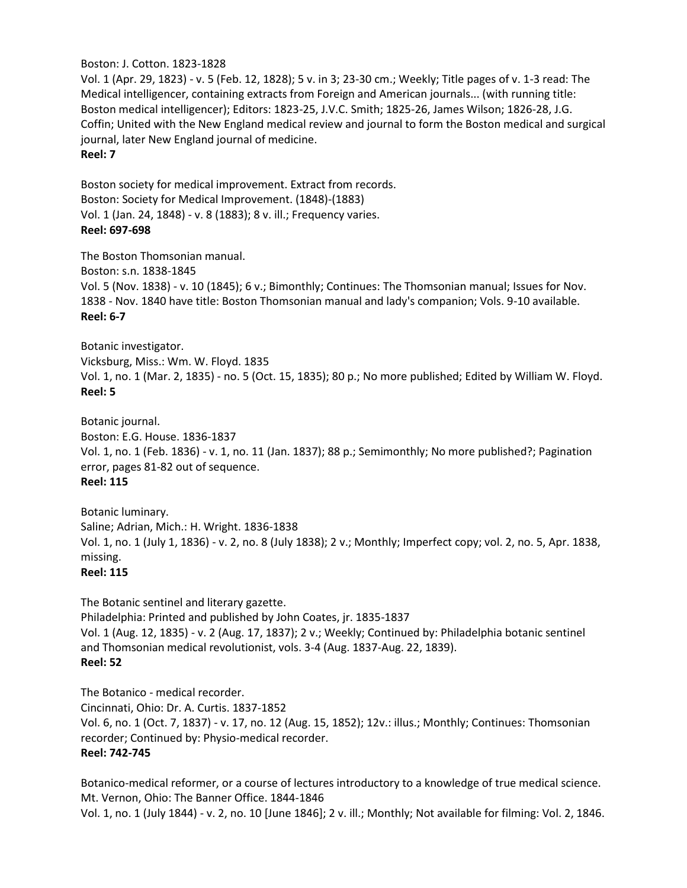Boston: J. Cotton. 1823-1828
Vol. 1 (Apr. 29, 1823) - v. 5 (Feb. 12, 1828); 5 v. in 3; 23-30 cm.; Weekly; Title pages of v. 1-3 read: The Medical intelligencer, containing extracts from Foreign and American journals... (with running title: Boston medical intelligencer); Editors: 1823-25, J.V.C. Smith; 1825-26, James Wilson; 1826-28, J.G. Coffin; United with the New England medical review and journal to form the Boston medical and surgical journal, later New England journal of medicine.
**Reel: 7**

Boston society for medical improvement. Extract from records.
Boston: Society for Medical Improvement. (1848)-(1883)
Vol. 1 (Jan. 24, 1848) - v. 8 (1883); 8 v. ill.; Frequency varies.
**Reel: 697-698**

The Boston Thomsonian manual.
Boston: s.n. 1838-1845
Vol. 5 (Nov. 1838) - v. 10 (1845); 6 v.; Bimonthly; Continues: The Thomsonian manual; Issues for Nov. 1838 - Nov. 1840 have title: Boston Thomsonian manual and lady's companion; Vols. 9-10 available.
**Reel: 6-7**

Botanic investigator.
Vicksburg, Miss.: Wm. W. Floyd. 1835
Vol. 1, no. 1 (Mar. 2, 1835) - no. 5 (Oct. 15, 1835); 80 p.; No more published; Edited by William W. Floyd.
**Reel: 5**

Botanic journal.
Boston: E.G. House. 1836-1837
Vol. 1, no. 1 (Feb. 1836) - v. 1, no. 11 (Jan. 1837); 88 p.; Semimonthly; No more published?; Pagination error, pages 81-82 out of sequence.
**Reel: 115**

Botanic luminary.
Saline; Adrian, Mich.: H. Wright. 1836-1838
Vol. 1, no. 1 (July 1, 1836) - v. 2, no. 8 (July 1838); 2 v.; Monthly; Imperfect copy; vol. 2, no. 5, Apr. 1838, missing.
**Reel: 115**

The Botanic sentinel and literary gazette.
Philadelphia: Printed and published by John Coates, jr. 1835-1837
Vol. 1 (Aug. 12, 1835) - v. 2 (Aug. 17, 1837); 2 v.; Weekly; Continued by: Philadelphia botanic sentinel and Thomsonian medical revolutionist, vols. 3-4 (Aug. 1837-Aug. 22, 1839).
**Reel: 52**

The Botanico - medical recorder.
Cincinnati, Ohio: Dr. A. Curtis. 1837-1852
Vol. 6, no. 1 (Oct. 7, 1837) - v. 17, no. 12 (Aug. 15, 1852); 12v.: illus.; Monthly; Continues: Thomsonian recorder; Continued by: Physio-medical recorder.
**Reel: 742-745**

Botanico-medical reformer, or a course of lectures introductory to a knowledge of true medical science.
Mt. Vernon, Ohio: The Banner Office. 1844-1846
Vol. 1, no. 1 (July 1844) - v. 2, no. 10 [June 1846]; 2 v. ill.; Monthly; Not available for filming: Vol. 2, 1846.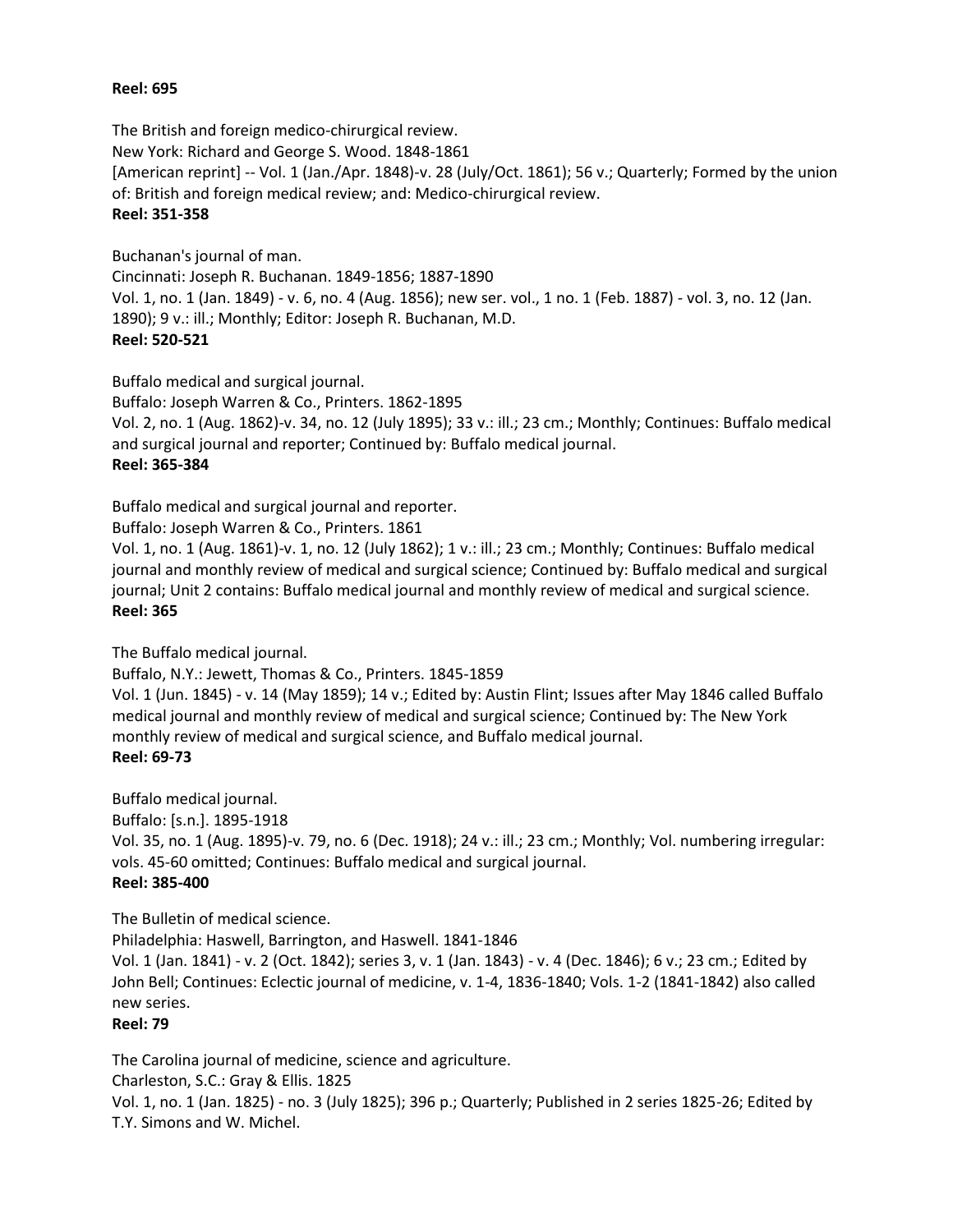**Reel: 695**

The British and foreign medico-chirurgical review.
New York: Richard and George S. Wood. 1848-1861
[American reprint] -- Vol. 1 (Jan./Apr. 1848)-v. 28 (July/Oct. 1861); 56 v.; Quarterly; Formed by the union of: British and foreign medical review; and: Medico-chirurgical review.
**Reel: 351-358**

Buchanan's journal of man.
Cincinnati: Joseph R. Buchanan. 1849-1856; 1887-1890
Vol. 1, no. 1 (Jan. 1849) - v. 6, no. 4 (Aug. 1856); new ser. vol., 1 no. 1 (Feb. 1887) - vol. 3, no. 12 (Jan. 1890); 9 v.: ill.; Monthly; Editor: Joseph R. Buchanan, M.D.
**Reel: 520-521**

Buffalo medical and surgical journal.
Buffalo: Joseph Warren & Co., Printers. 1862-1895
Vol. 2, no. 1 (Aug. 1862)-v. 34, no. 12 (July 1895); 33 v.: ill.; 23 cm.; Monthly; Continues: Buffalo medical and surgical journal and reporter; Continued by: Buffalo medical journal.
**Reel: 365-384**

Buffalo medical and surgical journal and reporter.
Buffalo: Joseph Warren & Co., Printers. 1861
Vol. 1, no. 1 (Aug. 1861)-v. 1, no. 12 (July 1862); 1 v.: ill.; 23 cm.; Monthly; Continues: Buffalo medical journal and monthly review of medical and surgical science; Continued by: Buffalo medical and surgical journal; Unit 2 contains: Buffalo medical journal and monthly review of medical and surgical science.
**Reel: 365**

The Buffalo medical journal.
Buffalo, N.Y.: Jewett, Thomas & Co., Printers. 1845-1859
Vol. 1 (Jun. 1845) - v. 14 (May 1859); 14 v.; Edited by: Austin Flint; Issues after May 1846 called Buffalo medical journal and monthly review of medical and surgical science; Continued by: The New York monthly review of medical and surgical science, and Buffalo medical journal.
**Reel: 69-73**

Buffalo medical journal.
Buffalo: [s.n.]. 1895-1918
Vol. 35, no. 1 (Aug. 1895)-v. 79, no. 6 (Dec. 1918); 24 v.: ill.; 23 cm.; Monthly; Vol. numbering irregular: vols. 45-60 omitted; Continues: Buffalo medical and surgical journal.
**Reel: 385-400**

The Bulletin of medical science.
Philadelphia: Haswell, Barrington, and Haswell. 1841-1846
Vol. 1 (Jan. 1841) - v. 2 (Oct. 1842); series 3, v. 1 (Jan. 1843) - v. 4 (Dec. 1846); 6 v.; 23 cm.; Edited by John Bell; Continues: Eclectic journal of medicine, v. 1-4, 1836-1840; Vols. 1-2 (1841-1842) also called new series.
**Reel: 79**

The Carolina journal of medicine, science and agriculture.
Charleston, S.C.: Gray & Ellis. 1825
Vol. 1, no. 1 (Jan. 1825) - no. 3 (July 1825); 396 p.; Quarterly; Published in 2 series 1825-26; Edited by T.Y. Simons and W. Michel.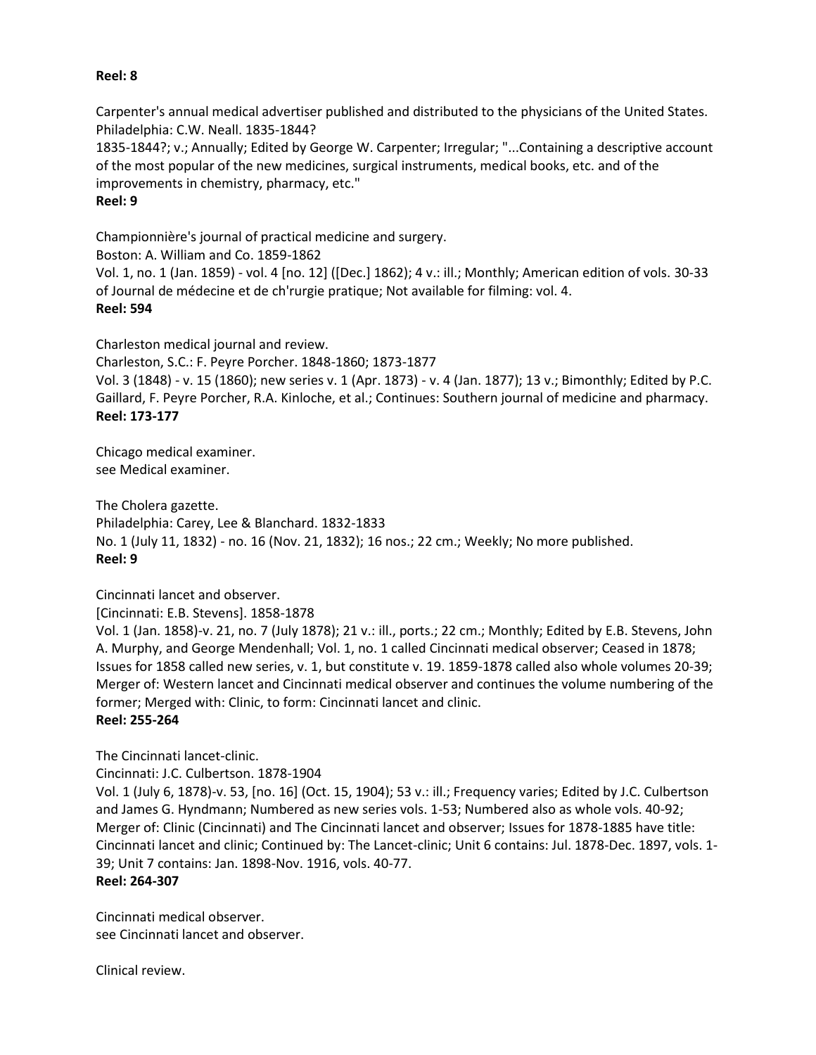**Reel: 8**

Carpenter's annual medical advertiser published and distributed to the physicians of the United States.
Philadelphia: C.W. Neall. 1835-1844?
1835-1844?; v.; Annually; Edited by George W. Carpenter; Irregular; "...Containing a descriptive account of the most popular of the new medicines, surgical instruments, medical books, etc. and of the improvements in chemistry, pharmacy, etc."
**Reel: 9**

Championnière's journal of practical medicine and surgery.
Boston: A. William and Co. 1859-1862
Vol. 1, no. 1 (Jan. 1859) - vol. 4 [no. 12] ([Dec.] 1862); 4 v.: ill.; Monthly; American edition of vols. 30-33 of Journal de médecine et de ch'rurgie pratique; Not available for filming: vol. 4.
**Reel: 594**

Charleston medical journal and review.
Charleston, S.C.: F. Peyre Porcher. 1848-1860; 1873-1877
Vol. 3 (1848) - v. 15 (1860); new series v. 1 (Apr. 1873) - v. 4 (Jan. 1877); 13 v.; Bimonthly; Edited by P.C. Gaillard, F. Peyre Porcher, R.A. Kinloche, et al.; Continues: Southern journal of medicine and pharmacy.
**Reel: 173-177**

Chicago medical examiner.
see Medical examiner.

The Cholera gazette.
Philadelphia: Carey, Lee & Blanchard. 1832-1833
No. 1 (July 11, 1832) - no. 16 (Nov. 21, 1832); 16 nos.; 22 cm.; Weekly; No more published.
**Reel: 9**

Cincinnati lancet and observer.
[Cincinnati: E.B. Stevens]. 1858-1878
Vol. 1 (Jan. 1858)-v. 21, no. 7 (July 1878); 21 v.: ill., ports.; 22 cm.; Monthly; Edited by E.B. Stevens, John A. Murphy, and George Mendenhall; Vol. 1, no. 1 called Cincinnati medical observer; Ceased in 1878; Issues for 1858 called new series, v. 1, but constitute v. 19. 1859-1878 called also whole volumes 20-39; Merger of: Western lancet and Cincinnati medical observer and continues the volume numbering of the former; Merged with: Clinic, to form: Cincinnati lancet and clinic.
**Reel: 255-264**

The Cincinnati lancet-clinic.
Cincinnati: J.C. Culbertson. 1878-1904
Vol. 1 (July 6, 1878)-v. 53, [no. 16] (Oct. 15, 1904); 53 v.: ill.; Frequency varies; Edited by J.C. Culbertson and James G. Hyndmann; Numbered as new series vols. 1-53; Numbered also as whole vols. 40-92; Merger of: Clinic (Cincinnati) and The Cincinnati lancet and observer; Issues for 1878-1885 have title: Cincinnati lancet and clinic; Continued by: The Lancet-clinic; Unit 6 contains: Jul. 1878-Dec. 1897, vols. 1-39; Unit 7 contains: Jan. 1898-Nov. 1916, vols. 40-77.
**Reel: 264-307**

Cincinnati medical observer.
see Cincinnati lancet and observer.

Clinical review.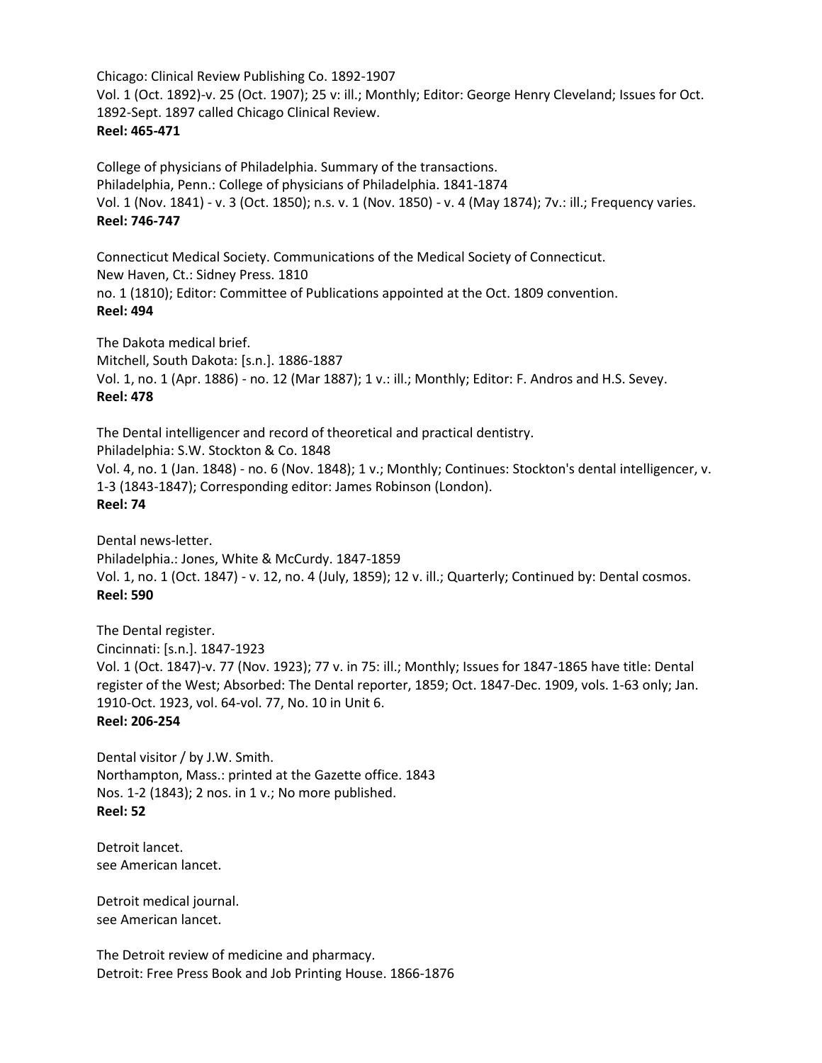Chicago: Clinical Review Publishing Co. 1892-1907
Vol. 1 (Oct. 1892)-v. 25 (Oct. 1907); 25 v: ill.; Monthly; Editor: George Henry Cleveland; Issues for Oct. 1892-Sept. 1897 called Chicago Clinical Review.
**Reel: 465-471**

College of physicians of Philadelphia. Summary of the transactions.
Philadelphia, Penn.: College of physicians of Philadelphia. 1841-1874
Vol. 1 (Nov. 1841) - v. 3 (Oct. 1850); n.s. v. 1 (Nov. 1850) - v. 4 (May 1874); 7v.: ill.; Frequency varies.
**Reel: 746-747**

Connecticut Medical Society. Communications of the Medical Society of Connecticut.
New Haven, Ct.: Sidney Press. 1810
no. 1 (1810); Editor: Committee of Publications appointed at the Oct. 1809 convention.
**Reel: 494**

The Dakota medical brief.
Mitchell, South Dakota: [s.n.]. 1886-1887
Vol. 1, no. 1 (Apr. 1886) - no. 12 (Mar 1887); 1 v.: ill.; Monthly; Editor: F. Andros and H.S. Sevey.
**Reel: 478**

The Dental intelligencer and record of theoretical and practical dentistry.
Philadelphia: S.W. Stockton & Co. 1848
Vol. 4, no. 1 (Jan. 1848) - no. 6 (Nov. 1848); 1 v.; Monthly; Continues: Stockton's dental intelligencer, v. 1-3 (1843-1847); Corresponding editor: James Robinson (London).
**Reel: 74**

Dental news-letter.
Philadelphia.: Jones, White & McCurdy. 1847-1859
Vol. 1, no. 1 (Oct. 1847) - v. 12, no. 4 (July, 1859); 12 v. ill.; Quarterly; Continued by: Dental cosmos.
**Reel: 590**

The Dental register.
Cincinnati: [s.n.]. 1847-1923
Vol. 1 (Oct. 1847)-v. 77 (Nov. 1923); 77 v. in 75: ill.; Monthly; Issues for 1847-1865 have title: Dental register of the West; Absorbed: The Dental reporter, 1859; Oct. 1847-Dec. 1909, vols. 1-63 only; Jan. 1910-Oct. 1923, vol. 64-vol. 77, No. 10 in Unit 6.
**Reel: 206-254**

Dental visitor / by J.W. Smith.
Northampton, Mass.: printed at the Gazette office. 1843
Nos. 1-2 (1843); 2 nos. in 1 v.; No more published.
**Reel: 52**

Detroit lancet.
see American lancet.

Detroit medical journal.
see American lancet.

The Detroit review of medicine and pharmacy.
Detroit: Free Press Book and Job Printing House. 1866-1876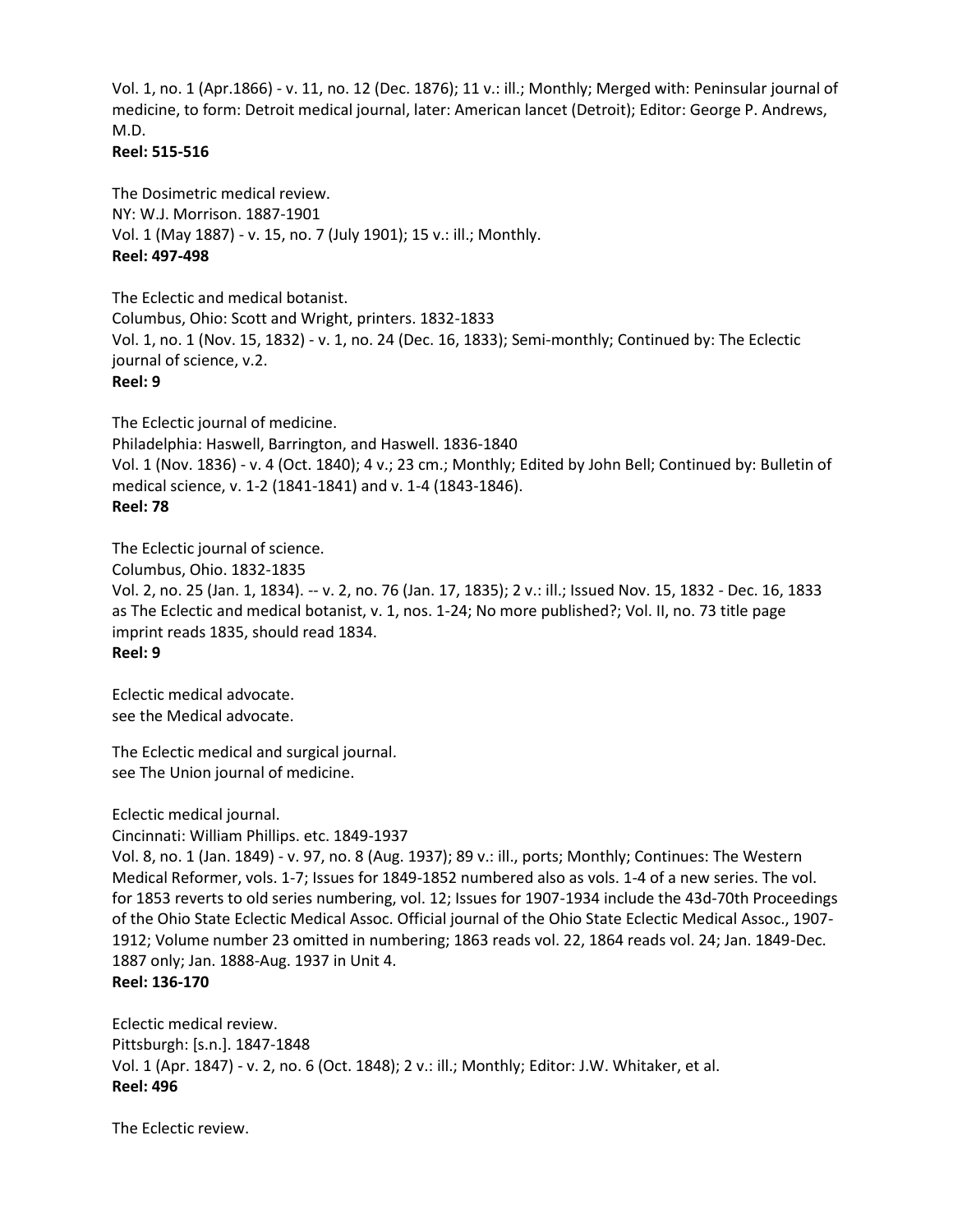Vol. 1, no. 1 (Apr.1866) - v. 11, no. 12 (Dec. 1876); 11 v.: ill.; Monthly; Merged with: Peninsular journal of medicine, to form: Detroit medical journal, later: American lancet (Detroit); Editor: George P. Andrews, M.D.
**Reel: 515-516**

The Dosimetric medical review.
NY: W.J. Morrison. 1887-1901
Vol. 1 (May 1887) - v. 15, no. 7 (July 1901); 15 v.: ill.; Monthly.
**Reel: 497-498**

The Eclectic and medical botanist.
Columbus, Ohio: Scott and Wright, printers. 1832-1833
Vol. 1, no. 1 (Nov. 15, 1832) - v. 1, no. 24 (Dec. 16, 1833); Semi-monthly; Continued by: The Eclectic journal of science, v.2.
**Reel: 9**

The Eclectic journal of medicine.
Philadelphia: Haswell, Barrington, and Haswell. 1836-1840
Vol. 1 (Nov. 1836) - v. 4 (Oct. 1840); 4 v.; 23 cm.; Monthly; Edited by John Bell; Continued by: Bulletin of medical science, v. 1-2 (1841-1841) and v. 1-4 (1843-1846).
**Reel: 78**

The Eclectic journal of science.
Columbus, Ohio. 1832-1835
Vol. 2, no. 25 (Jan. 1, 1834). -- v. 2, no. 76 (Jan. 17, 1835); 2 v.: ill.; Issued Nov. 15, 1832 - Dec. 16, 1833 as The Eclectic and medical botanist, v. 1, nos. 1-24; No more published?; Vol. II, no. 73 title page imprint reads 1835, should read 1834.
**Reel: 9**

Eclectic medical advocate.
see the Medical advocate.

The Eclectic medical and surgical journal.
see The Union journal of medicine.

Eclectic medical journal.
Cincinnati: William Phillips. etc. 1849-1937
Vol. 8, no. 1 (Jan. 1849) - v. 97, no. 8 (Aug. 1937); 89 v.: ill., ports; Monthly; Continues: The Western Medical Reformer, vols. 1-7; Issues for 1849-1852 numbered also as vols. 1-4 of a new series. The vol. for 1853 reverts to old series numbering, vol. 12; Issues for 1907-1934 include the 43d-70th Proceedings of the Ohio State Eclectic Medical Assoc. Official journal of the Ohio State Eclectic Medical Assoc., 1907-1912; Volume number 23 omitted in numbering; 1863 reads vol. 22, 1864 reads vol. 24; Jan. 1849-Dec. 1887 only; Jan. 1888-Aug. 1937 in Unit 4.
**Reel: 136-170**

Eclectic medical review.
Pittsburgh: [s.n.]. 1847-1848
Vol. 1 (Apr. 1847) - v. 2, no. 6 (Oct. 1848); 2 v.: ill.; Monthly; Editor: J.W. Whitaker, et al.
**Reel: 496**

The Eclectic review.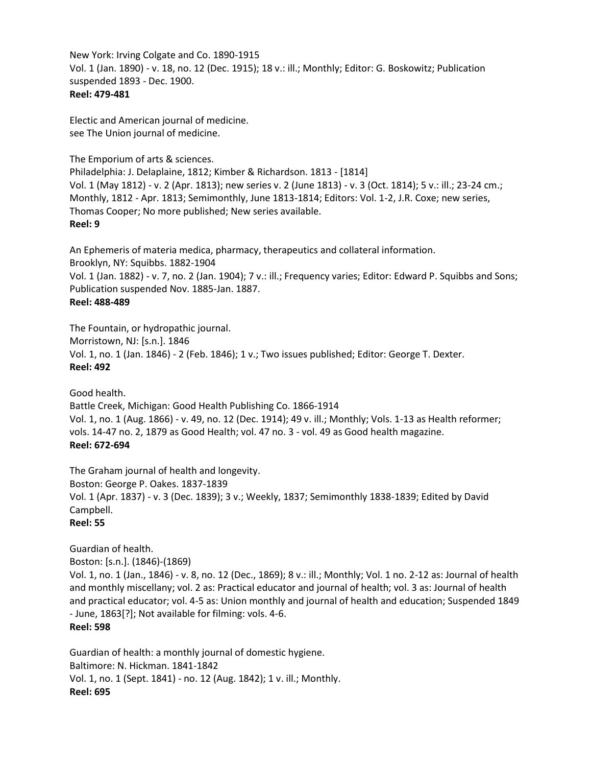New York: Irving Colgate and Co. 1890-1915
Vol. 1 (Jan. 1890) - v. 18, no. 12 (Dec. 1915); 18 v.: ill.; Monthly; Editor: G. Boskowitz; Publication suspended 1893 - Dec. 1900.
**Reel: 479-481**

Electic and American journal of medicine.
see The Union journal of medicine.

The Emporium of arts & sciences.
Philadelphia: J. Delaplaine, 1812; Kimber & Richardson. 1813 - [1814]
Vol. 1 (May 1812) - v. 2 (Apr. 1813); new series v. 2 (June 1813) - v. 3 (Oct. 1814); 5 v.: ill.; 23-24 cm.; Monthly, 1812 - Apr. 1813; Semimonthly, June 1813-1814; Editors: Vol. 1-2, J.R. Coxe; new series, Thomas Cooper; No more published; New series available.
**Reel: 9**

An Ephemeris of materia medica, pharmacy, therapeutics and collateral information.
Brooklyn, NY: Squibbs. 1882-1904
Vol. 1 (Jan. 1882) - v. 7, no. 2 (Jan. 1904); 7 v.: ill.; Frequency varies; Editor: Edward P. Squibbs and Sons; Publication suspended Nov. 1885-Jan. 1887.
**Reel: 488-489**

The Fountain, or hydropathic journal.
Morristown, NJ: [s.n.]. 1846
Vol. 1, no. 1 (Jan. 1846) - 2 (Feb. 1846); 1 v.; Two issues published; Editor: George T. Dexter.
**Reel: 492**

Good health.
Battle Creek, Michigan: Good Health Publishing Co. 1866-1914
Vol. 1, no. 1 (Aug. 1866) - v. 49, no. 12 (Dec. 1914); 49 v. ill.; Monthly; Vols. 1-13 as Health reformer; vols. 14-47 no. 2, 1879 as Good Health; vol. 47 no. 3 - vol. 49 as Good health magazine.
**Reel: 672-694**

The Graham journal of health and longevity.
Boston: George P. Oakes. 1837-1839
Vol. 1 (Apr. 1837) - v. 3 (Dec. 1839); 3 v.; Weekly, 1837; Semimonthly 1838-1839; Edited by David Campbell.
**Reel: 55**

Guardian of health.
Boston: [s.n.]. (1846)-(1869)
Vol. 1, no. 1 (Jan., 1846) - v. 8, no. 12 (Dec., 1869); 8 v.: ill.; Monthly; Vol. 1 no. 2-12 as: Journal of health and monthly miscellany; vol. 2 as: Practical educator and journal of health; vol. 3 as: Journal of health and practical educator; vol. 4-5 as: Union monthly and journal of health and education; Suspended 1849 - June, 1863[?]; Not available for filming: vols. 4-6.
**Reel: 598**

Guardian of health: a monthly journal of domestic hygiene.
Baltimore: N. Hickman. 1841-1842
Vol. 1, no. 1 (Sept. 1841) - no. 12 (Aug. 1842); 1 v. ill.; Monthly.
**Reel: 695**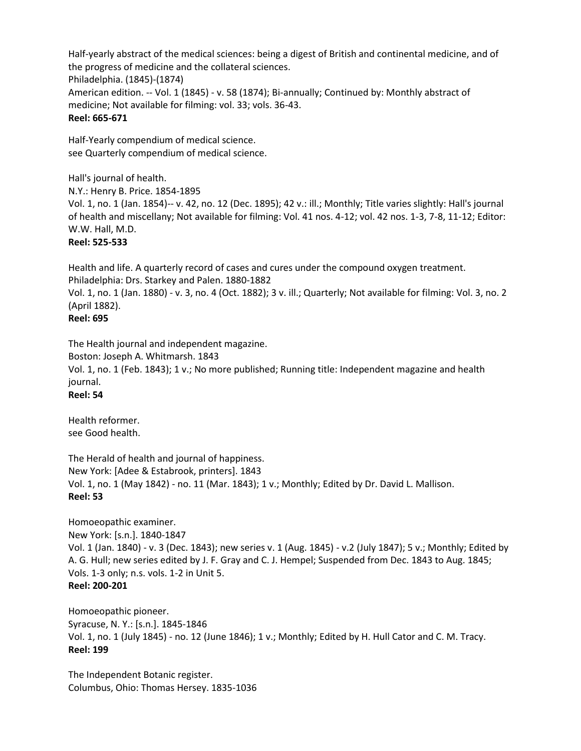Half-yearly abstract of the medical sciences: being a digest of British and continental medicine, and of the progress of medicine and the collateral sciences.
Philadelphia. (1845)-(1874)
American edition. -- Vol. 1 (1845) - v. 58 (1874); Bi-annually; Continued by: Monthly abstract of medicine; Not available for filming: vol. 33; vols. 36-43.
**Reel: 665-671**

Half-Yearly compendium of medical science.
see Quarterly compendium of medical science.

Hall's journal of health.
N.Y.: Henry B. Price. 1854-1895
Vol. 1, no. 1 (Jan. 1854)-- v. 42, no. 12 (Dec. 1895); 42 v.: ill.; Monthly; Title varies slightly: Hall's journal of health and miscellany; Not available for filming: Vol. 41 nos. 4-12; vol. 42 nos. 1-3, 7-8, 11-12; Editor: W.W. Hall, M.D.
**Reel: 525-533**

Health and life. A quarterly record of cases and cures under the compound oxygen treatment.
Philadelphia: Drs. Starkey and Palen. 1880-1882
Vol. 1, no. 1 (Jan. 1880) - v. 3, no. 4 (Oct. 1882); 3 v. ill.; Quarterly; Not available for filming: Vol. 3, no. 2 (April 1882).
**Reel: 695**

The Health journal and independent magazine.
Boston: Joseph A. Whitmarsh. 1843
Vol. 1, no. 1 (Feb. 1843); 1 v.; No more published; Running title: Independent magazine and health journal.
**Reel: 54**

Health reformer.
see Good health.

The Herald of health and journal of happiness.
New York: [Adee & Estabrook, printers]. 1843
Vol. 1, no. 1 (May 1842) - no. 11 (Mar. 1843); 1 v.; Monthly; Edited by Dr. David L. Mallison.
**Reel: 53**

Homoeopathic examiner.
New York: [s.n.]. 1840-1847
Vol. 1 (Jan. 1840) - v. 3 (Dec. 1843); new series v. 1 (Aug. 1845) - v.2 (July 1847); 5 v.; Monthly; Edited by A. G. Hull; new series edited by J. F. Gray and C. J. Hempel; Suspended from Dec. 1843 to Aug. 1845; Vols. 1-3 only; n.s. vols. 1-2 in Unit 5.
**Reel: 200-201**

Homoeopathic pioneer.
Syracuse, N. Y.: [s.n.]. 1845-1846
Vol. 1, no. 1 (July 1845) - no. 12 (June 1846); 1 v.; Monthly; Edited by H. Hull Cator and C. M. Tracy.
**Reel: 199**

The Independent Botanic register.
Columbus, Ohio: Thomas Hersey. 1835-1036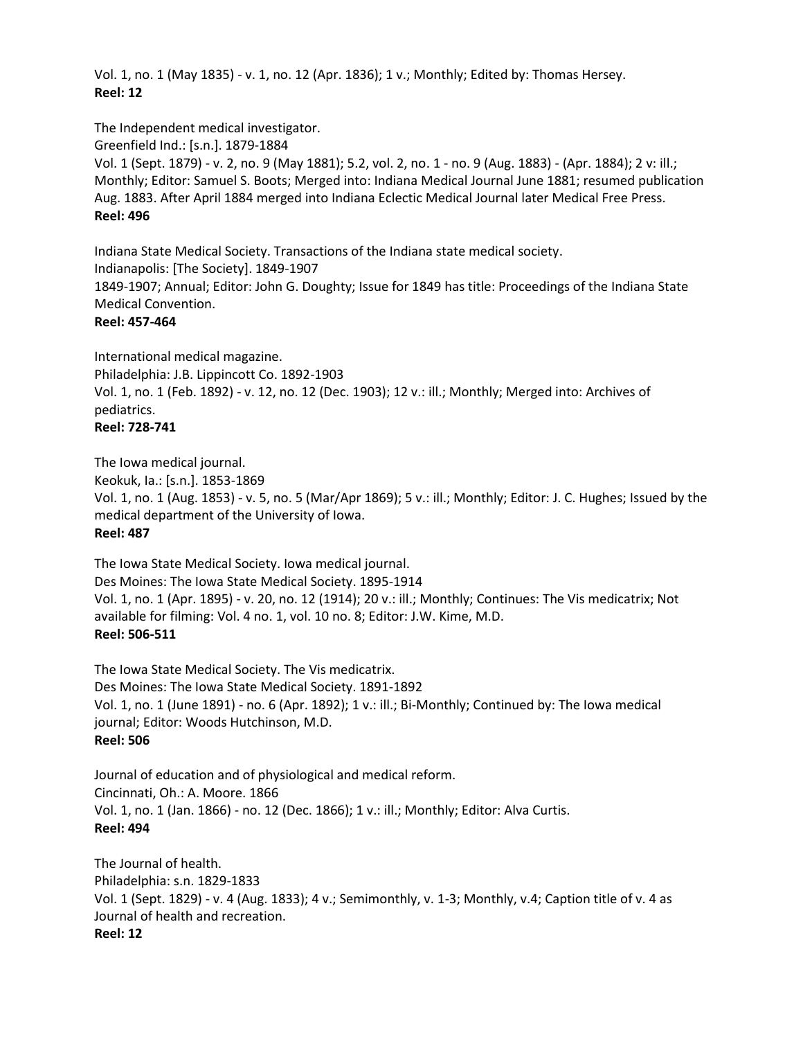Vol. 1, no. 1 (May 1835) - v. 1, no. 12 (Apr. 1836); 1 v.; Monthly; Edited by: Thomas Hersey.
**Reel: 12**

The Independent medical investigator.
Greenfield Ind.: [s.n.]. 1879-1884
Vol. 1 (Sept. 1879) - v. 2, no. 9 (May 1881); 5.2, vol. 2, no. 1 - no. 9 (Aug. 1883) - (Apr. 1884); 2 v: ill.; Monthly; Editor: Samuel S. Boots; Merged into: Indiana Medical Journal June 1881; resumed publication Aug. 1883. After April 1884 merged into Indiana Eclectic Medical Journal later Medical Free Press.
**Reel: 496**

Indiana State Medical Society. Transactions of the Indiana state medical society.
Indianapolis: [The Society]. 1849-1907
1849-1907; Annual; Editor: John G. Doughty; Issue for 1849 has title: Proceedings of the Indiana State Medical Convention.
**Reel: 457-464**

International medical magazine.
Philadelphia: J.B. Lippincott Co. 1892-1903
Vol. 1, no. 1 (Feb. 1892) - v. 12, no. 12 (Dec. 1903); 12 v.: ill.; Monthly; Merged into: Archives of pediatrics.
**Reel: 728-741**

The Iowa medical journal.
Keokuk, Ia.: [s.n.]. 1853-1869
Vol. 1, no. 1 (Aug. 1853) - v. 5, no. 5 (Mar/Apr 1869); 5 v.: ill.; Monthly; Editor: J. C. Hughes; Issued by the medical department of the University of Iowa.
**Reel: 487**

The Iowa State Medical Society. Iowa medical journal.
Des Moines: The Iowa State Medical Society. 1895-1914
Vol. 1, no. 1 (Apr. 1895) - v. 20, no. 12 (1914); 20 v.: ill.; Monthly; Continues: The Vis medicatrix; Not available for filming: Vol. 4 no. 1, vol. 10 no. 8; Editor: J.W. Kime, M.D.
**Reel: 506-511**

The Iowa State Medical Society. The Vis medicatrix.
Des Moines: The Iowa State Medical Society. 1891-1892
Vol. 1, no. 1 (June 1891) - no. 6 (Apr. 1892); 1 v.: ill.; Bi-Monthly; Continued by: The Iowa medical journal; Editor: Woods Hutchinson, M.D.
**Reel: 506**

Journal of education and of physiological and medical reform.
Cincinnati, Oh.: A. Moore. 1866
Vol. 1, no. 1 (Jan. 1866) - no. 12 (Dec. 1866); 1 v.: ill.; Monthly; Editor: Alva Curtis.
**Reel: 494**

The Journal of health.
Philadelphia: s.n. 1829-1833
Vol. 1 (Sept. 1829) - v. 4 (Aug. 1833); 4 v.; Semimonthly, v. 1-3; Monthly, v.4; Caption title of v. 4 as Journal of health and recreation.
**Reel: 12**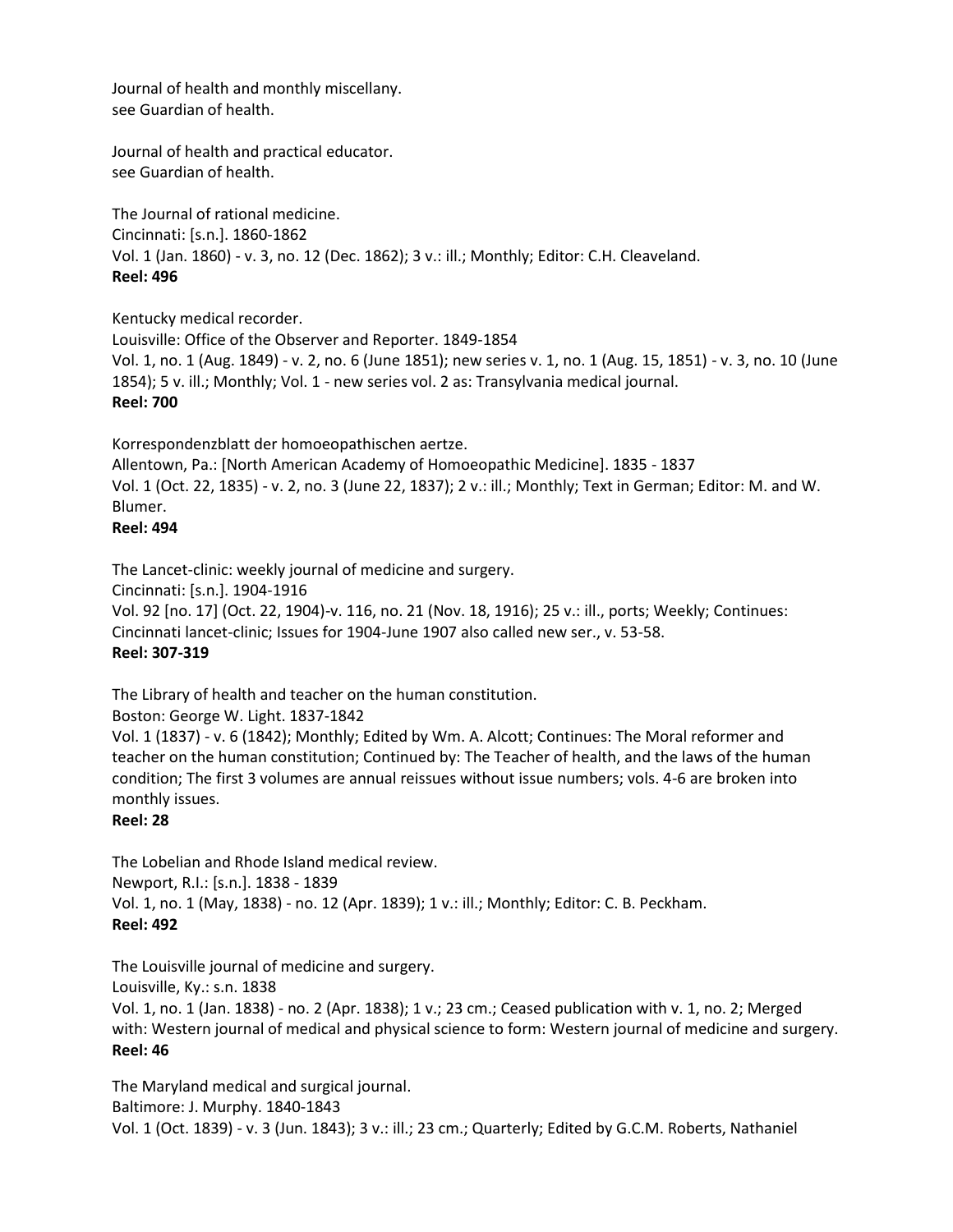Journal of health and monthly miscellany.
see Guardian of health.

Journal of health and practical educator.
see Guardian of health.

The Journal of rational medicine.
Cincinnati: [s.n.]. 1860-1862
Vol. 1 (Jan. 1860) - v. 3, no. 12 (Dec. 1862); 3 v.: ill.; Monthly; Editor: C.H. Cleaveland.
**Reel: 496**

Kentucky medical recorder.
Louisville: Office of the Observer and Reporter. 1849-1854
Vol. 1, no. 1 (Aug. 1849) - v. 2, no. 6 (June 1851); new series v. 1, no. 1 (Aug. 15, 1851) - v. 3, no. 10 (June 1854); 5 v. ill.; Monthly; Vol. 1 - new series vol. 2 as: Transylvania medical journal.
**Reel: 700**

Korrespondenzblatt der homoeopathischen aertze.
Allentown, Pa.: [North American Academy of Homoeopathic Medicine]. 1835 - 1837
Vol. 1 (Oct. 22, 1835) - v. 2, no. 3 (June 22, 1837); 2 v.: ill.; Monthly; Text in German; Editor: M. and W. Blumer.
**Reel: 494**

The Lancet-clinic: weekly journal of medicine and surgery.
Cincinnati: [s.n.]. 1904-1916
Vol. 92 [no. 17] (Oct. 22, 1904)-v. 116, no. 21 (Nov. 18, 1916); 25 v.: ill., ports; Weekly; Continues: Cincinnati lancet-clinic; Issues for 1904-June 1907 also called new ser., v. 53-58.
**Reel: 307-319**

The Library of health and teacher on the human constitution.
Boston: George W. Light. 1837-1842
Vol. 1 (1837) - v. 6 (1842); Monthly; Edited by Wm. A. Alcott; Continues: The Moral reformer and teacher on the human constitution; Continued by: The Teacher of health, and the laws of the human condition; The first 3 volumes are annual reissues without issue numbers; vols. 4-6 are broken into monthly issues.
**Reel: 28**

The Lobelian and Rhode Island medical review.
Newport, R.I.: [s.n.]. 1838 - 1839
Vol. 1, no. 1 (May, 1838) - no. 12 (Apr. 1839); 1 v.: ill.; Monthly; Editor: C. B. Peckham.
**Reel: 492**

The Louisville journal of medicine and surgery.
Louisville, Ky.: s.n. 1838
Vol. 1, no. 1 (Jan. 1838) - no. 2 (Apr. 1838); 1 v.; 23 cm.; Ceased publication with v. 1, no. 2; Merged with: Western journal of medical and physical science to form: Western journal of medicine and surgery.
**Reel: 46**

The Maryland medical and surgical journal.
Baltimore: J. Murphy. 1840-1843
Vol. 1 (Oct. 1839) - v. 3 (Jun. 1843); 3 v.: ill.; 23 cm.; Quarterly; Edited by G.C.M. Roberts, Nathaniel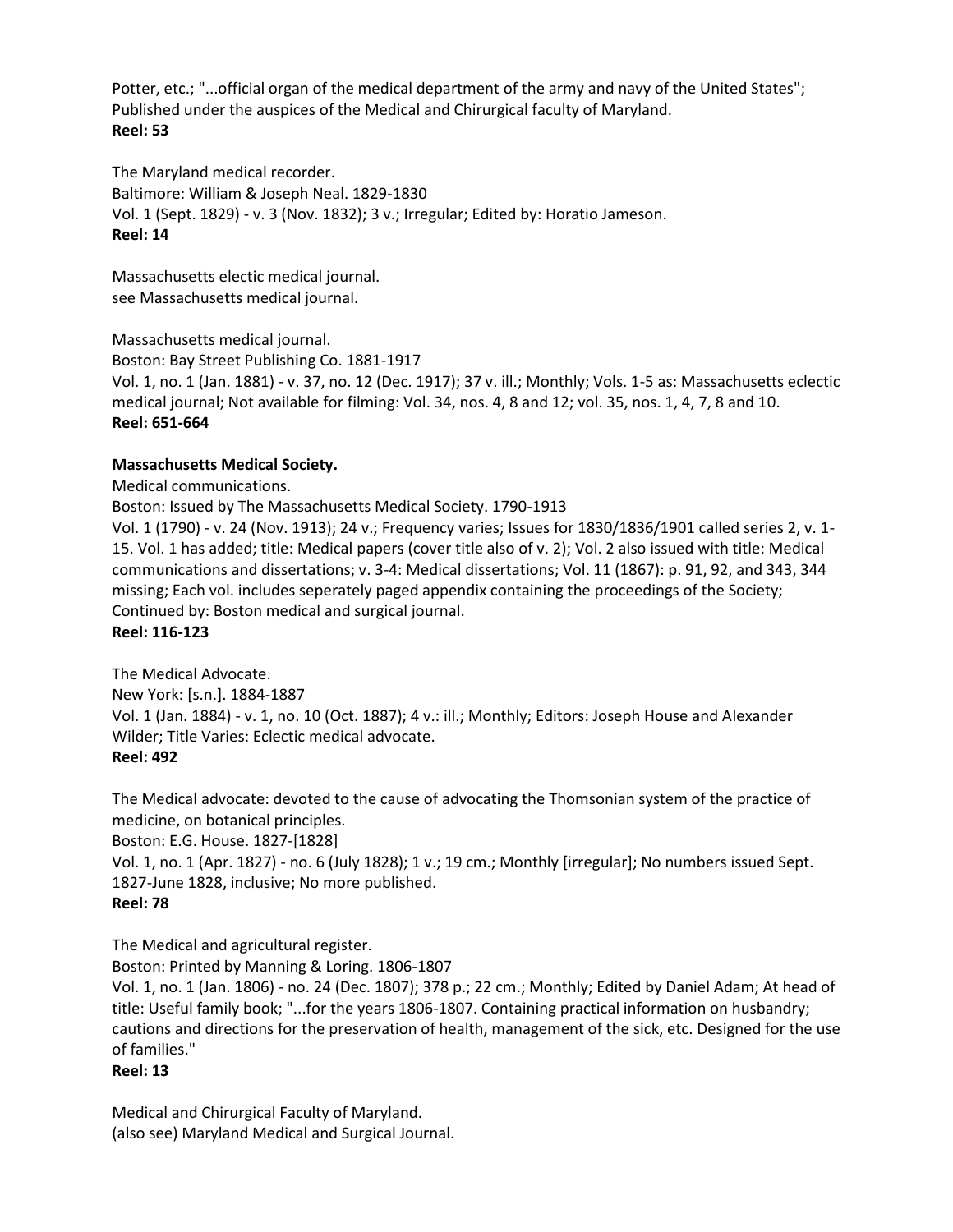Potter, etc.; "...official organ of the medical department of the army and navy of the United States"; Published under the auspices of the Medical and Chirurgical faculty of Maryland.
**Reel: 53**

The Maryland medical recorder.
Baltimore: William & Joseph Neal. 1829-1830
Vol. 1 (Sept. 1829) - v. 3 (Nov. 1832); 3 v.; Irregular; Edited by: Horatio Jameson.
**Reel: 14**

Massachusetts electic medical journal.
see Massachusetts medical journal.

Massachusetts medical journal.
Boston: Bay Street Publishing Co. 1881-1917
Vol. 1, no. 1 (Jan. 1881) - v. 37, no. 12 (Dec. 1917); 37 v. ill.; Monthly; Vols. 1-5 as: Massachusetts eclectic medical journal; Not available for filming: Vol. 34, nos. 4, 8 and 12; vol. 35, nos. 1, 4, 7, 8 and 10.
**Reel: 651-664**

**Massachusetts Medical Society.**
Medical communications.
Boston: Issued by The Massachusetts Medical Society. 1790-1913
Vol. 1 (1790) - v. 24 (Nov. 1913); 24 v.; Frequency varies; Issues for 1830/1836/1901 called series 2, v. 1-15. Vol. 1 has added; title: Medical papers (cover title also of v. 2); Vol. 2 also issued with title: Medical communications and dissertations; v. 3-4: Medical dissertations; Vol. 11 (1867): p. 91, 92, and 343, 344 missing; Each vol. includes seperately paged appendix containing the proceedings of the Society; Continued by: Boston medical and surgical journal.
**Reel: 116-123**

The Medical Advocate.
New York: [s.n.]. 1884-1887
Vol. 1 (Jan. 1884) - v. 1, no. 10 (Oct. 1887); 4 v.: ill.; Monthly; Editors: Joseph House and Alexander Wilder; Title Varies: Eclectic medical advocate.
**Reel: 492**

The Medical advocate: devoted to the cause of advocating the Thomsonian system of the practice of medicine, on botanical principles.
Boston: E.G. House. 1827-[1828]
Vol. 1, no. 1 (Apr. 1827) - no. 6 (July 1828); 1 v.; 19 cm.; Monthly [irregular]; No numbers issued Sept. 1827-June 1828, inclusive; No more published.
**Reel: 78**

The Medical and agricultural register.
Boston: Printed by Manning & Loring. 1806-1807
Vol. 1, no. 1 (Jan. 1806) - no. 24 (Dec. 1807); 378 p.; 22 cm.; Monthly; Edited by Daniel Adam; At head of title: Useful family book; "...for the years 1806-1807. Containing practical information on husbandry; cautions and directions for the preservation of health, management of the sick, etc. Designed for the use of families."
**Reel: 13**

Medical and Chirurgical Faculty of Maryland.
(also see) Maryland Medical and Surgical Journal.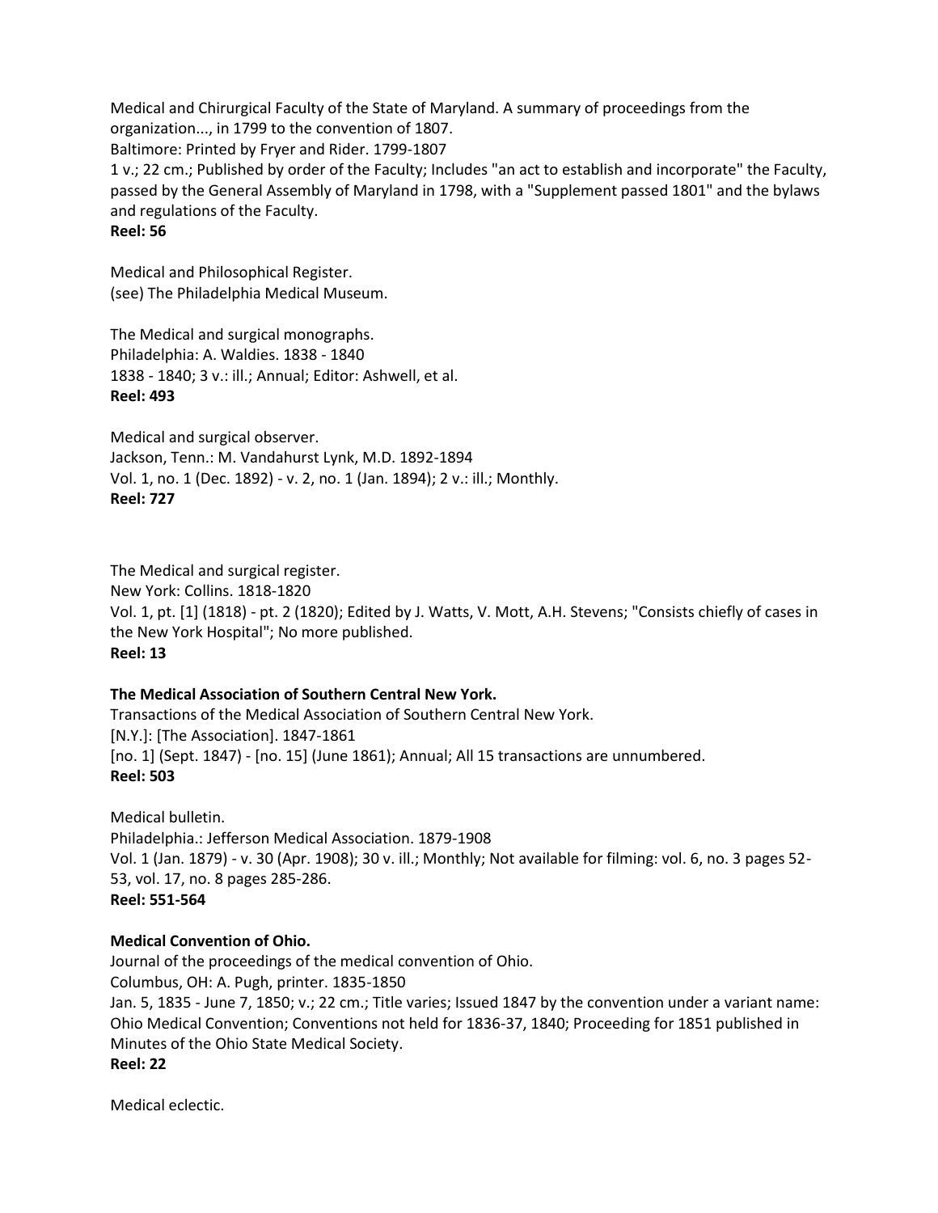Medical and Chirurgical Faculty of the State of Maryland. A summary of proceedings from the organization..., in 1799 to the convention of 1807.
Baltimore: Printed by Fryer and Rider. 1799-1807
1 v.; 22 cm.; Published by order of the Faculty; Includes "an act to establish and incorporate" the Faculty, passed by the General Assembly of Maryland in 1798, with a "Supplement passed 1801" and the bylaws and regulations of the Faculty.
**Reel: 56**

Medical and Philosophical Register.
(see) The Philadelphia Medical Museum.

The Medical and surgical monographs.
Philadelphia: A. Waldies. 1838 - 1840
1838 - 1840; 3 v.: ill.; Annual; Editor: Ashwell, et al.
**Reel: 493**

Medical and surgical observer.
Jackson, Tenn.: M. Vandahurst Lynk, M.D. 1892-1894
Vol. 1, no. 1 (Dec. 1892) - v. 2, no. 1 (Jan. 1894); 2 v.: ill.; Monthly.
**Reel: 727**

The Medical and surgical register.
New York: Collins. 1818-1820
Vol. 1, pt. [1] (1818) - pt. 2 (1820); Edited by J. Watts, V. Mott, A.H. Stevens; "Consists chiefly of cases in the New York Hospital"; No more published.
**Reel: 13**

**The Medical Association of Southern Central New York.**
Transactions of the Medical Association of Southern Central New York.
[N.Y.]: [The Association]. 1847-1861
[no. 1] (Sept. 1847) - [no. 15] (June 1861); Annual; All 15 transactions are unnumbered.
**Reel: 503**

Medical bulletin.
Philadelphia.: Jefferson Medical Association. 1879-1908
Vol. 1 (Jan. 1879) - v. 30 (Apr. 1908); 30 v. ill.; Monthly; Not available for filming: vol. 6, no. 3 pages 52-53, vol. 17, no. 8 pages 285-286.
**Reel: 551-564**

**Medical Convention of Ohio.**
Journal of the proceedings of the medical convention of Ohio.
Columbus, OH: A. Pugh, printer. 1835-1850
Jan. 5, 1835 - June 7, 1850; v.; 22 cm.; Title varies; Issued 1847 by the convention under a variant name: Ohio Medical Convention; Conventions not held for 1836-37, 1840; Proceeding for 1851 published in Minutes of the Ohio State Medical Society.
**Reel: 22**

Medical eclectic.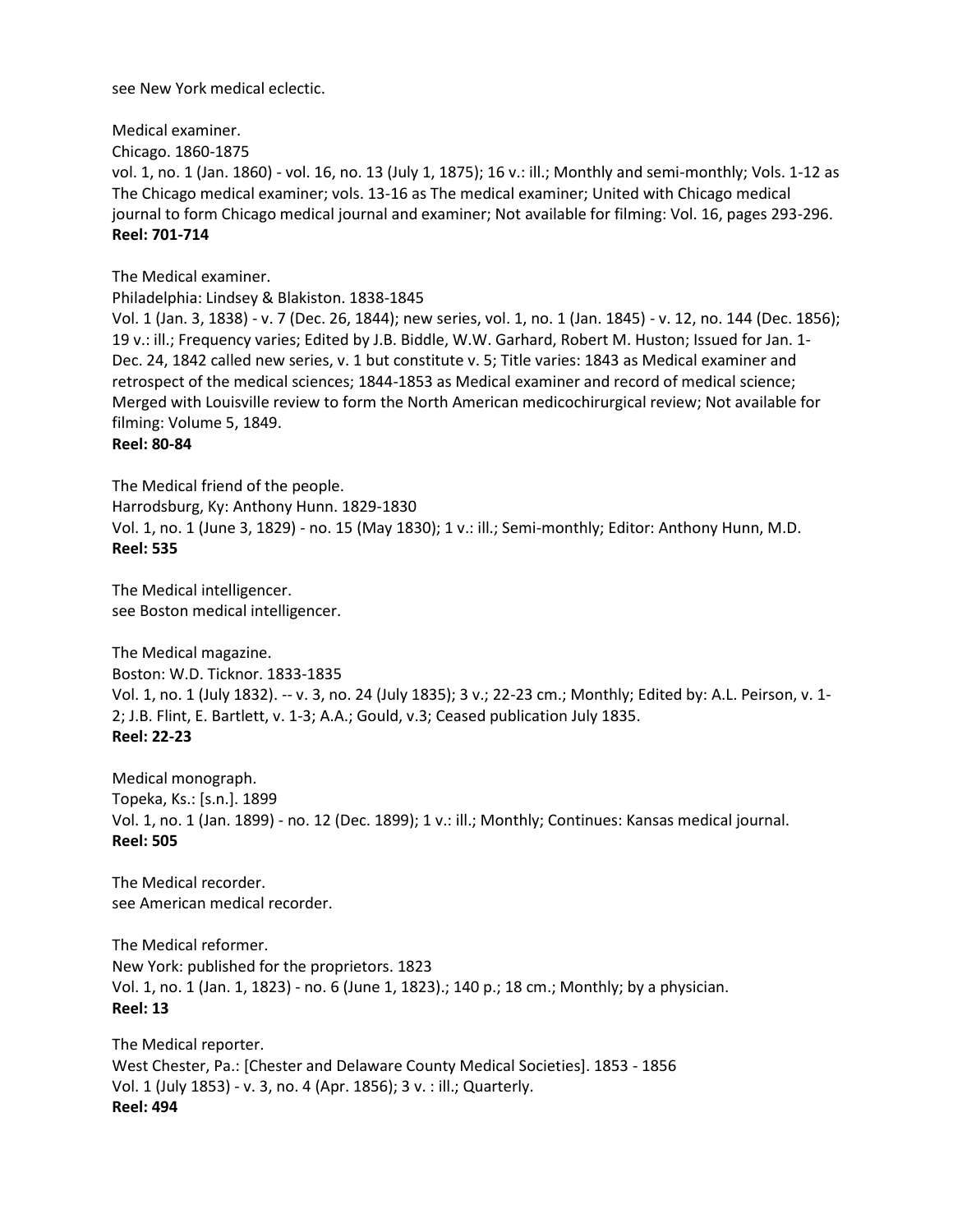see New York medical eclectic.

Medical examiner.
Chicago. 1860-1875
vol. 1, no. 1 (Jan. 1860) - vol. 16, no. 13 (July 1, 1875); 16 v.: ill.; Monthly and semi-monthly; Vols. 1-12 as The Chicago medical examiner; vols. 13-16 as The medical examiner; United with Chicago medical journal to form Chicago medical journal and examiner; Not available for filming: Vol. 16, pages 293-296.
**Reel: 701-714**

The Medical examiner.
Philadelphia: Lindsey & Blakiston. 1838-1845
Vol. 1 (Jan. 3, 1838) - v. 7 (Dec. 26, 1844); new series, vol. 1, no. 1 (Jan. 1845) - v. 12, no. 144 (Dec. 1856); 19 v.: ill.; Frequency varies; Edited by J.B. Biddle, W.W. Garhard, Robert M. Huston; Issued for Jan. 1-Dec. 24, 1842 called new series, v. 1 but constitute v. 5; Title varies: 1843 as Medical examiner and retrospect of the medical sciences; 1844-1853 as Medical examiner and record of medical science; Merged with Louisville review to form the North American medicochirurgical review; Not available for filming: Volume 5, 1849.
**Reel: 80-84**

The Medical friend of the people.
Harrodsburg, Ky: Anthony Hunn. 1829-1830
Vol. 1, no. 1 (June 3, 1829) - no. 15 (May 1830); 1 v.: ill.; Semi-monthly; Editor: Anthony Hunn, M.D.
**Reel: 535**

The Medical intelligencer.
see Boston medical intelligencer.

The Medical magazine.
Boston: W.D. Ticknor. 1833-1835
Vol. 1, no. 1 (July 1832). -- v. 3, no. 24 (July 1835); 3 v.; 22-23 cm.; Monthly; Edited by: A.L. Peirson, v. 1-2; J.B. Flint, E. Bartlett, v. 1-3; A.A.; Gould, v.3; Ceased publication July 1835.
**Reel: 22-23**

Medical monograph.
Topeka, Ks.: [s.n.]. 1899
Vol. 1, no. 1 (Jan. 1899) - no. 12 (Dec. 1899); 1 v.: ill.; Monthly; Continues: Kansas medical journal.
**Reel: 505**

The Medical recorder.
see American medical recorder.

The Medical reformer.
New York: published for the proprietors. 1823
Vol. 1, no. 1 (Jan. 1, 1823) - no. 6 (June 1, 1823).; 140 p.; 18 cm.; Monthly; by a physician.
**Reel: 13**

The Medical reporter.
West Chester, Pa.: [Chester and Delaware County Medical Societies]. 1853 - 1856
Vol. 1 (July 1853) - v. 3, no. 4 (Apr. 1856); 3 v. : ill.; Quarterly.
**Reel: 494**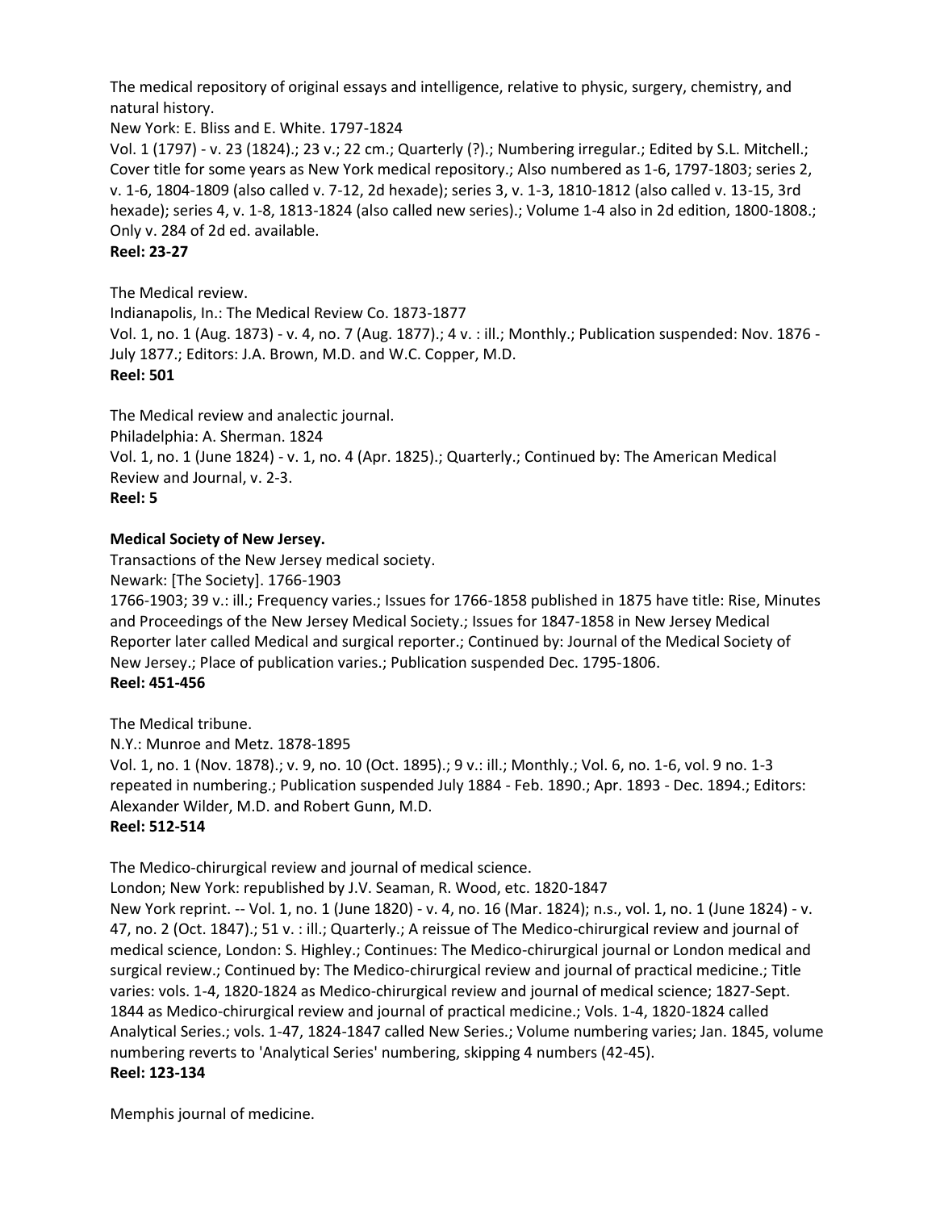The medical repository of original essays and intelligence, relative to physic, surgery, chemistry, and natural history.
New York: E. Bliss and E. White. 1797-1824
Vol. 1 (1797) - v. 23 (1824).; 23 v.; 22 cm.; Quarterly (?).; Numbering irregular.; Edited by S.L. Mitchell.; Cover title for some years as New York medical repository.; Also numbered as 1-6, 1797-1803; series 2, v. 1-6, 1804-1809 (also called v. 7-12, 2d hexade); series 3, v. 1-3, 1810-1812 (also called v. 13-15, 3rd hexade); series 4, v. 1-8, 1813-1824 (also called new series).; Volume 1-4 also in 2d edition, 1800-1808.; Only v. 284 of 2d ed. available.
**Reel: 23-27**

The Medical review.
Indianapolis, In.: The Medical Review Co. 1873-1877
Vol. 1, no. 1 (Aug. 1873) - v. 4, no. 7 (Aug. 1877).; 4 v. : ill.; Monthly.; Publication suspended: Nov. 1876 - July 1877.; Editors: J.A. Brown, M.D. and W.C. Copper, M.D.
**Reel: 501**

The Medical review and analectic journal.
Philadelphia: A. Sherman. 1824
Vol. 1, no. 1 (June 1824) - v. 1, no. 4 (Apr. 1825).; Quarterly.; Continued by: The American Medical Review and Journal, v. 2-3.
**Reel: 5**

**Medical Society of New Jersey.**
Transactions of the New Jersey medical society.
Newark: [The Society]. 1766-1903
1766-1903; 39 v.: ill.; Frequency varies.; Issues for 1766-1858 published in 1875 have title: Rise, Minutes and Proceedings of the New Jersey Medical Society.; Issues for 1847-1858 in New Jersey Medical Reporter later called Medical and surgical reporter.; Continued by: Journal of the Medical Society of New Jersey.; Place of publication varies.; Publication suspended Dec. 1795-1806.
**Reel: 451-456**

The Medical tribune.
N.Y.: Munroe and Metz. 1878-1895
Vol. 1, no. 1 (Nov. 1878).; v. 9, no. 10 (Oct. 1895).; 9 v.: ill.; Monthly.; Vol. 6, no. 1-6, vol. 9 no. 1-3 repeated in numbering.; Publication suspended July 1884 - Feb. 1890.; Apr. 1893 - Dec. 1894.; Editors: Alexander Wilder, M.D. and Robert Gunn, M.D.
**Reel: 512-514**

The Medico-chirurgical review and journal of medical science.
London; New York: republished by J.V. Seaman, R. Wood, etc. 1820-1847
New York reprint. -- Vol. 1, no. 1 (June 1820) - v. 4, no. 16 (Mar. 1824); n.s., vol. 1, no. 1 (June 1824) - v. 47, no. 2 (Oct. 1847).; 51 v. : ill.; Quarterly.; A reissue of The Medico-chirurgical review and journal of medical science, London: S. Highley.; Continues: The Medico-chirurgical journal or London medical and surgical review.; Continued by: The Medico-chirurgical review and journal of practical medicine.; Title varies: vols. 1-4, 1820-1824 as Medico-chirurgical review and journal of medical science; 1827-Sept. 1844 as Medico-chirurgical review and journal of practical medicine.; Vols. 1-4, 1820-1824 called Analytical Series.; vols. 1-47, 1824-1847 called New Series.; Volume numbering varies; Jan. 1845, volume numbering reverts to 'Analytical Series' numbering, skipping 4 numbers (42-45).
**Reel: 123-134**

Memphis journal of medicine.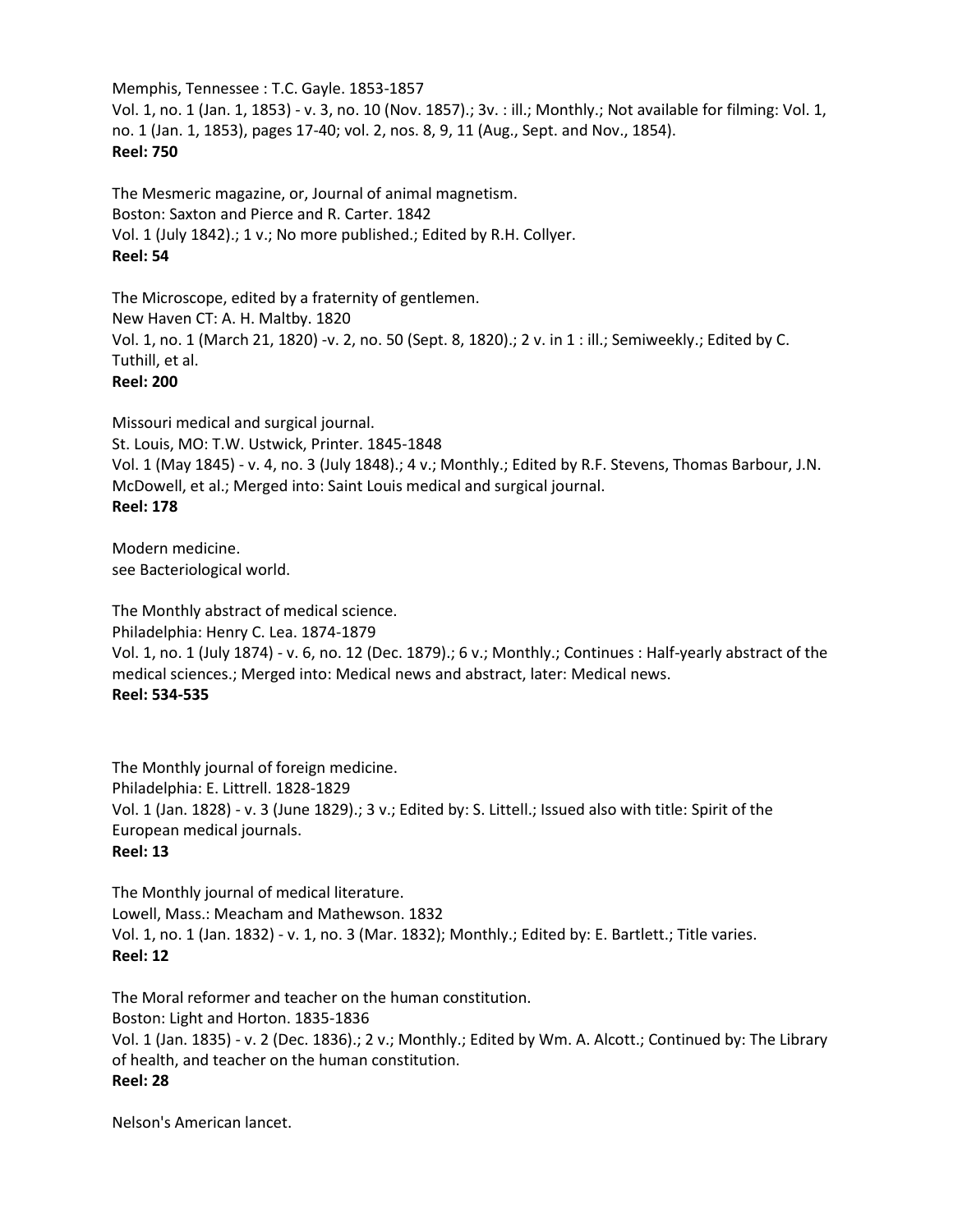Memphis, Tennessee : T.C. Gayle. 1853-1857
Vol. 1, no. 1 (Jan. 1, 1853) - v. 3, no. 10 (Nov. 1857).; 3v. : ill.; Monthly.; Not available for filming: Vol. 1, no. 1 (Jan. 1, 1853), pages 17-40; vol. 2, nos. 8, 9, 11 (Aug., Sept. and Nov., 1854).
**Reel: 750**

The Mesmeric magazine, or, Journal of animal magnetism.
Boston: Saxton and Pierce and R. Carter. 1842
Vol. 1 (July 1842).; 1 v.; No more published.; Edited by R.H. Collyer.
**Reel: 54**

The Microscope, edited by a fraternity of gentlemen.
New Haven CT: A. H. Maltby. 1820
Vol. 1, no. 1 (March 21, 1820) -v. 2, no. 50 (Sept. 8, 1820).; 2 v. in 1 : ill.; Semiweekly.; Edited by C. Tuthill, et al.
**Reel: 200**

Missouri medical and surgical journal.
St. Louis, MO: T.W. Ustwick, Printer. 1845-1848
Vol. 1 (May 1845) - v. 4, no. 3 (July 1848).; 4 v.; Monthly.; Edited by R.F. Stevens, Thomas Barbour, J.N. McDowell, et al.; Merged into: Saint Louis medical and surgical journal.
**Reel: 178**

Modern medicine.
see Bacteriological world.

The Monthly abstract of medical science.
Philadelphia: Henry C. Lea. 1874-1879
Vol. 1, no. 1 (July 1874) - v. 6, no. 12 (Dec. 1879).; 6 v.; Monthly.; Continues : Half-yearly abstract of the medical sciences.; Merged into: Medical news and abstract, later: Medical news.
**Reel: 534-535**

The Monthly journal of foreign medicine.
Philadelphia: E. Littrell. 1828-1829
Vol. 1 (Jan. 1828) - v. 3 (June 1829).; 3 v.; Edited by: S. Littell.; Issued also with title: Spirit of the European medical journals.
**Reel: 13**

The Monthly journal of medical literature.
Lowell, Mass.: Meacham and Mathewson. 1832
Vol. 1, no. 1 (Jan. 1832) - v. 1, no. 3 (Mar. 1832); Monthly.; Edited by: E. Bartlett.; Title varies.
**Reel: 12**

The Moral reformer and teacher on the human constitution.
Boston: Light and Horton. 1835-1836
Vol. 1 (Jan. 1835) - v. 2 (Dec. 1836).; 2 v.; Monthly.; Edited by Wm. A. Alcott.; Continued by: The Library of health, and teacher on the human constitution.
**Reel: 28**

Nelson's American lancet.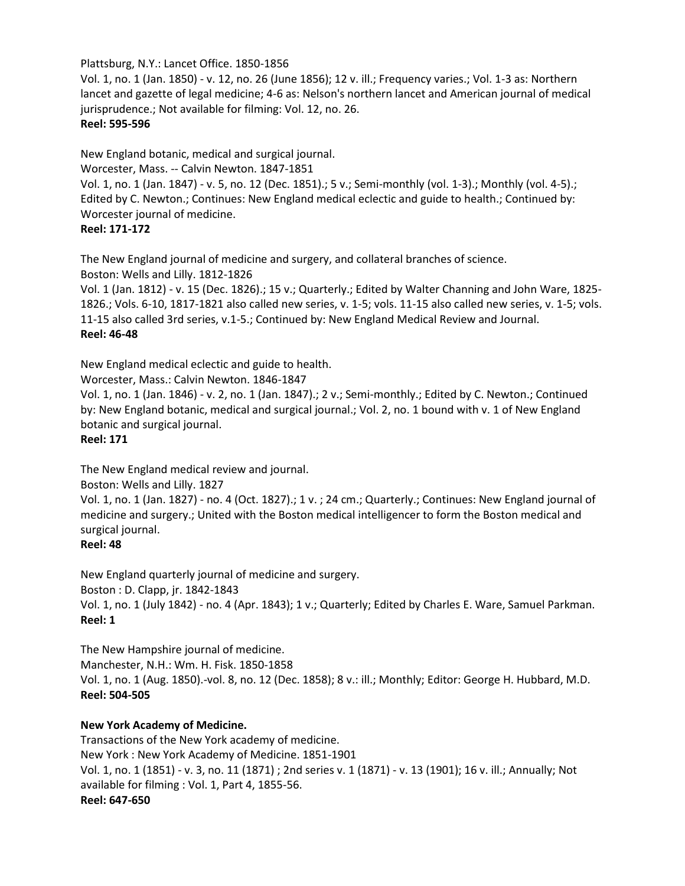Plattsburg, N.Y.: Lancet Office. 1850-1856
Vol. 1, no. 1 (Jan. 1850) - v. 12, no. 26 (June 1856); 12 v. ill.; Frequency varies.; Vol. 1-3 as: Northern lancet and gazette of legal medicine; 4-6 as: Nelson's northern lancet and American journal of medical jurisprudence.; Not available for filming: Vol. 12, no. 26.
**Reel: 595-596**

New England botanic, medical and surgical journal.
Worcester, Mass. -- Calvin Newton. 1847-1851
Vol. 1, no. 1 (Jan. 1847) - v. 5, no. 12 (Dec. 1851).; 5 v.; Semi-monthly (vol. 1-3).; Monthly (vol. 4-5).; Edited by C. Newton.; Continues: New England medical eclectic and guide to health.; Continued by: Worcester journal of medicine.
**Reel: 171-172**

The New England journal of medicine and surgery, and collateral branches of science.
Boston: Wells and Lilly. 1812-1826
Vol. 1 (Jan. 1812) - v. 15 (Dec. 1826).; 15 v.; Quarterly.; Edited by Walter Channing and John Ware, 1825-1826.; Vols. 6-10, 1817-1821 also called new series, v. 1-5; vols. 11-15 also called new series, v. 1-5; vols. 11-15 also called 3rd series, v.1-5.; Continued by: New England Medical Review and Journal.
**Reel: 46-48**

New England medical eclectic and guide to health.
Worcester, Mass.: Calvin Newton. 1846-1847
Vol. 1, no. 1 (Jan. 1846) - v. 2, no. 1 (Jan. 1847).; 2 v.; Semi-monthly.; Edited by C. Newton.; Continued by: New England botanic, medical and surgical journal.; Vol. 2, no. 1 bound with v. 1 of New England botanic and surgical journal.
**Reel: 171**

The New England medical review and journal.
Boston: Wells and Lilly. 1827
Vol. 1, no. 1 (Jan. 1827) - no. 4 (Oct. 1827).; 1 v. ; 24 cm.; Quarterly.; Continues: New England journal of medicine and surgery.; United with the Boston medical intelligencer to form the Boston medical and surgical journal.
**Reel: 48**

New England quarterly journal of medicine and surgery.
Boston : D. Clapp, jr. 1842-1843
Vol. 1, no. 1 (July 1842) - no. 4 (Apr. 1843); 1 v.; Quarterly; Edited by Charles E. Ware, Samuel Parkman.
**Reel: 1**

The New Hampshire journal of medicine.
Manchester, N.H.: Wm. H. Fisk. 1850-1858
Vol. 1, no. 1 (Aug. 1850).-vol. 8, no. 12 (Dec. 1858); 8 v.: ill.; Monthly; Editor: George H. Hubbard, M.D.
**Reel: 504-505**

**New York Academy of Medicine.**
Transactions of the New York academy of medicine.
New York : New York Academy of Medicine. 1851-1901
Vol. 1, no. 1 (1851) - v. 3, no. 11 (1871) ; 2nd series v. 1 (1871) - v. 13 (1901); 16 v. ill.; Annually; Not available for filming : Vol. 1, Part 4, 1855-56.
**Reel: 647-650**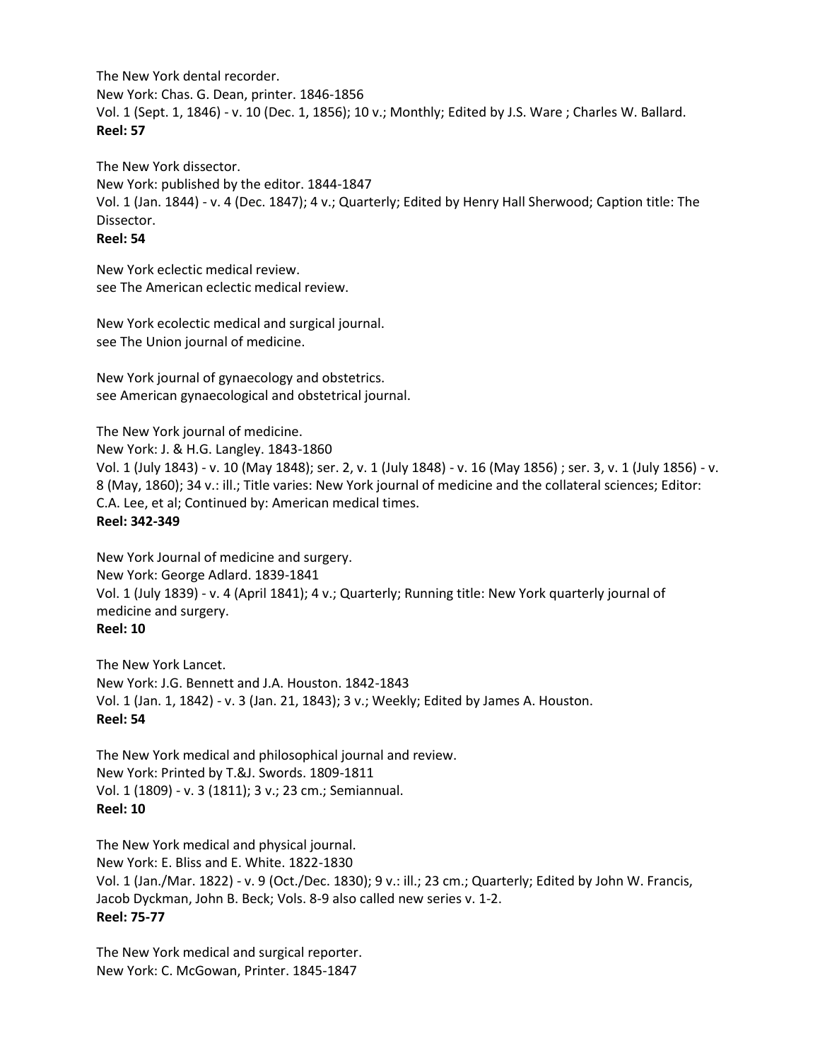The New York dental recorder.
New York: Chas. G. Dean, printer. 1846-1856
Vol. 1 (Sept. 1, 1846) - v. 10 (Dec. 1, 1856); 10 v.; Monthly; Edited by J.S. Ware ; Charles W. Ballard.
**Reel: 57**

The New York dissector.
New York: published by the editor. 1844-1847
Vol. 1 (Jan. 1844) - v. 4 (Dec. 1847); 4 v.; Quarterly; Edited by Henry Hall Sherwood; Caption title: The Dissector.
**Reel: 54**

New York eclectic medical review.
see The American eclectic medical review.

New York ecolectic medical and surgical journal.
see The Union journal of medicine.

New York journal of gynaecology and obstetrics.
see American gynaecological and obstetrical journal.

The New York journal of medicine.
New York: J. & H.G. Langley. 1843-1860
Vol. 1 (July 1843) - v. 10 (May 1848); ser. 2, v. 1 (July 1848) - v. 16 (May 1856) ; ser. 3, v. 1 (July 1856) - v. 8 (May, 1860); 34 v.: ill.; Title varies: New York journal of medicine and the collateral sciences; Editor: C.A. Lee, et al; Continued by: American medical times.
**Reel: 342-349**

New York Journal of medicine and surgery.
New York: George Adlard. 1839-1841
Vol. 1 (July 1839) - v. 4 (April 1841); 4 v.; Quarterly; Running title: New York quarterly journal of medicine and surgery.
**Reel: 10**

The New York Lancet.
New York: J.G. Bennett and J.A. Houston. 1842-1843
Vol. 1 (Jan. 1, 1842) - v. 3 (Jan. 21, 1843); 3 v.; Weekly; Edited by James A. Houston.
**Reel: 54**

The New York medical and philosophical journal and review.
New York: Printed by T.&J. Swords. 1809-1811
Vol. 1 (1809) - v. 3 (1811); 3 v.; 23 cm.; Semiannual.
**Reel: 10**

The New York medical and physical journal.
New York: E. Bliss and E. White. 1822-1830
Vol. 1 (Jan./Mar. 1822) - v. 9 (Oct./Dec. 1830); 9 v.: ill.; 23 cm.; Quarterly; Edited by John W. Francis, Jacob Dyckman, John B. Beck; Vols. 8-9 also called new series v. 1-2.
**Reel: 75-77**

The New York medical and surgical reporter.
New York: C. McGowan, Printer. 1845-1847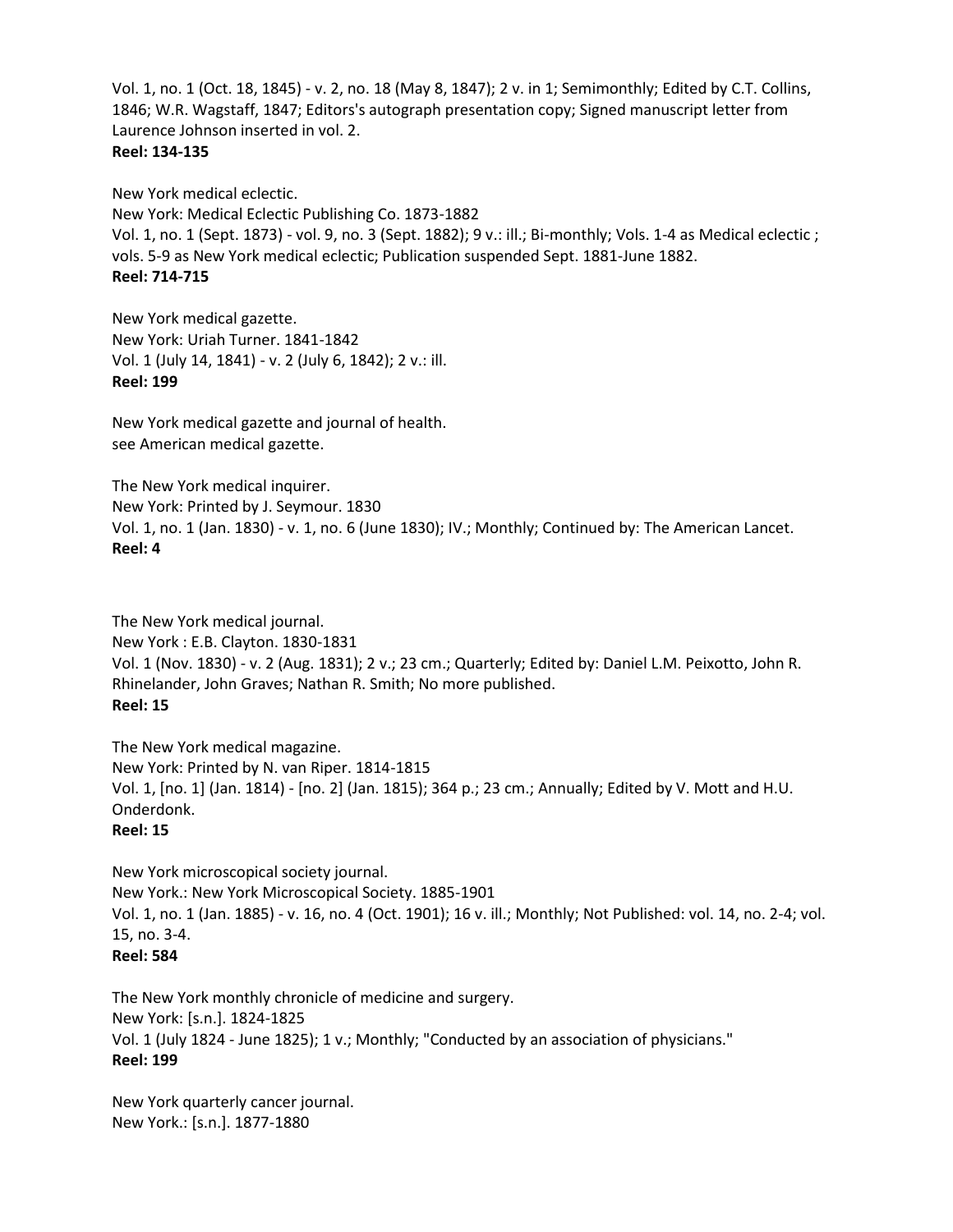Vol. 1, no. 1 (Oct. 18, 1845) - v. 2, no. 18 (May 8, 1847); 2 v. in 1; Semimonthly; Edited by C.T. Collins, 1846; W.R. Wagstaff, 1847; Editors's autograph presentation copy; Signed manuscript letter from Laurence Johnson inserted in vol. 2.
**Reel: 134-135**

New York medical eclectic.
New York: Medical Eclectic Publishing Co. 1873-1882
Vol. 1, no. 1 (Sept. 1873) - vol. 9, no. 3 (Sept. 1882); 9 v.: ill.; Bi-monthly; Vols. 1-4 as Medical eclectic ; vols. 5-9 as New York medical eclectic; Publication suspended Sept. 1881-June 1882.
**Reel: 714-715**

New York medical gazette.
New York: Uriah Turner. 1841-1842
Vol. 1 (July 14, 1841) - v. 2 (July 6, 1842); 2 v.: ill.
**Reel: 199**

New York medical gazette and journal of health.
see American medical gazette.

The New York medical inquirer.
New York: Printed by J. Seymour. 1830
Vol. 1, no. 1 (Jan. 1830) - v. 1, no. 6 (June 1830); IV.; Monthly; Continued by: The American Lancet.
**Reel: 4**

The New York medical journal.
New York : E.B. Clayton. 1830-1831
Vol. 1 (Nov. 1830) - v. 2 (Aug. 1831); 2 v.; 23 cm.; Quarterly; Edited by: Daniel L.M. Peixotto, John R. Rhinelander, John Graves; Nathan R. Smith; No more published.
**Reel: 15**

The New York medical magazine.
New York: Printed by N. van Riper. 1814-1815
Vol. 1, [no. 1] (Jan. 1814) - [no. 2] (Jan. 1815); 364 p.; 23 cm.; Annually; Edited by V. Mott and H.U. Onderdonk.
**Reel: 15**

New York microscopical society journal.
New York.: New York Microscopical Society. 1885-1901
Vol. 1, no. 1 (Jan. 1885) - v. 16, no. 4 (Oct. 1901); 16 v. ill.; Monthly; Not Published: vol. 14, no. 2-4; vol. 15, no. 3-4.
**Reel: 584**

The New York monthly chronicle of medicine and surgery.
New York: [s.n.]. 1824-1825
Vol. 1 (July 1824 - June 1825); 1 v.; Monthly; "Conducted by an association of physicians."
**Reel: 199**

New York quarterly cancer journal.
New York.: [s.n.]. 1877-1880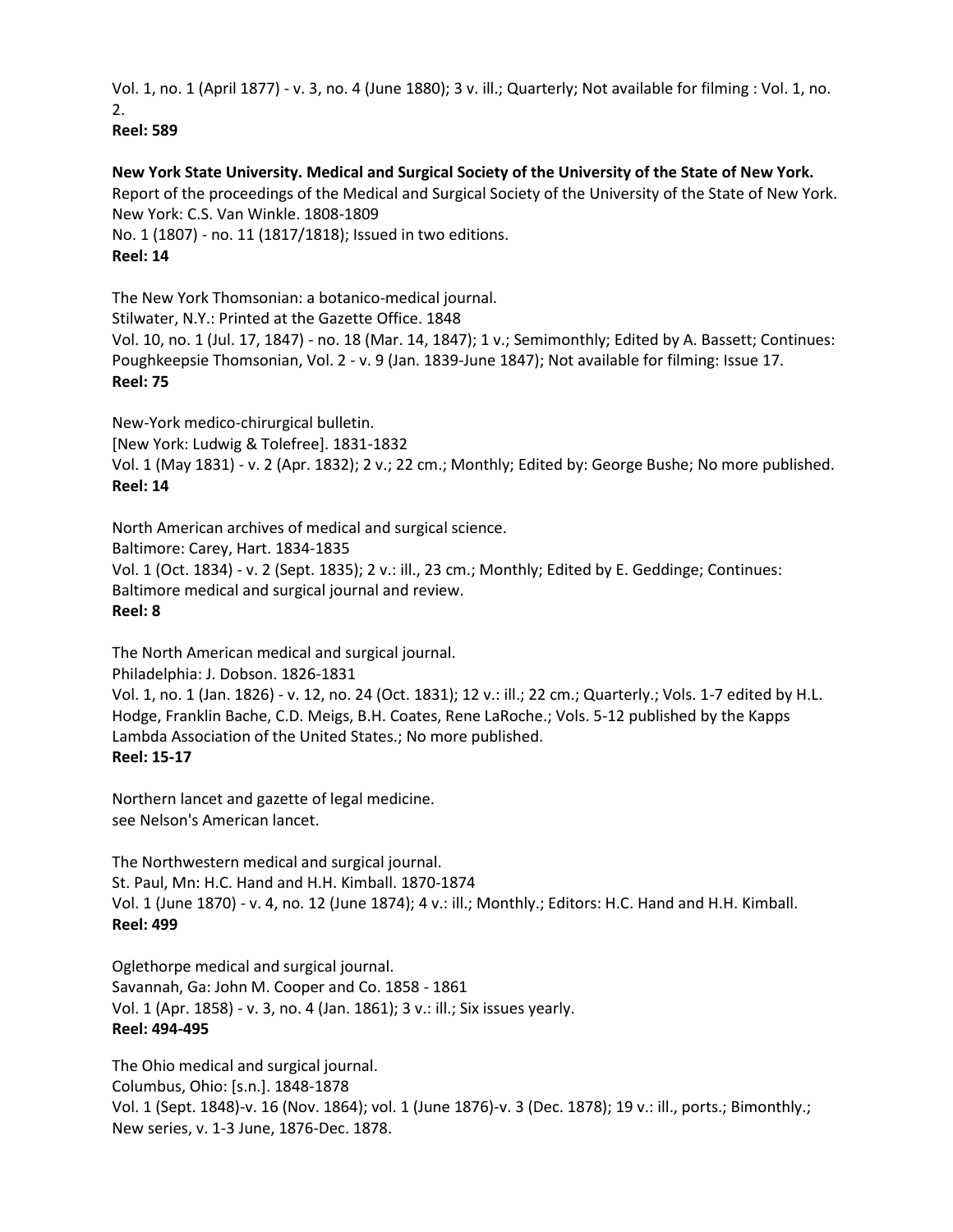Vol. 1, no. 1 (April 1877) - v. 3, no. 4 (June 1880); 3 v. ill.; Quarterly; Not available for filming : Vol. 1, no. 2.
**Reel: 589**

**New York State University. Medical and Surgical Society of the University of the State of New York.**
Report of the proceedings of the Medical and Surgical Society of the University of the State of New York.
New York: C.S. Van Winkle. 1808-1809
No. 1 (1807) - no. 11 (1817/1818); Issued in two editions.
**Reel: 14**

The New York Thomsonian: a botanico-medical journal.
Stilwater, N.Y.: Printed at the Gazette Office. 1848
Vol. 10, no. 1 (Jul. 17, 1847) - no. 18 (Mar. 14, 1847); 1 v.; Semimonthly; Edited by A. Bassett; Continues: Poughkeepsie Thomsonian, Vol. 2 - v. 9 (Jan. 1839-June 1847); Not available for filming: Issue 17.
**Reel: 75**

New-York medico-chirurgical bulletin.
[New York: Ludwig & Tolefree]. 1831-1832
Vol. 1 (May 1831) - v. 2 (Apr. 1832); 2 v.; 22 cm.; Monthly; Edited by: George Bushe; No more published.
**Reel: 14**

North American archives of medical and surgical science.
Baltimore: Carey, Hart. 1834-1835
Vol. 1 (Oct. 1834) - v. 2 (Sept. 1835); 2 v.: ill., 23 cm.; Monthly; Edited by E. Geddinge; Continues: Baltimore medical and surgical journal and review.
**Reel: 8**

The North American medical and surgical journal.
Philadelphia: J. Dobson. 1826-1831
Vol. 1, no. 1 (Jan. 1826) - v. 12, no. 24 (Oct. 1831); 12 v.: ill.; 22 cm.; Quarterly.; Vols. 1-7 edited by H.L. Hodge, Franklin Bache, C.D. Meigs, B.H. Coates, Rene LaRoche.; Vols. 5-12 published by the Kapps Lambda Association of the United States.; No more published.
**Reel: 15-17**

Northern lancet and gazette of legal medicine.
see Nelson's American lancet.

The Northwestern medical and surgical journal.
St. Paul, Mn: H.C. Hand and H.H. Kimball. 1870-1874
Vol. 1 (June 1870) - v. 4, no. 12 (June 1874); 4 v.: ill.; Monthly.; Editors: H.C. Hand and H.H. Kimball.
**Reel: 499**

Oglethorpe medical and surgical journal.
Savannah, Ga: John M. Cooper and Co. 1858 - 1861
Vol. 1 (Apr. 1858) - v. 3, no. 4 (Jan. 1861); 3 v.: ill.; Six issues yearly.
**Reel: 494-495**

The Ohio medical and surgical journal.
Columbus, Ohio: [s.n.]. 1848-1878
Vol. 1 (Sept. 1848)-v. 16 (Nov. 1864); vol. 1 (June 1876)-v. 3 (Dec. 1878); 19 v.: ill., ports.; Bimonthly.; New series, v. 1-3 June, 1876-Dec. 1878.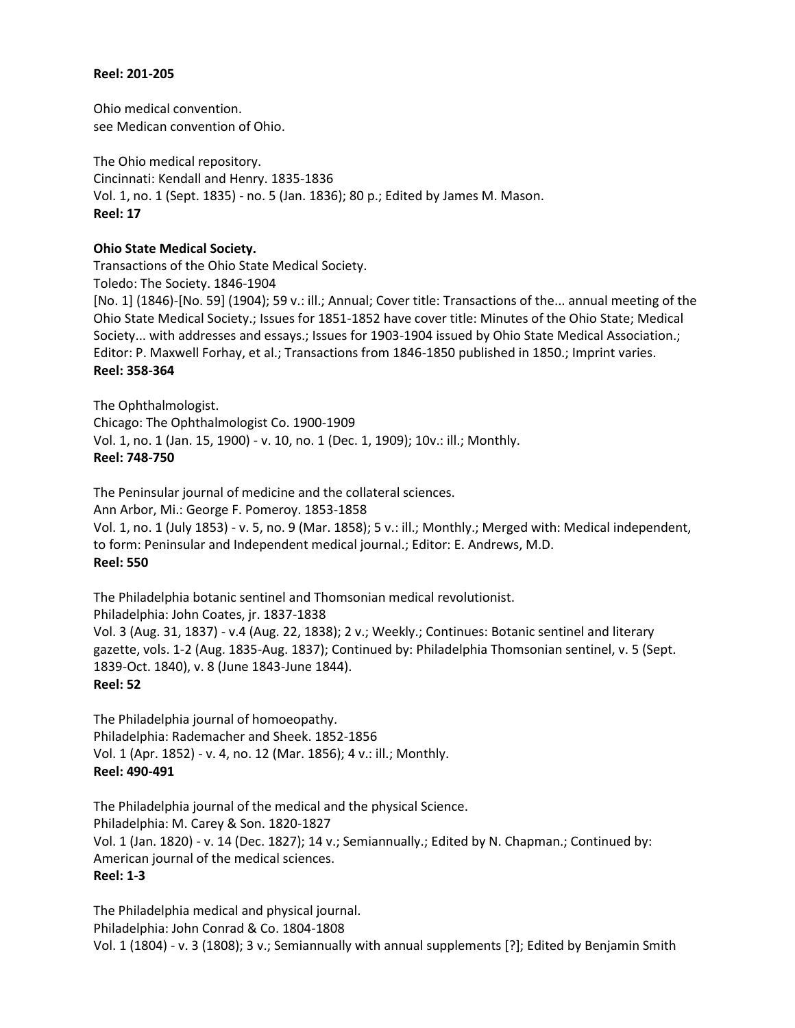**Reel: 201-205**

Ohio medical convention.
see Medican convention of Ohio.

The Ohio medical repository.
Cincinnati: Kendall and Henry. 1835-1836
Vol. 1, no. 1 (Sept. 1835) - no. 5 (Jan. 1836); 80 p.; Edited by James M. Mason.
**Reel: 17**

**Ohio State Medical Society.**
Transactions of the Ohio State Medical Society.
Toledo: The Society. 1846-1904
[No. 1] (1846)-[No. 59] (1904); 59 v.: ill.; Annual; Cover title: Transactions of the... annual meeting of the Ohio State Medical Society.; Issues for 1851-1852 have cover title: Minutes of the Ohio State; Medical Society... with addresses and essays.; Issues for 1903-1904 issued by Ohio State Medical Association.; Editor: P. Maxwell Forhay, et al.; Transactions from 1846-1850 published in 1850.; Imprint varies.
**Reel: 358-364**

The Ophthalmologist.
Chicago: The Ophthalmologist Co. 1900-1909
Vol. 1, no. 1 (Jan. 15, 1900) - v. 10, no. 1 (Dec. 1, 1909); 10v.: ill.; Monthly.
**Reel: 748-750**

The Peninsular journal of medicine and the collateral sciences.
Ann Arbor, Mi.: George F. Pomeroy. 1853-1858
Vol. 1, no. 1 (July 1853) - v. 5, no. 9 (Mar. 1858); 5 v.: ill.; Monthly.; Merged with: Medical independent, to form: Peninsular and Independent medical journal.; Editor: E. Andrews, M.D.
**Reel: 550**

The Philadelphia botanic sentinel and Thomsonian medical revolutionist.
Philadelphia: John Coates, jr. 1837-1838
Vol. 3 (Aug. 31, 1837) - v.4 (Aug. 22, 1838); 2 v.; Weekly.; Continues: Botanic sentinel and literary gazette, vols. 1-2 (Aug. 1835-Aug. 1837); Continued by: Philadelphia Thomsonian sentinel, v. 5 (Sept. 1839-Oct. 1840), v. 8 (June 1843-June 1844).
**Reel: 52**

The Philadelphia journal of homoeopathy.
Philadelphia: Rademacher and Sheek. 1852-1856
Vol. 1 (Apr. 1852) - v. 4, no. 12 (Mar. 1856); 4 v.: ill.; Monthly.
**Reel: 490-491**

The Philadelphia journal of the medical and the physical Science.
Philadelphia: M. Carey & Son. 1820-1827
Vol. 1 (Jan. 1820) - v. 14 (Dec. 1827); 14 v.; Semiannually.; Edited by N. Chapman.; Continued by: American journal of the medical sciences.
**Reel: 1-3**

The Philadelphia medical and physical journal.
Philadelphia: John Conrad & Co. 1804-1808
Vol. 1 (1804) - v. 3 (1808); 3 v.; Semiannually with annual supplements [?]; Edited by Benjamin Smith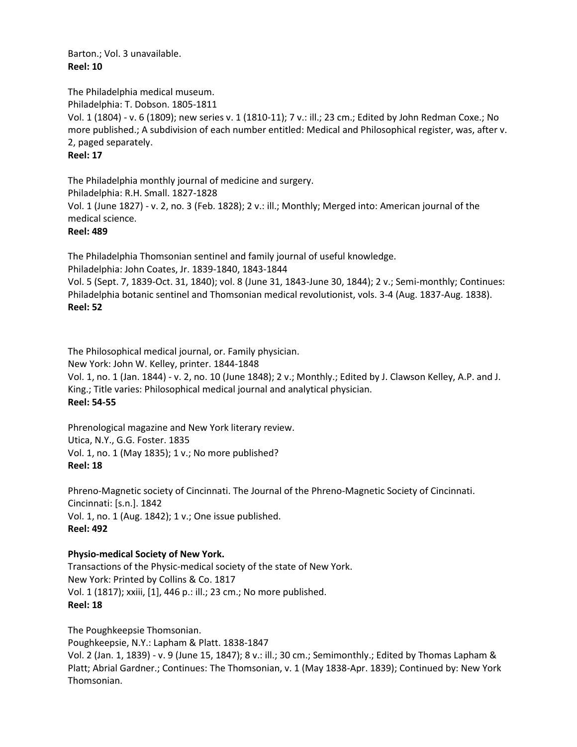Barton.; Vol. 3 unavailable.
**Reel: 10**

The Philadelphia medical museum.
Philadelphia: T. Dobson. 1805-1811
Vol. 1 (1804) - v. 6 (1809); new series v. 1 (1810-11); 7 v.: ill.; 23 cm.; Edited by John Redman Coxe.; No more published.; A subdivision of each number entitled: Medical and Philosophical register, was, after v. 2, paged separately.
**Reel: 17**

The Philadelphia monthly journal of medicine and surgery.
Philadelphia: R.H. Small. 1827-1828
Vol. 1 (June 1827) - v. 2, no. 3 (Feb. 1828); 2 v.: ill.; Monthly; Merged into: American journal of the medical science.
**Reel: 489**

The Philadelphia Thomsonian sentinel and family journal of useful knowledge.
Philadelphia: John Coates, Jr. 1839-1840, 1843-1844
Vol. 5 (Sept. 7, 1839-Oct. 31, 1840); vol. 8 (June 31, 1843-June 30, 1844); 2 v.; Semi-monthly; Continues: Philadelphia botanic sentinel and Thomsonian medical revolutionist, vols. 3-4 (Aug. 1837-Aug. 1838).
**Reel: 52**

The Philosophical medical journal, or. Family physician.
New York: John W. Kelley, printer. 1844-1848
Vol. 1, no. 1 (Jan. 1844) - v. 2, no. 10 (June 1848); 2 v.; Monthly.; Edited by J. Clawson Kelley, A.P. and J. King.; Title varies: Philosophical medical journal and analytical physician.
**Reel: 54-55**

Phrenological magazine and New York literary review.
Utica, N.Y., G.G. Foster. 1835
Vol. 1, no. 1 (May 1835); 1 v.; No more published?
**Reel: 18**

Phreno-Magnetic society of Cincinnati. The Journal of the Phreno-Magnetic Society of Cincinnati.
Cincinnati: [s.n.]. 1842
Vol. 1, no. 1 (Aug. 1842); 1 v.; One issue published.
**Reel: 492**

**Physio-medical Society of New York.**
Transactions of the Physic-medical society of the state of New York.
New York: Printed by Collins & Co. 1817
Vol. 1 (1817); xxiii, [1], 446 p.: ill.; 23 cm.; No more published.
**Reel: 18**

The Poughkeepsie Thomsonian.
Poughkeepsie, N.Y.: Lapham & Platt. 1838-1847
Vol. 2 (Jan. 1, 1839) - v. 9 (June 15, 1847); 8 v.: ill.; 30 cm.; Semimonthly.; Edited by Thomas Lapham & Platt; Abrial Gardner.; Continues: The Thomsonian, v. 1 (May 1838-Apr. 1839); Continued by: New York Thomsonian.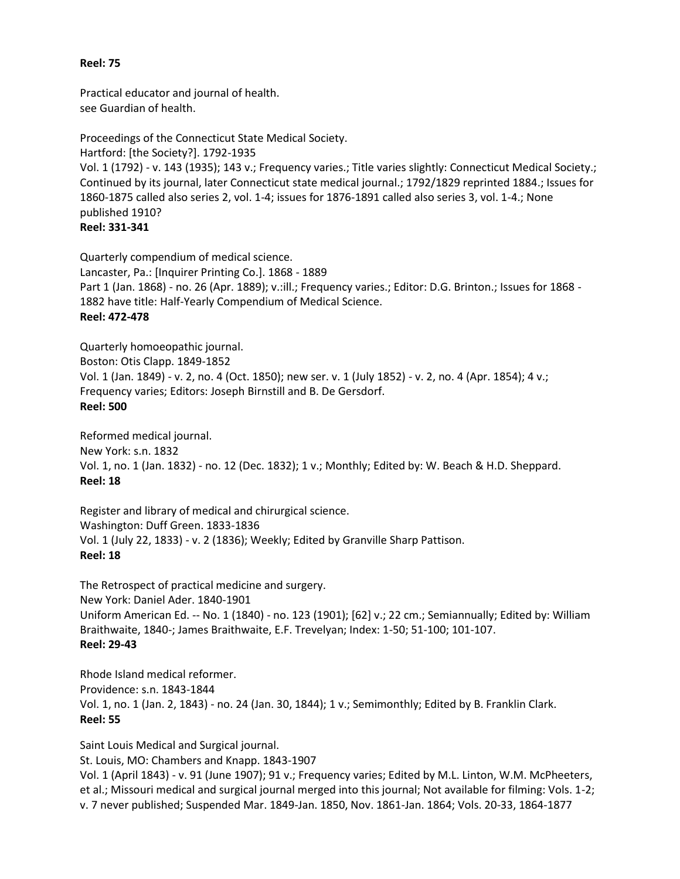**Reel: 75**

Practical educator and journal of health.
see Guardian of health.

Proceedings of the Connecticut State Medical Society.
Hartford: [the Society?]. 1792-1935
Vol. 1 (1792) - v. 143 (1935); 143 v.; Frequency varies.; Title varies slightly: Connecticut Medical Society.; Continued by its journal, later Connecticut state medical journal.; 1792/1829 reprinted 1884.; Issues for 1860-1875 called also series 2, vol. 1-4; issues for 1876-1891 called also series 3, vol. 1-4.; None published 1910?
**Reel: 331-341**

Quarterly compendium of medical science.
Lancaster, Pa.: [Inquirer Printing Co.]. 1868 - 1889
Part 1 (Jan. 1868) - no. 26 (Apr. 1889); v.:ill.; Frequency varies.; Editor: D.G. Brinton.; Issues for 1868 - 1882 have title: Half-Yearly Compendium of Medical Science.
**Reel: 472-478**

Quarterly homoeopathic journal.
Boston: Otis Clapp. 1849-1852
Vol. 1 (Jan. 1849) - v. 2, no. 4 (Oct. 1850); new ser. v. 1 (July 1852) - v. 2, no. 4 (Apr. 1854); 4 v.; Frequency varies; Editors: Joseph Birnstill and B. De Gersdorf.
**Reel: 500**

Reformed medical journal.
New York: s.n. 1832
Vol. 1, no. 1 (Jan. 1832) - no. 12 (Dec. 1832); 1 v.; Monthly; Edited by: W. Beach & H.D. Sheppard.
**Reel: 18**

Register and library of medical and chirurgical science.
Washington: Duff Green. 1833-1836
Vol. 1 (July 22, 1833) - v. 2 (1836); Weekly; Edited by Granville Sharp Pattison.
**Reel: 18**

The Retrospect of practical medicine and surgery.
New York: Daniel Ader. 1840-1901
Uniform American Ed. -- No. 1 (1840) - no. 123 (1901); [62] v.; 22 cm.; Semiannually; Edited by: William Braithwaite, 1840-; James Braithwaite, E.F. Trevelyan; Index: 1-50; 51-100; 101-107.
**Reel: 29-43**

Rhode Island medical reformer.
Providence: s.n. 1843-1844
Vol. 1, no. 1 (Jan. 2, 1843) - no. 24 (Jan. 30, 1844); 1 v.; Semimonthly; Edited by B. Franklin Clark.
**Reel: 55**

Saint Louis Medical and Surgical journal.
St. Louis, MO: Chambers and Knapp. 1843-1907
Vol. 1 (April 1843) - v. 91 (June 1907); 91 v.; Frequency varies; Edited by M.L. Linton, W.M. McPheeters, et al.; Missouri medical and surgical journal merged into this journal; Not available for filming: Vols. 1-2; v. 7 never published; Suspended Mar. 1849-Jan. 1850, Nov. 1861-Jan. 1864; Vols. 20-33, 1864-1877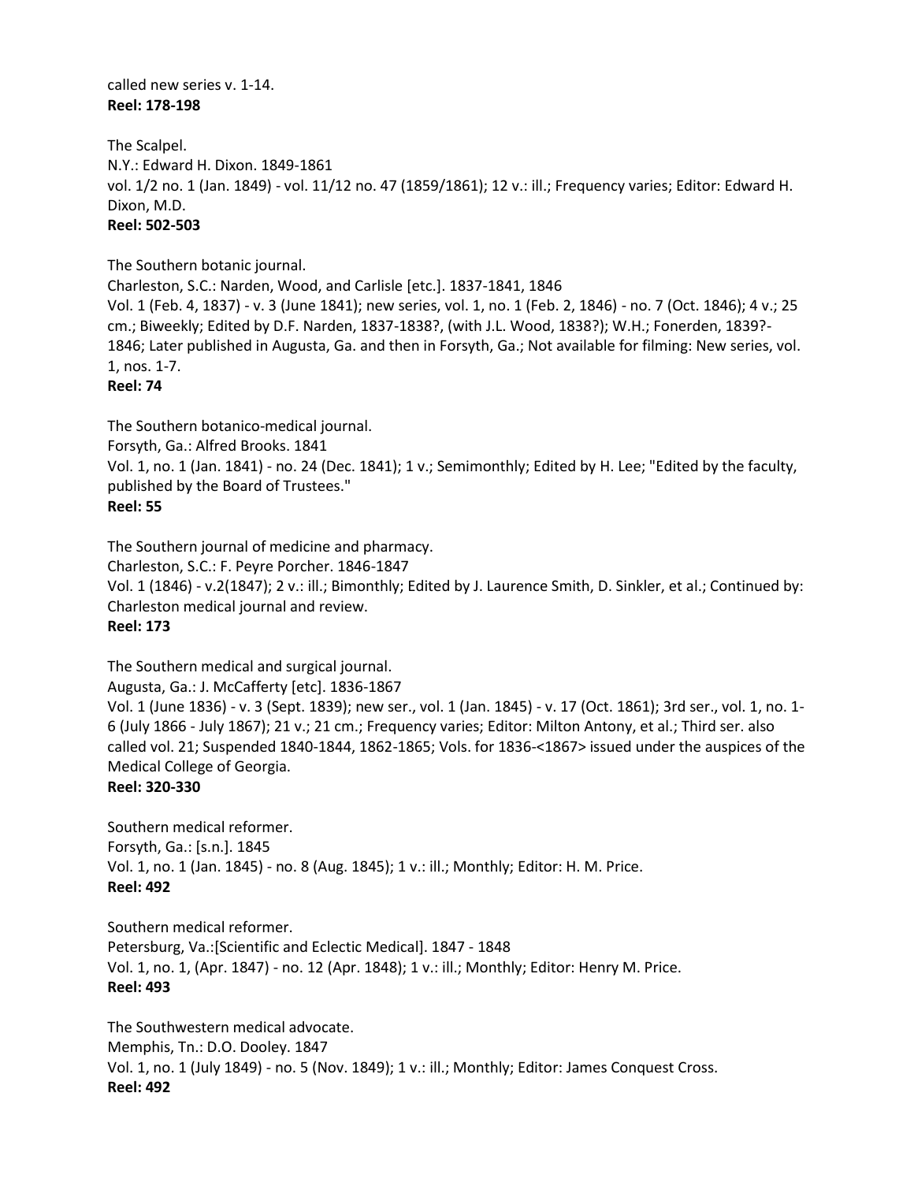called new series v. 1-14.
**Reel: 178-198**

The Scalpel.
N.Y.: Edward H. Dixon. 1849-1861
vol. 1/2 no. 1 (Jan. 1849) - vol. 11/12 no. 47 (1859/1861); 12 v.: ill.; Frequency varies; Editor: Edward H. Dixon, M.D.
**Reel: 502-503**

The Southern botanic journal.
Charleston, S.C.: Narden, Wood, and Carlisle [etc.]. 1837-1841, 1846
Vol. 1 (Feb. 4, 1837) - v. 3 (June 1841); new series, vol. 1, no. 1 (Feb. 2, 1846) - no. 7 (Oct. 1846); 4 v.; 25 cm.; Biweekly; Edited by D.F. Narden, 1837-1838?, (with J.L. Wood, 1838?); W.H.; Fonerden, 1839?-1846; Later published in Augusta, Ga. and then in Forsyth, Ga.; Not available for filming: New series, vol. 1, nos. 1-7.
**Reel: 74**

The Southern botanico-medical journal.
Forsyth, Ga.: Alfred Brooks. 1841
Vol. 1, no. 1 (Jan. 1841) - no. 24 (Dec. 1841); 1 v.; Semimonthly; Edited by H. Lee; "Edited by the faculty, published by the Board of Trustees."
**Reel: 55**

The Southern journal of medicine and pharmacy.
Charleston, S.C.: F. Peyre Porcher. 1846-1847
Vol. 1 (1846) - v.2(1847); 2 v.: ill.; Bimonthly; Edited by J. Laurence Smith, D. Sinkler, et al.; Continued by: Charleston medical journal and review.
**Reel: 173**

The Southern medical and surgical journal.
Augusta, Ga.: J. McCafferty [etc]. 1836-1867
Vol. 1 (June 1836) - v. 3 (Sept. 1839); new ser., vol. 1 (Jan. 1845) - v. 17 (Oct. 1861); 3rd ser., vol. 1, no. 1-6 (July 1866 - July 1867); 21 v.; 21 cm.; Frequency varies; Editor: Milton Antony, et al.; Third ser. also called vol. 21; Suspended 1840-1844, 1862-1865; Vols. for 1836-<1867> issued under the auspices of the Medical College of Georgia.
**Reel: 320-330**

Southern medical reformer.
Forsyth, Ga.: [s.n.]. 1845
Vol. 1, no. 1 (Jan. 1845) - no. 8 (Aug. 1845); 1 v.: ill.; Monthly; Editor: H. M. Price.
**Reel: 492**

Southern medical reformer.
Petersburg, Va.:[Scientific and Eclectic Medical]. 1847 - 1848
Vol. 1, no. 1, (Apr. 1847) - no. 12 (Apr. 1848); 1 v.: ill.; Monthly; Editor: Henry M. Price.
**Reel: 493**

The Southwestern medical advocate.
Memphis, Tn.: D.O. Dooley. 1847
Vol. 1, no. 1 (July 1849) - no. 5 (Nov. 1849); 1 v.: ill.; Monthly; Editor: James Conquest Cross.
**Reel: 492**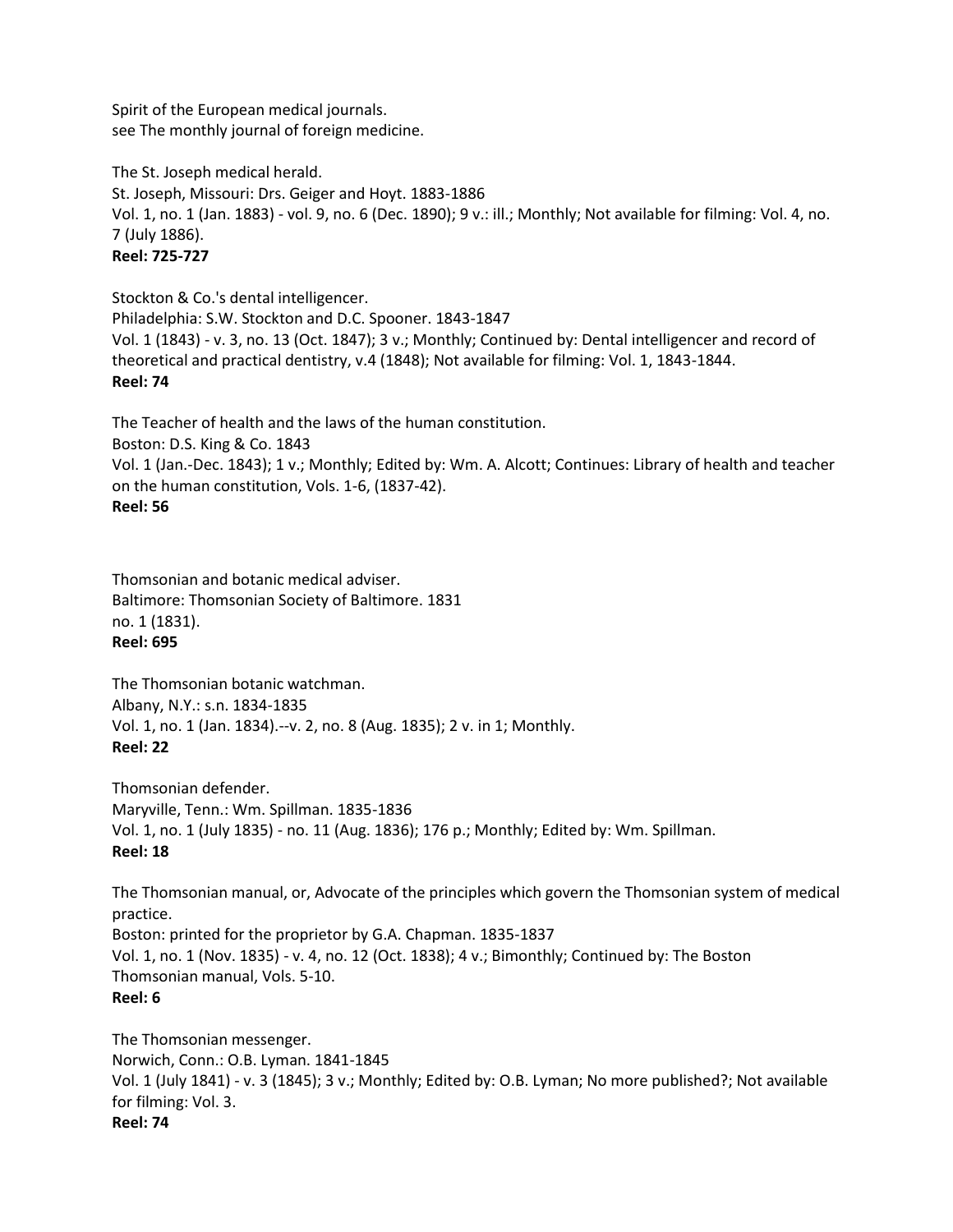Spirit of the European medical journals.
see The monthly journal of foreign medicine.

The St. Joseph medical herald.
St. Joseph, Missouri: Drs. Geiger and Hoyt. 1883-1886
Vol. 1, no. 1 (Jan. 1883) - vol. 9, no. 6 (Dec. 1890); 9 v.: ill.; Monthly; Not available for filming: Vol. 4, no. 7 (July 1886).
**Reel: 725-727**

Stockton & Co.'s dental intelligencer.
Philadelphia: S.W. Stockton and D.C. Spooner. 1843-1847
Vol. 1 (1843) - v. 3, no. 13 (Oct. 1847); 3 v.; Monthly; Continued by: Dental intelligencer and record of theoretical and practical dentistry, v.4 (1848); Not available for filming: Vol. 1, 1843-1844.
**Reel: 74**

The Teacher of health and the laws of the human constitution.
Boston: D.S. King & Co. 1843
Vol. 1 (Jan.-Dec. 1843); 1 v.; Monthly; Edited by: Wm. A. Alcott; Continues: Library of health and teacher on the human constitution, Vols. 1-6, (1837-42).
**Reel: 56**

Thomsonian and botanic medical adviser.
Baltimore: Thomsonian Society of Baltimore. 1831
no. 1 (1831).
**Reel: 695**

The Thomsonian botanic watchman.
Albany, N.Y.: s.n. 1834-1835
Vol. 1, no. 1 (Jan. 1834).--v. 2, no. 8 (Aug. 1835); 2 v. in 1; Monthly.
**Reel: 22**

Thomsonian defender.
Maryville, Tenn.: Wm. Spillman. 1835-1836
Vol. 1, no. 1 (July 1835) - no. 11 (Aug. 1836); 176 p.; Monthly; Edited by: Wm. Spillman.
**Reel: 18**

The Thomsonian manual, or, Advocate of the principles which govern the Thomsonian system of medical practice.
Boston: printed for the proprietor by G.A. Chapman. 1835-1837
Vol. 1, no. 1 (Nov. 1835) - v. 4, no. 12 (Oct. 1838); 4 v.; Bimonthly; Continued by: The Boston Thomsonian manual, Vols. 5-10.
**Reel: 6**

The Thomsonian messenger.
Norwich, Conn.: O.B. Lyman. 1841-1845
Vol. 1 (July 1841) - v. 3 (1845); 3 v.; Monthly; Edited by: O.B. Lyman; No more published?; Not available for filming: Vol. 3.
**Reel: 74**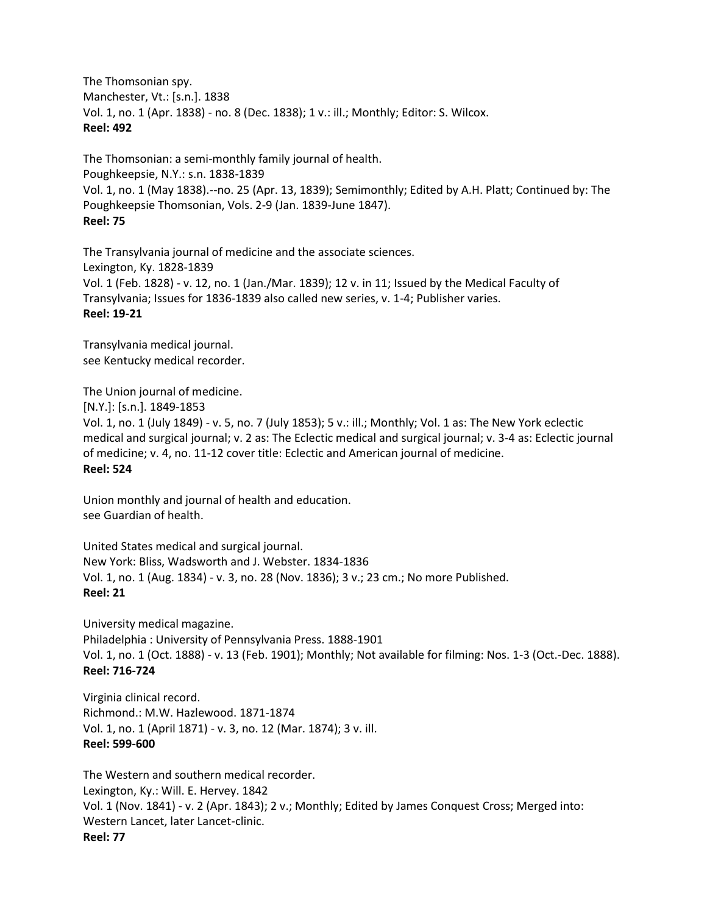The Thomsonian spy.
Manchester, Vt.: [s.n.]. 1838
Vol. 1, no. 1 (Apr. 1838) - no. 8 (Dec. 1838); 1 v.: ill.; Monthly; Editor: S. Wilcox.
**Reel: 492**

The Thomsonian: a semi-monthly family journal of health.
Poughkeepsie, N.Y.: s.n. 1838-1839
Vol. 1, no. 1 (May 1838).--no. 25 (Apr. 13, 1839); Semimonthly; Edited by A.H. Platt; Continued by: The Poughkeepsie Thomsonian, Vols. 2-9 (Jan. 1839-June 1847).
**Reel: 75**

The Transylvania journal of medicine and the associate sciences.
Lexington, Ky. 1828-1839
Vol. 1 (Feb. 1828) - v. 12, no. 1 (Jan./Mar. 1839); 12 v. in 11; Issued by the Medical Faculty of Transylvania; Issues for 1836-1839 also called new series, v. 1-4; Publisher varies.
**Reel: 19-21**

Transylvania medical journal.
see Kentucky medical recorder.

The Union journal of medicine.
[N.Y.]: [s.n.]. 1849-1853
Vol. 1, no. 1 (July 1849) - v. 5, no. 7 (July 1853); 5 v.: ill.; Monthly; Vol. 1 as: The New York eclectic medical and surgical journal; v. 2 as: The Eclectic medical and surgical journal; v. 3-4 as: Eclectic journal of medicine; v. 4, no. 11-12 cover title: Eclectic and American journal of medicine.
**Reel: 524**

Union monthly and journal of health and education.
see Guardian of health.

United States medical and surgical journal.
New York: Bliss, Wadsworth and J. Webster. 1834-1836
Vol. 1, no. 1 (Aug. 1834) - v. 3, no. 28 (Nov. 1836); 3 v.; 23 cm.; No more Published.
**Reel: 21**

University medical magazine.
Philadelphia : University of Pennsylvania Press. 1888-1901
Vol. 1, no. 1 (Oct. 1888) - v. 13 (Feb. 1901); Monthly; Not available for filming: Nos. 1-3 (Oct.-Dec. 1888).
**Reel: 716-724**

Virginia clinical record.
Richmond.: M.W. Hazlewood. 1871-1874
Vol. 1, no. 1 (April 1871) - v. 3, no. 12 (Mar. 1874); 3 v. ill.
**Reel: 599-600**

The Western and southern medical recorder.
Lexington, Ky.: Will. E. Hervey. 1842
Vol. 1 (Nov. 1841) - v. 2 (Apr. 1843); 2 v.; Monthly; Edited by James Conquest Cross; Merged into: Western Lancet, later Lancet-clinic.
**Reel: 77**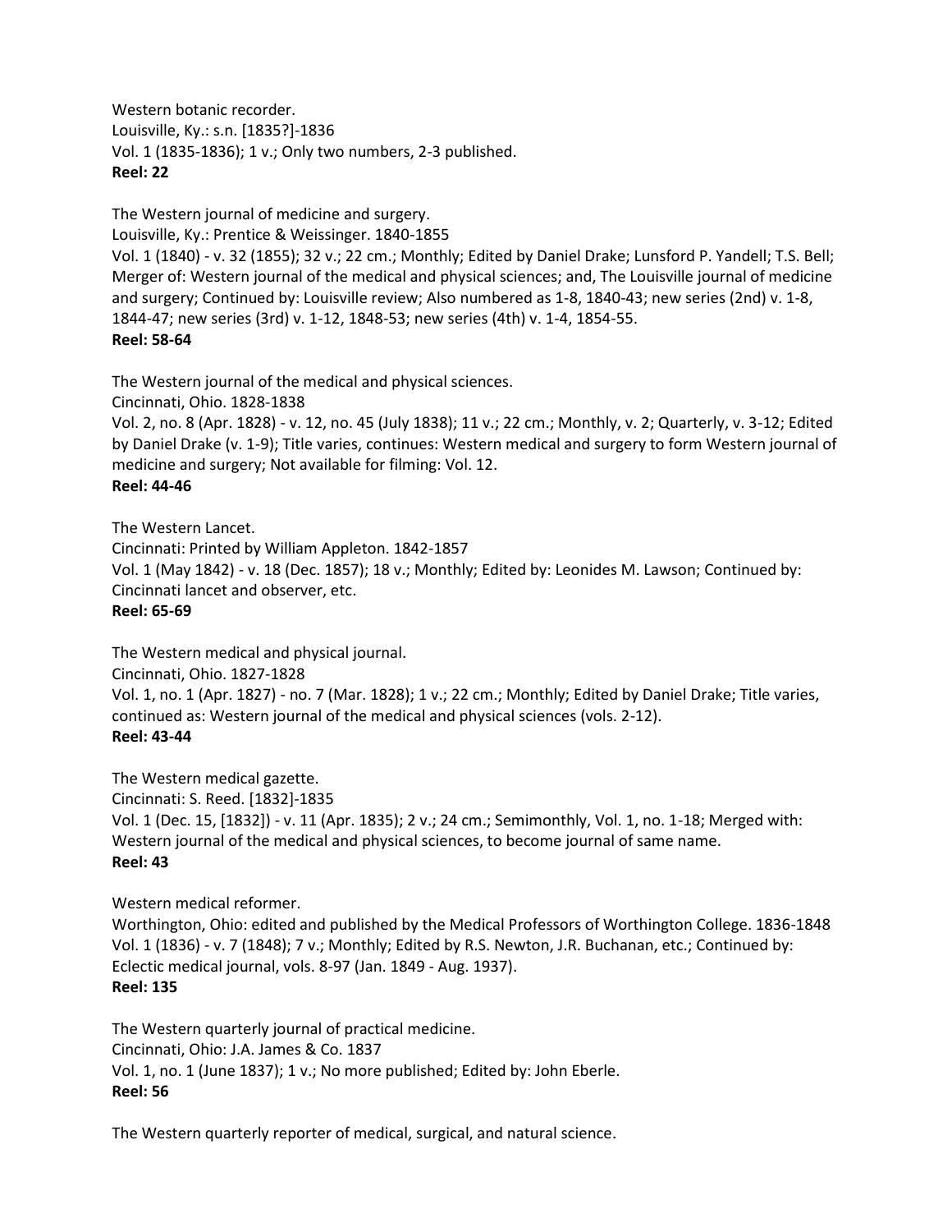Western botanic recorder.
Louisville, Ky.: s.n. [1835?]-1836
Vol. 1 (1835-1836); 1 v.; Only two numbers, 2-3 published.
**Reel: 22**

The Western journal of medicine and surgery.
Louisville, Ky.: Prentice & Weissinger. 1840-1855
Vol. 1 (1840) - v. 32 (1855); 32 v.; 22 cm.; Monthly; Edited by Daniel Drake; Lunsford P. Yandell; T.S. Bell; Merger of: Western journal of the medical and physical sciences; and, The Louisville journal of medicine and surgery; Continued by: Louisville review; Also numbered as 1-8, 1840-43; new series (2nd) v. 1-8, 1844-47; new series (3rd) v. 1-12, 1848-53; new series (4th) v. 1-4, 1854-55.
**Reel: 58-64**

The Western journal of the medical and physical sciences.
Cincinnati, Ohio. 1828-1838
Vol. 2, no. 8 (Apr. 1828) - v. 12, no. 45 (July 1838); 11 v.; 22 cm.; Monthly, v. 2; Quarterly, v. 3-12; Edited by Daniel Drake (v. 1-9); Title varies, continues: Western medical and surgery to form Western journal of medicine and surgery; Not available for filming: Vol. 12.
**Reel: 44-46**

The Western Lancet.
Cincinnati: Printed by William Appleton. 1842-1857
Vol. 1 (May 1842) - v. 18 (Dec. 1857); 18 v.; Monthly; Edited by: Leonides M. Lawson; Continued by: Cincinnati lancet and observer, etc.
**Reel: 65-69**

The Western medical and physical journal.
Cincinnati, Ohio. 1827-1828
Vol. 1, no. 1 (Apr. 1827) - no. 7 (Mar. 1828); 1 v.; 22 cm.; Monthly; Edited by Daniel Drake; Title varies, continued as: Western journal of the medical and physical sciences (vols. 2-12).
**Reel: 43-44**

The Western medical gazette.
Cincinnati: S. Reed. [1832]-1835
Vol. 1 (Dec. 15, [1832]) - v. 11 (Apr. 1835); 2 v.; 24 cm.; Semimonthly, Vol. 1, no. 1-18; Merged with: Western journal of the medical and physical sciences, to become journal of same name.
**Reel: 43**

Western medical reformer.
Worthington, Ohio: edited and published by the Medical Professors of Worthington College. 1836-1848
Vol. 1 (1836) - v. 7 (1848); 7 v.; Monthly; Edited by R.S. Newton, J.R. Buchanan, etc.; Continued by: Eclectic medical journal, vols. 8-97 (Jan. 1849 - Aug. 1937).
**Reel: 135**

The Western quarterly journal of practical medicine.
Cincinnati, Ohio: J.A. James & Co. 1837
Vol. 1, no. 1 (June 1837); 1 v.; No more published; Edited by: John Eberle.
**Reel: 56**

The Western quarterly reporter of medical, surgical, and natural science.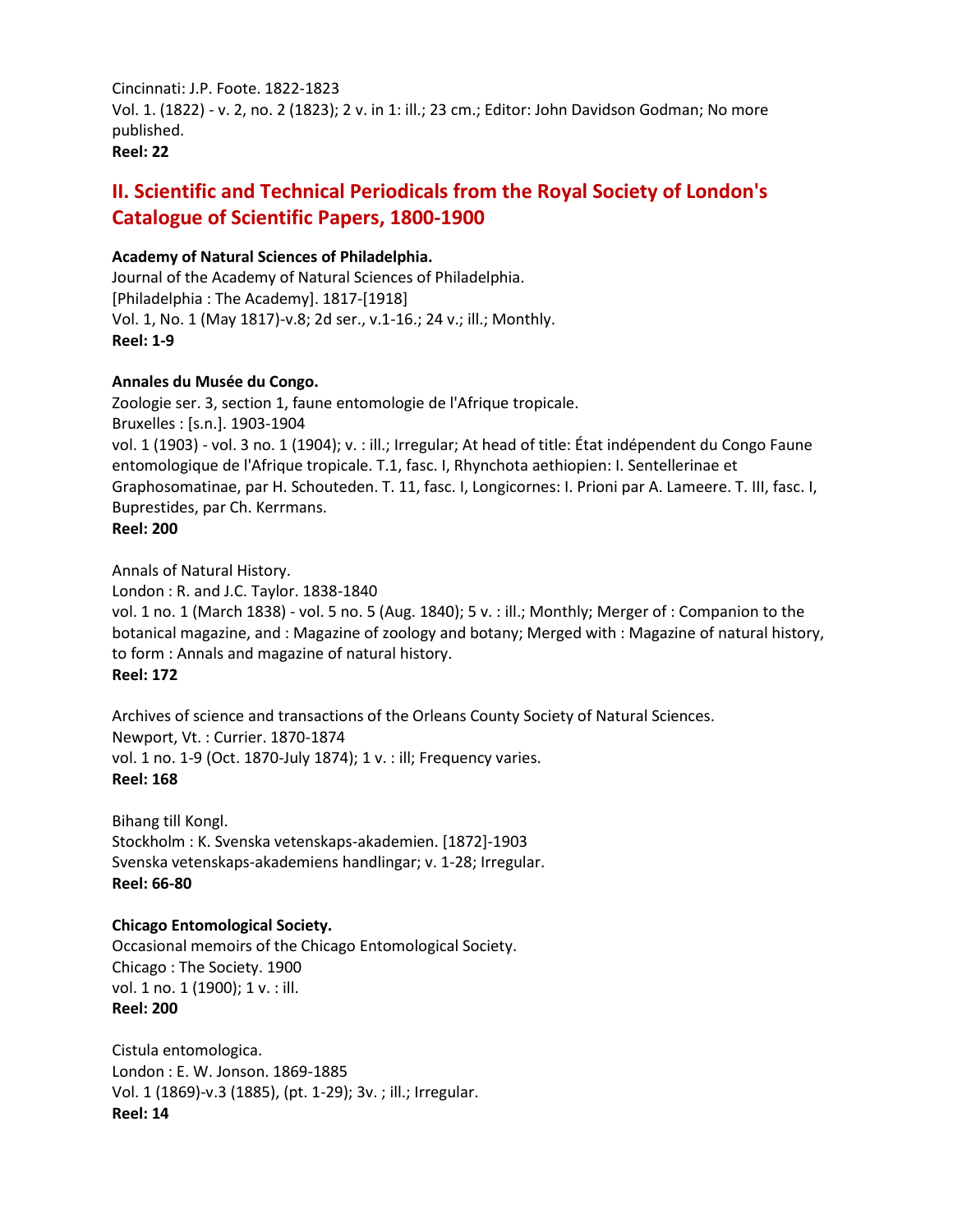Cincinnati: J.P. Foote. 1822-1823
Vol. 1. (1822) - v. 2, no. 2 (1823); 2 v. in 1: ill.; 23 cm.; Editor: John Davidson Godman; No more published.
**Reel: 22**

## II. Scientific and Technical Periodicals from the Royal Society of London's Catalogue of Scientific Papers, 1800-1900

**Academy of Natural Sciences of Philadelphia.**
Journal of the Academy of Natural Sciences of Philadelphia.
[Philadelphia : The Academy]. 1817-[1918]
Vol. 1, No. 1 (May 1817)-v.8; 2d ser., v.1-16.; 24 v.; ill.; Monthly.
**Reel: 1-9**

**Annales du Musée du Congo.**
Zoologie ser. 3, section 1, faune entomologie de l'Afrique tropicale.
Bruxelles : [s.n.]. 1903-1904
vol. 1 (1903) - vol. 3 no. 1 (1904); v. : ill.; Irregular; At head of title: État indépendent du Congo Faune entomologique de l'Afrique tropicale. T.1, fasc. I, Rhynchota aethiopien: I. Sentellerinae et Graphosomatinae, par H. Schouteden. T. 11, fasc. I, Longicornes: I. Prioni par A. Lameere. T. III, fasc. I, Buprestides, par Ch. Kerrmans.
**Reel: 200**

Annals of Natural History.
London : R. and J.C. Taylor. 1838-1840
vol. 1 no. 1 (March 1838) - vol. 5 no. 5 (Aug. 1840); 5 v. : ill.; Monthly; Merger of : Companion to the botanical magazine, and : Magazine of zoology and botany; Merged with : Magazine of natural history, to form : Annals and magazine of natural history.
**Reel: 172**

Archives of science and transactions of the Orleans County Society of Natural Sciences.
Newport, Vt. : Currier. 1870-1874
vol. 1 no. 1-9 (Oct. 1870-July 1874); 1 v. : ill; Frequency varies.
**Reel: 168**

Bihang till Kongl.
Stockholm : K. Svenska vetenskaps-akademien. [1872]-1903
Svenska vetenskaps-akademiens handlingar; v. 1-28; Irregular.
**Reel: 66-80**

**Chicago Entomological Society.**
Occasional memoirs of the Chicago Entomological Society.
Chicago : The Society. 1900
vol. 1 no. 1 (1900); 1 v. : ill.
**Reel: 200**

Cistula entomologica.
London : E. W. Jonson. 1869-1885
Vol. 1 (1869)-v.3 (1885), (pt. 1-29); 3v. ; ill.; Irregular.
**Reel: 14**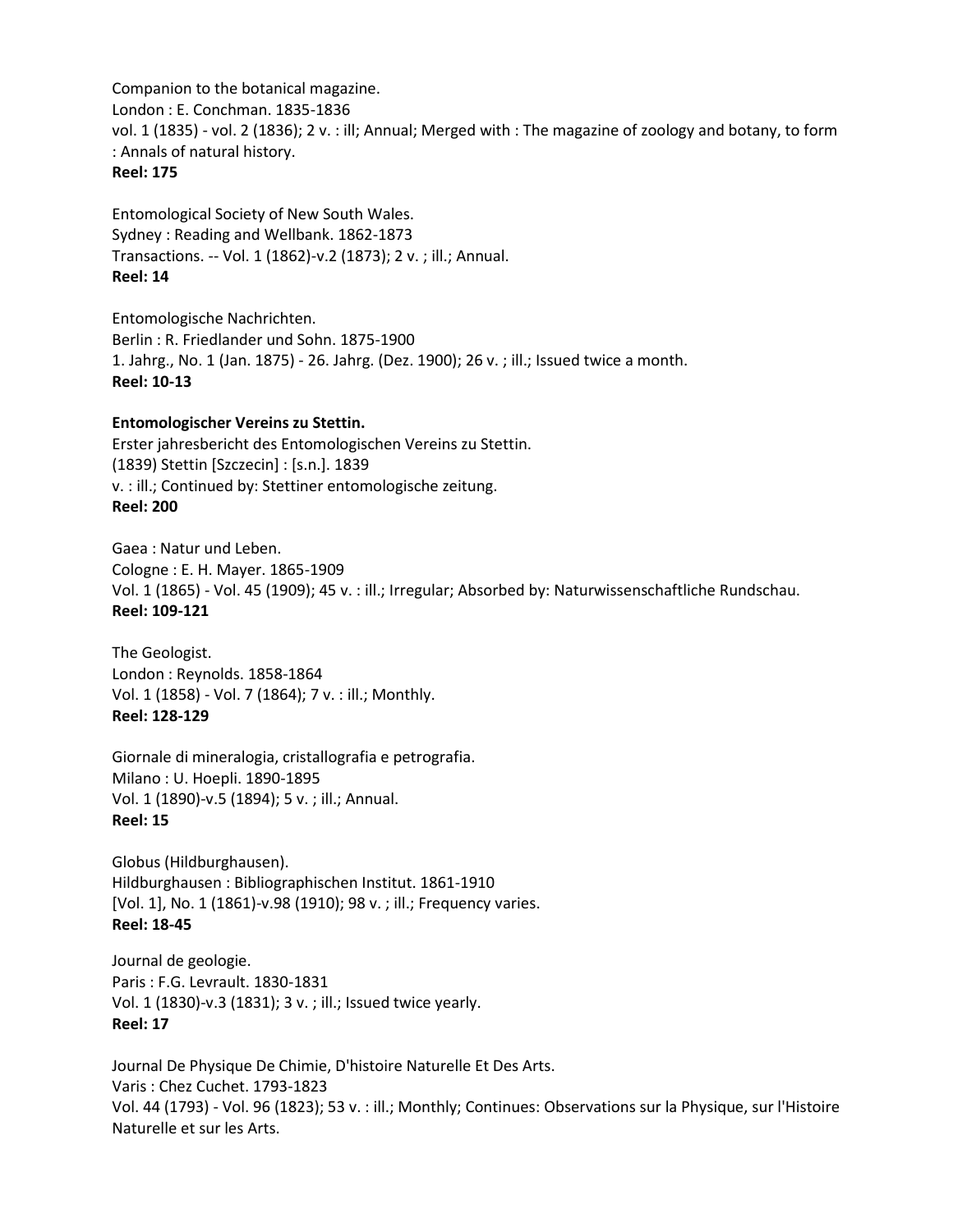Companion to the botanical magazine.
London : E. Conchman. 1835-1836
vol. 1 (1835) - vol. 2 (1836); 2 v. : ill; Annual; Merged with : The magazine of zoology and botany, to form : Annals of natural history.
**Reel: 175**

Entomological Society of New South Wales.
Sydney : Reading and Wellbank. 1862-1873
Transactions. -- Vol. 1 (1862)-v.2 (1873); 2 v. ; ill.; Annual.
**Reel: 14**

Entomologische Nachrichten.
Berlin : R. Friedlander und Sohn. 1875-1900
1. Jahrg., No. 1 (Jan. 1875) - 26. Jahrg. (Dez. 1900); 26 v. ; ill.; Issued twice a month.
**Reel: 10-13**

**Entomologischer Vereins zu Stettin.**
Erster jahresbericht des Entomologischen Vereins zu Stettin.
(1839) Stettin [Szczecin] : [s.n.]. 1839
v. : ill.; Continued by: Stettiner entomologische zeitung.
**Reel: 200**

Gaea : Natur und Leben.
Cologne : E. H. Mayer. 1865-1909
Vol. 1 (1865) - Vol. 45 (1909); 45 v. : ill.; Irregular; Absorbed by: Naturwissenschaftliche Rundschau.
**Reel: 109-121**

The Geologist.
London : Reynolds. 1858-1864
Vol. 1 (1858) - Vol. 7 (1864); 7 v. : ill.; Monthly.
**Reel: 128-129**

Giornale di mineralogia, cristallografia e petrografia.
Milano : U. Hoepli. 1890-1895
Vol. 1 (1890)-v.5 (1894); 5 v. ; ill.; Annual.
**Reel: 15**

Globus (Hildburghausen).
Hildburghausen : Bibliographischen Institut. 1861-1910
[Vol. 1], No. 1 (1861)-v.98 (1910); 98 v. ; ill.; Frequency varies.
**Reel: 18-45**

Journal de geologie.
Paris : F.G. Levrault. 1830-1831
Vol. 1 (1830)-v.3 (1831); 3 v. ; ill.; Issued twice yearly.
**Reel: 17**

Journal De Physique De Chimie, D'histoire Naturelle Et Des Arts.
Varis : Chez Cuchet. 1793-1823
Vol. 44 (1793) - Vol. 96 (1823); 53 v. : ill.; Monthly; Continues: Observations sur la Physique, sur l'Histoire Naturelle et sur les Arts.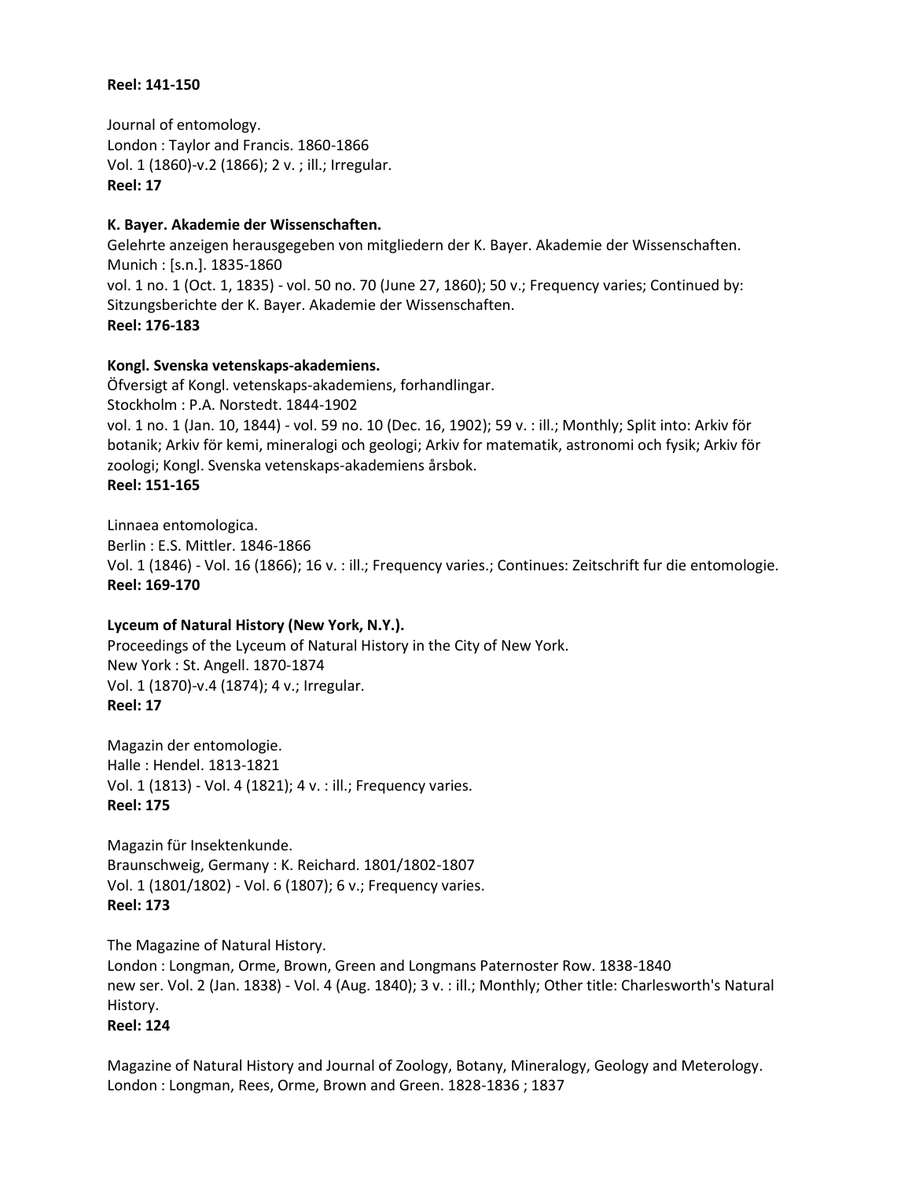**Reel: 141-150**

Journal of entomology.
London : Taylor and Francis. 1860-1866
Vol. 1 (1860)-v.2 (1866); 2 v. ; ill.; Irregular.
**Reel: 17**

**K. Bayer. Akademie der Wissenschaften.**
Gelehrte anzeigen herausgegeben von mitgliedern der K. Bayer. Akademie der Wissenschaften.
Munich : [s.n.]. 1835-1860
vol. 1 no. 1 (Oct. 1, 1835) - vol. 50 no. 70 (June 27, 1860); 50 v.; Frequency varies; Continued by: Sitzungsberichte der K. Bayer. Akademie der Wissenschaften.
**Reel: 176-183**

**Kongl. Svenska vetenskaps-akademiens.**
Öfversigt af Kongl. vetenskaps-akademiens, forhandlingar.
Stockholm : P.A. Norstedt. 1844-1902
vol. 1 no. 1 (Jan. 10, 1844) - vol. 59 no. 10 (Dec. 16, 1902); 59 v. : ill.; Monthly; Split into: Arkiv för botanik; Arkiv för kemi, mineralogi och geologi; Arkiv for matematik, astronomi och fysik; Arkiv för zoologi; Kongl. Svenska vetenskaps-akademiens årsbok.
**Reel: 151-165**

Linnaea entomologica.
Berlin : E.S. Mittler. 1846-1866
Vol. 1 (1846) - Vol. 16 (1866); 16 v. : ill.; Frequency varies.; Continues: Zeitschrift fur die entomologie.
**Reel: 169-170**

**Lyceum of Natural History (New York, N.Y.).**
Proceedings of the Lyceum of Natural History in the City of New York.
New York : St. Angell. 1870-1874
Vol. 1 (1870)-v.4 (1874); 4 v.; Irregular.
**Reel: 17**

Magazin der entomologie.
Halle : Hendel. 1813-1821
Vol. 1 (1813) - Vol. 4 (1821); 4 v. : ill.; Frequency varies.
**Reel: 175**

Magazin für Insektenkunde.
Braunschweig, Germany : K. Reichard. 1801/1802-1807
Vol. 1 (1801/1802) - Vol. 6 (1807); 6 v.; Frequency varies.
**Reel: 173**

The Magazine of Natural History.
London : Longman, Orme, Brown, Green and Longmans Paternoster Row. 1838-1840
new ser. Vol. 2 (Jan. 1838) - Vol. 4 (Aug. 1840); 3 v. : ill.; Monthly; Other title: Charlesworth's Natural History.
**Reel: 124**

Magazine of Natural History and Journal of Zoology, Botany, Mineralogy, Geology and Meterology.
London : Longman, Rees, Orme, Brown and Green. 1828-1836 ; 1837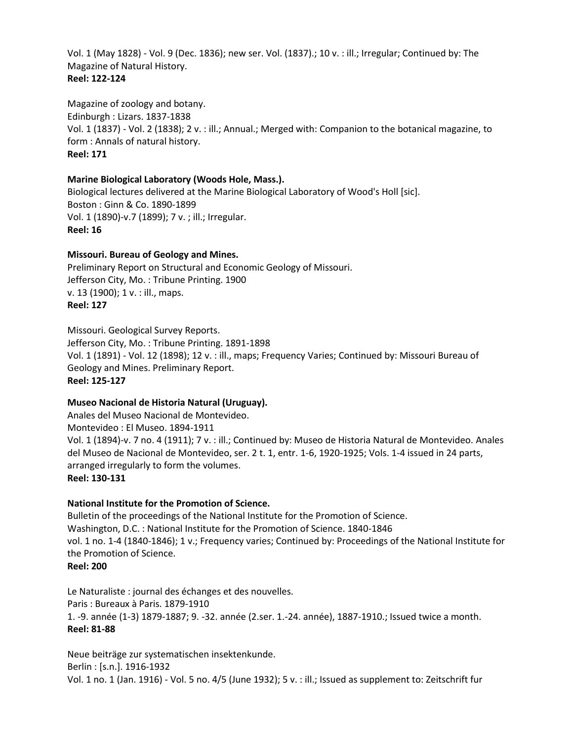Vol. 1 (May 1828) - Vol. 9 (Dec. 1836); new ser. Vol. (1837).; 10 v. : ill.; Irregular; Continued by: The Magazine of Natural History.
**Reel: 122-124**

Magazine of zoology and botany.
Edinburgh : Lizars. 1837-1838
Vol. 1 (1837) - Vol. 2 (1838); 2 v. : ill.; Annual.; Merged with: Companion to the botanical magazine, to form : Annals of natural history.
**Reel: 171**

**Marine Biological Laboratory (Woods Hole, Mass.).**
Biological lectures delivered at the Marine Biological Laboratory of Wood's Holl [sic].
Boston : Ginn & Co. 1890-1899
Vol. 1 (1890)-v.7 (1899); 7 v. ; ill.; Irregular.
**Reel: 16**

**Missouri. Bureau of Geology and Mines.**
Preliminary Report on Structural and Economic Geology of Missouri.
Jefferson City, Mo. : Tribune Printing. 1900
v. 13 (1900); 1 v. : ill., maps.
**Reel: 127**

Missouri. Geological Survey Reports.
Jefferson City, Mo. : Tribune Printing. 1891-1898
Vol. 1 (1891) - Vol. 12 (1898); 12 v. : ill., maps; Frequency Varies; Continued by: Missouri Bureau of Geology and Mines. Preliminary Report.
**Reel: 125-127**

**Museo Nacional de Historia Natural (Uruguay).**
Anales del Museo Nacional de Montevideo.
Montevideo : El Museo. 1894-1911
Vol. 1 (1894)-v. 7 no. 4 (1911); 7 v. : ill.; Continued by: Museo de Historia Natural de Montevideo. Anales del Museo de Nacional de Montevideo, ser. 2 t. 1, entr. 1-6, 1920-1925; Vols. 1-4 issued in 24 parts, arranged irregularly to form the volumes.
**Reel: 130-131**

**National Institute for the Promotion of Science.**
Bulletin of the proceedings of the National Institute for the Promotion of Science.
Washington, D.C. : National Institute for the Promotion of Science. 1840-1846
vol. 1 no. 1-4 (1840-1846); 1 v.; Frequency varies; Continued by: Proceedings of the National Institute for the Promotion of Science.
**Reel: 200**

Le Naturaliste : journal des échanges et des nouvelles.
Paris : Bureaux à Paris. 1879-1910
1. -9. année (1-3) 1879-1887; 9. -32. année (2.ser. 1.-24. année), 1887-1910.; Issued twice a month.
**Reel: 81-88**

Neue beiträge zur systematischen insektenkunde.
Berlin : [s.n.]. 1916-1932
Vol. 1 no. 1 (Jan. 1916) - Vol. 5 no. 4/5 (June 1932); 5 v. : ill.; Issued as supplement to: Zeitschrift fur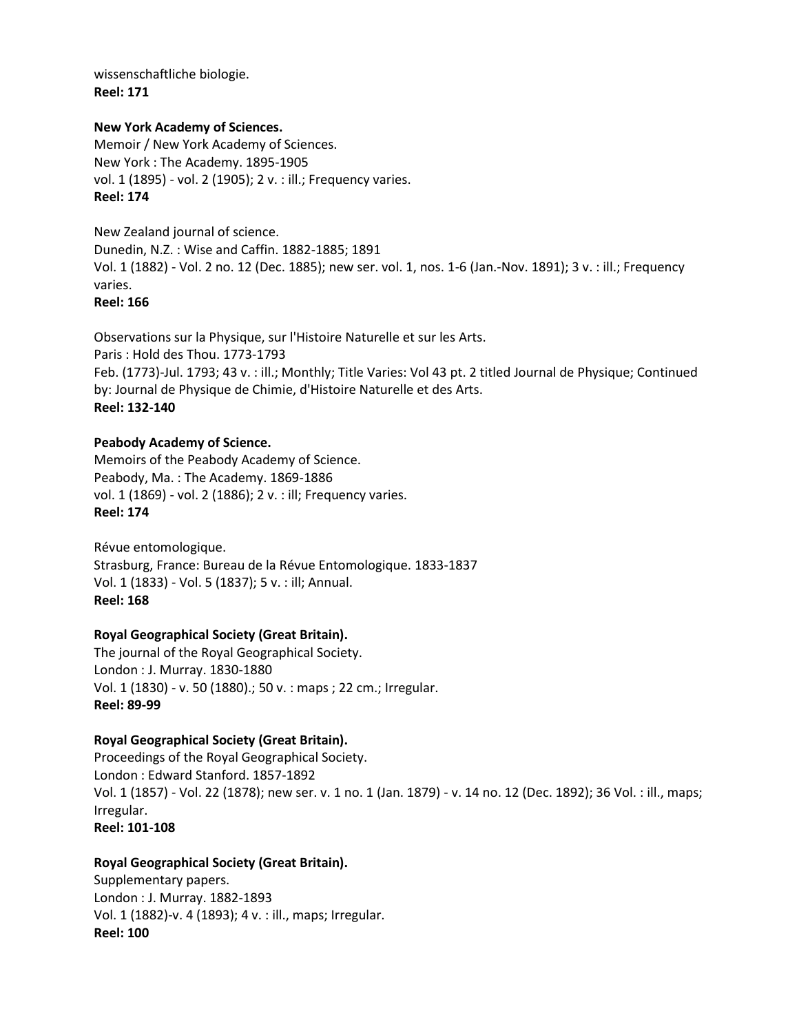wissenschaftliche biologie.
**Reel: 171**

**New York Academy of Sciences.**
Memoir / New York Academy of Sciences.
New York : The Academy. 1895-1905
vol. 1 (1895) - vol. 2 (1905); 2 v. : ill.; Frequency varies.
**Reel: 174**

New Zealand journal of science.
Dunedin, N.Z. : Wise and Caffin. 1882-1885; 1891
Vol. 1 (1882) - Vol. 2 no. 12 (Dec. 1885); new ser. vol. 1, nos. 1-6 (Jan.-Nov. 1891); 3 v. : ill.; Frequency varies.
**Reel: 166**

Observations sur la Physique, sur l'Histoire Naturelle et sur les Arts.
Paris : Hold des Thou. 1773-1793
Feb. (1773)-Jul. 1793; 43 v. : ill.; Monthly; Title Varies: Vol 43 pt. 2 titled Journal de Physique; Continued by: Journal de Physique de Chimie, d'Histoire Naturelle et des Arts.
**Reel: 132-140**

**Peabody Academy of Science.**
Memoirs of the Peabody Academy of Science.
Peabody, Ma. : The Academy. 1869-1886
vol. 1 (1869) - vol. 2 (1886); 2 v. : ill; Frequency varies.
**Reel: 174**

Révue entomologique.
Strasburg, France: Bureau de la Révue Entomologique. 1833-1837
Vol. 1 (1833) - Vol. 5 (1837); 5 v. : ill; Annual.
**Reel: 168**

**Royal Geographical Society (Great Britain).**
The journal of the Royal Geographical Society.
London : J. Murray. 1830-1880
Vol. 1 (1830) - v. 50 (1880).; 50 v. : maps ; 22 cm.; Irregular.
**Reel: 89-99**

**Royal Geographical Society (Great Britain).**
Proceedings of the Royal Geographical Society.
London : Edward Stanford. 1857-1892
Vol. 1 (1857) - Vol. 22 (1878); new ser. v. 1 no. 1 (Jan. 1879) - v. 14 no. 12 (Dec. 1892); 36 Vol. : ill., maps; Irregular.
**Reel: 101-108**

**Royal Geographical Society (Great Britain).**
Supplementary papers.
London : J. Murray. 1882-1893
Vol. 1 (1882)-v. 4 (1893); 4 v. : ill., maps; Irregular.
**Reel: 100**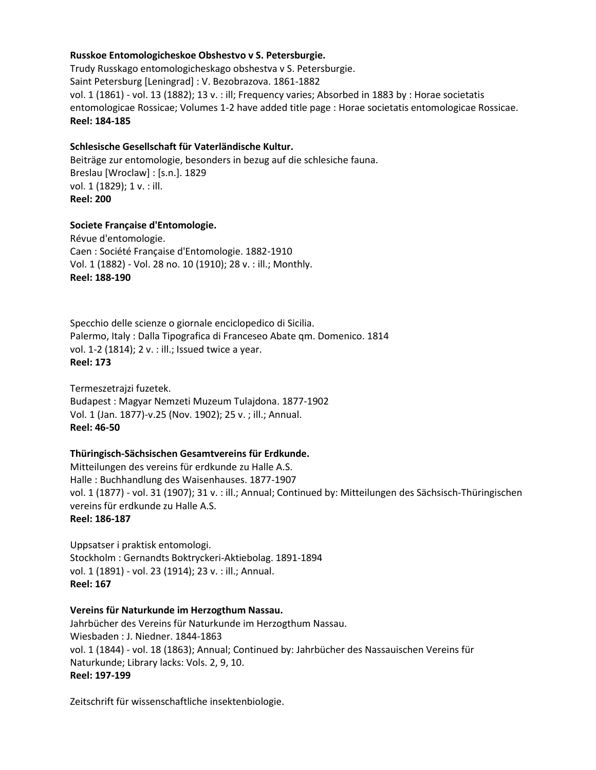**Russkoe Entomologicheskoe Obshestvo v S. Petersburgie.**
Trudy Russkago entomologicheskago obshestva v S. Petersburgie.
Saint Petersburg [Leningrad] : V. Bezobrazova. 1861-1882
vol. 1 (1861) - vol. 13 (1882); 13 v. : ill; Frequency varies; Absorbed in 1883 by : Horae societatis entomologicae Rossicae; Volumes 1-2 have added title page : Horae societatis entomologicae Rossicae.
**Reel: 184-185**

**Schlesische Gesellschaft für Vaterländische Kultur.**
Beiträge zur entomologie, besonders in bezug auf die schlesiche fauna.
Breslau [Wroclaw] : [s.n.]. 1829
vol. 1 (1829); 1 v. : ill.
**Reel: 200**

**Societe Française d'Entomologie.**
Révue d'entomologie.
Caen : Société Française d'Entomologie. 1882-1910
Vol. 1 (1882) - Vol. 28 no. 10 (1910); 28 v. : ill.; Monthly.
**Reel: 188-190**

Specchio delle scienze o giornale enciclopedico di Sicilia.
Palermo, Italy : Dalla Tipografica di Franceseo Abate qm. Domenico. 1814
vol. 1-2 (1814); 2 v. : ill.; Issued twice a year.
**Reel: 173**

Termeszetrajzi fuzetek.
Budapest : Magyar Nemzeti Muzeum Tulajdona. 1877-1902
Vol. 1 (Jan. 1877)-v.25 (Nov. 1902); 25 v. ; ill.; Annual.
**Reel: 46-50**

**Thüringisch-Sächsischen Gesamtvereins für Erdkunde.**
Mitteilungen des vereins für erdkunde zu Halle A.S.
Halle : Buchhandlung des Waisenhauses. 1877-1907
vol. 1 (1877) - vol. 31 (1907); 31 v. : ill.; Annual; Continued by: Mitteilungen des Sächsisch-Thüringischen vereins für erdkunde zu Halle A.S.
**Reel: 186-187**

Uppsatser i praktisk entomologi.
Stockholm : Gernandts Boktryckeri-Aktiebolag. 1891-1894
vol. 1 (1891) - vol. 23 (1914); 23 v. : ill.; Annual.
**Reel: 167**

**Vereins für Naturkunde im Herzogthum Nassau.**
Jahrbücher des Vereins für Naturkunde im Herzogthum Nassau.
Wiesbaden : J. Niedner. 1844-1863
vol. 1 (1844) - vol. 18 (1863); Annual; Continued by: Jahrbücher des Nassauischen Vereins für Naturkunde; Library lacks: Vols. 2, 9, 10.
**Reel: 197-199**

Zeitschrift für wissenschaftliche insektenbiologie.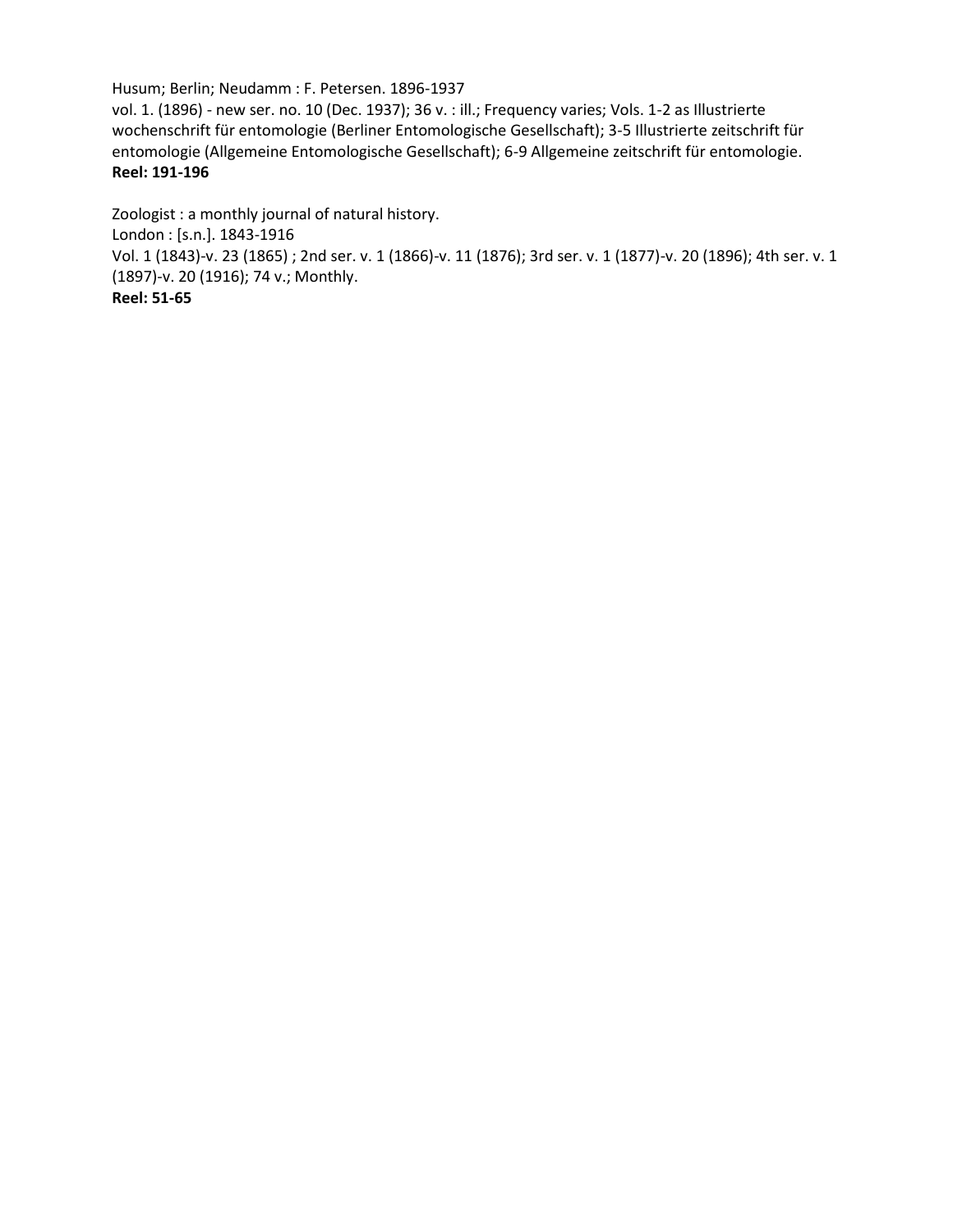Husum; Berlin; Neudamm : F. Petersen. 1896-1937
vol. 1. (1896) - new ser. no. 10 (Dec. 1937); 36 v. : ill.; Frequency varies; Vols. 1-2 as Illustrierte wochenschrift für entomologie (Berliner Entomologische Gesellschaft); 3-5 Illustrierte zeitschrift für entomologie (Allgemeine Entomologische Gesellschaft); 6-9 Allgemeine zeitschrift für entomologie.
**Reel: 191-196**

Zoologist : a monthly journal of natural history.
London : [s.n.]. 1843-1916
Vol. 1 (1843)-v. 23 (1865) ; 2nd ser. v. 1 (1866)-v. 11 (1876); 3rd ser. v. 1 (1877)-v. 20 (1896); 4th ser. v. 1 (1897)-v. 20 (1916); 74 v.; Monthly.
**Reel: 51-65**